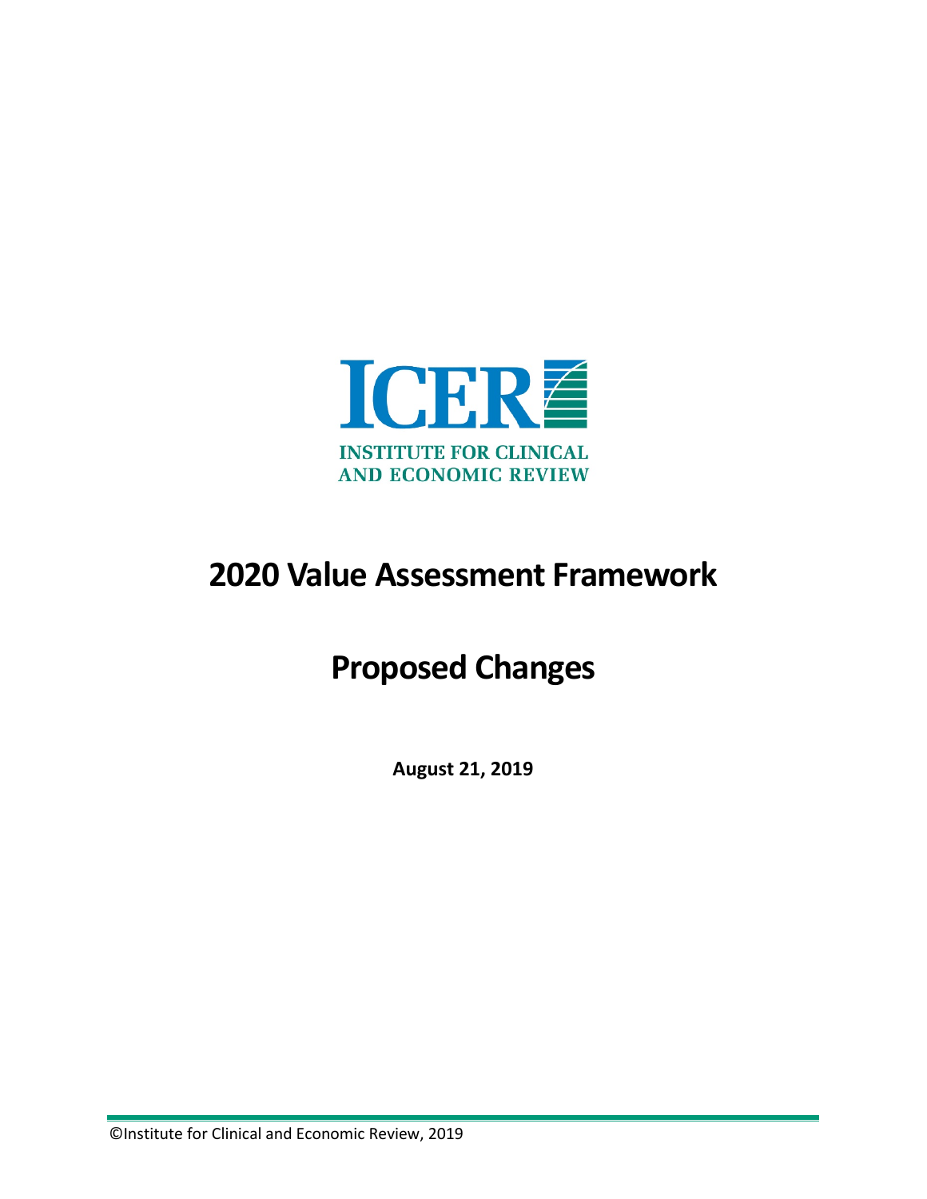ICER

INSTITUTE FOR CLINICAL AND ECONOMIC REVIEW

# 2020 Value Assessment Framework

# Proposed Changes

**August 21, 2019**

©Institute for Clinical and Economic Review, 2019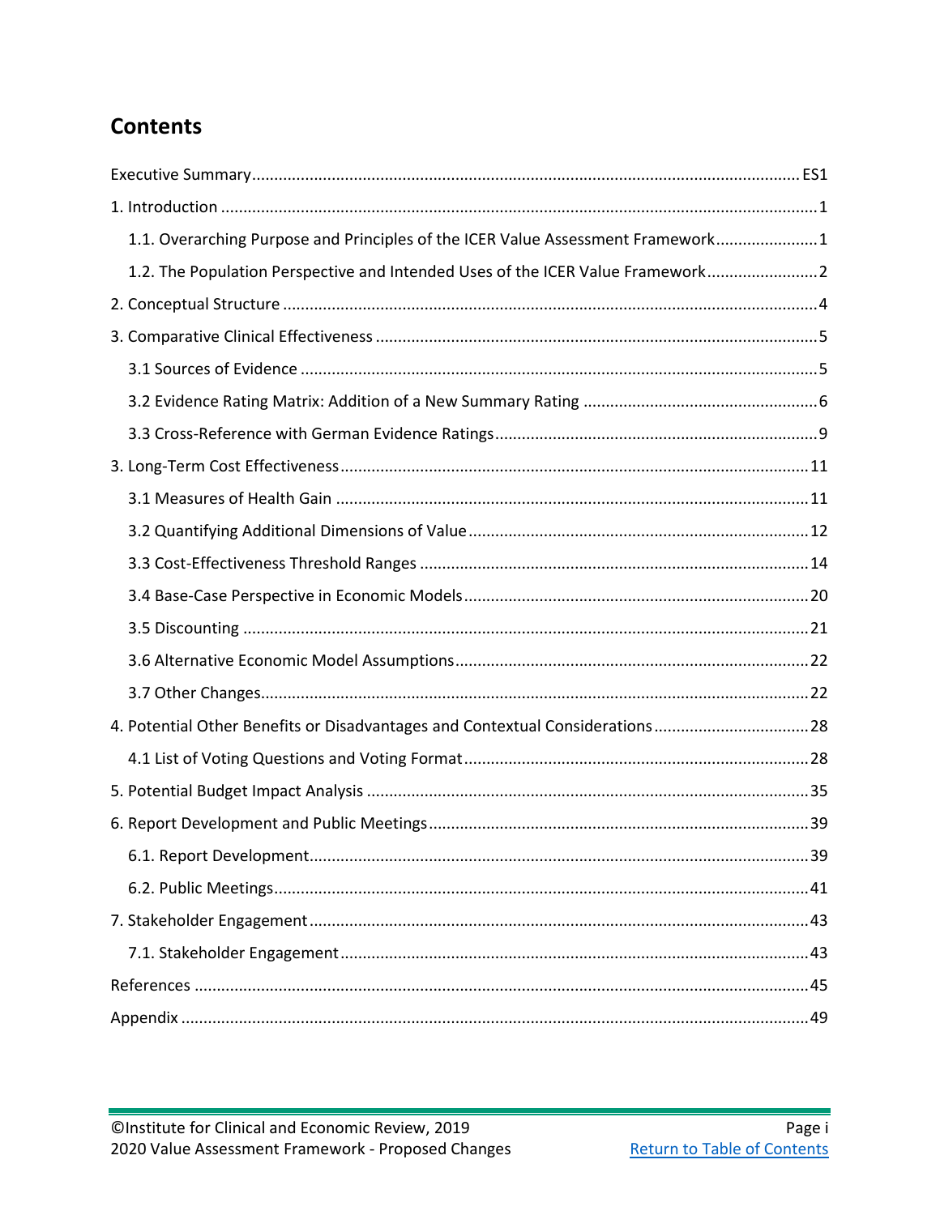## Contents

Executive Summary........................................................................................................................ES1

1. Introduction ....................................................................................................................................1

  1.1. Overarching Purpose and Principles of the ICER Value Assessment Framework.......................1

  1.2. The Population Perspective and Intended Uses of the ICER Value Framework.........................2

2. Conceptual Structure ......................................................................................................................4

3. Comparative Clinical Effectiveness ..................................................................................................5

  3.1 Sources of Evidence ...................................................................................................................5

  3.2 Evidence Rating Matrix: Addition of a New Summary Rating ....................................................6

  3.3 Cross-Reference with German Evidence Ratings........................................................................9

3. Long-Term Cost Effectiveness........................................................................................................11

  3.1 Measures of Health Gain .........................................................................................................11

  3.2 Quantifying Additional Dimensions of Value...........................................................................12

  3.3 Cost-Effectiveness Threshold Ranges ......................................................................................14

  3.4 Base-Case Perspective in Economic Models.............................................................................20

  3.5 Discounting .............................................................................................................................21

  3.6 Alternative Economic Model Assumptions...............................................................................22

  3.7 Other Changes.........................................................................................................................22

4. Potential Other Benefits or Disadvantages and Contextual Considerations..................................28

  4.1 List of Voting Questions and Voting Format............................................................................28

5. Potential Budget Impact Analysis ..................................................................................................35

6. Report Development and Public Meetings.....................................................................................39

  6.1. Report Development...............................................................................................................39

  6.2. Public Meetings.......................................................................................................................41

7. Stakeholder Engagement...............................................................................................................43

  7.1. Stakeholder Engagement........................................................................................................43

References ........................................................................................................................................45

Appendix ...........................................................................................................................................49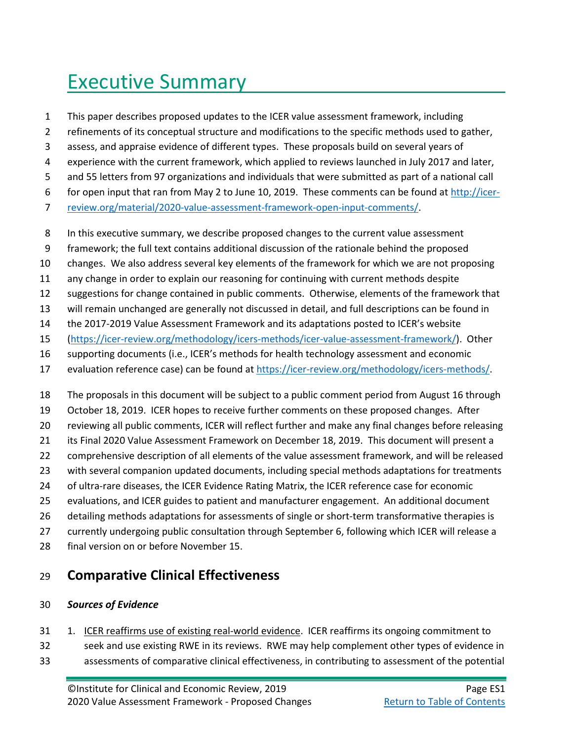# Executive Summary

This paper describes proposed updates to the ICER value assessment framework, including refinements of its conceptual structure and modifications to the specific methods used to gather, assess, and appraise evidence of different types. These proposals build on several years of experience with the current framework, which applied to reviews launched in July 2017 and later, and 55 letters from 97 organizations and individuals that were submitted as part of a national call for open input that ran from May 2 to June 10, 2019. These comments can be found at [http://icer-review.org/material/2020-value-assessment-framework-open-input-comments/](http://icer-review.org/material/2020-value-assessment-framework-open-input-comments/).

In this executive summary, we describe proposed changes to the current value assessment framework; the full text contains additional discussion of the rationale behind the proposed changes. We also address several key elements of the framework for which we are not proposing any change in order to explain our reasoning for continuing with current methods despite suggestions for change contained in public comments. Otherwise, elements of the framework that will remain unchanged are generally not discussed in detail, and full descriptions can be found in the 2017-2019 Value Assessment Framework and its adaptations posted to ICER's website ([https://icer-review.org/methodology/icers-methods/icer-value-assessment-framework/](https://icer-review.org/methodology/icers-methods/icer-value-assessment-framework/)). Other supporting documents (i.e., ICER's methods for health technology assessment and economic evaluation reference case) can be found at [https://icer-review.org/methodology/icers-methods/](https://icer-review.org/methodology/icers-methods/).

The proposals in this document will be subject to a public comment period from August 16 through October 18, 2019. ICER hopes to receive further comments on these proposed changes. After reviewing all public comments, ICER will reflect further and make any final changes before releasing its Final 2020 Value Assessment Framework on December 18, 2019. This document will present a comprehensive description of all elements of the value assessment framework, and will be released with several companion updated documents, including special methods adaptations for treatments of ultra-rare diseases, the ICER Evidence Rating Matrix, the ICER reference case for economic evaluations, and ICER guides to patient and manufacturer engagement. An additional document detailing methods adaptations for assessments of single or short-term transformative therapies is currently undergoing public consultation through September 6, following which ICER will release a final version on or before November 15.

## Comparative Clinical Effectiveness

***Sources of Evidence***

1. <u>ICER reaffirms use of existing real-world evidence</u>. ICER reaffirms its ongoing commitment to seek and use existing RWE in its reviews. RWE may help complement other types of evidence in assessments of comparative clinical effectiveness, in contributing to assessment of the potential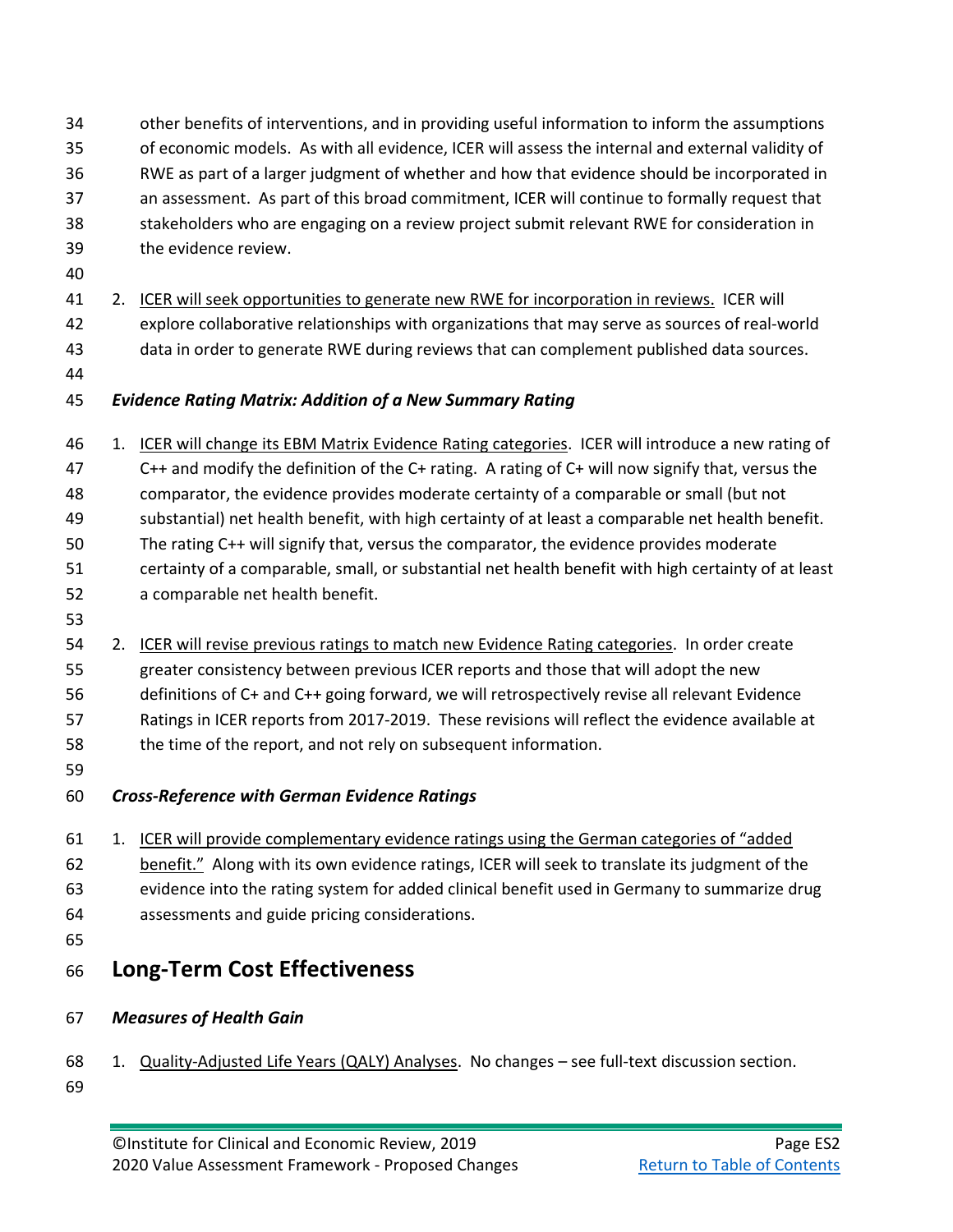other benefits of interventions, and in providing useful information to inform the assumptions of economic models. As with all evidence, ICER will assess the internal and external validity of RWE as part of a larger judgment of whether and how that evidence should be incorporated in an assessment. As part of this broad commitment, ICER will continue to formally request that stakeholders who are engaging on a review project submit relevant RWE for consideration in the evidence review.

2. <u>ICER will seek opportunities to generate new RWE for incorporation in reviews.</u> ICER will explore collaborative relationships with organizations that may serve as sources of real-world data in order to generate RWE during reviews that can complement published data sources.

***Evidence Rating Matrix: Addition of a New Summary Rating***

1. <u>ICER will change its EBM Matrix Evidence Rating categories</u>. ICER will introduce a new rating of C++ and modify the definition of the C+ rating. A rating of C+ will now signify that, versus the comparator, the evidence provides moderate certainty of a comparable or small (but not substantial) net health benefit, with high certainty of at least a comparable net health benefit. The rating C++ will signify that, versus the comparator, the evidence provides moderate certainty of a comparable, small, or substantial net health benefit with high certainty of at least a comparable net health benefit.

2. <u>ICER will revise previous ratings to match new Evidence Rating categories</u>. In order create greater consistency between previous ICER reports and those that will adopt the new definitions of C+ and C++ going forward, we will retrospectively revise all relevant Evidence Ratings in ICER reports from 2017-2019. These revisions will reflect the evidence available at the time of the report, and not rely on subsequent information.

***Cross-Reference with German Evidence Ratings***

1. <u>ICER will provide complementary evidence ratings using the German categories of "added benefit."</u> Along with its own evidence ratings, ICER will seek to translate its judgment of the evidence into the rating system for added clinical benefit used in Germany to summarize drug assessments and guide pricing considerations.

## Long-Term Cost Effectiveness

***Measures of Health Gain***

1. <u>Quality-Adjusted Life Years (QALY) Analyses</u>. No changes – see full-text discussion section.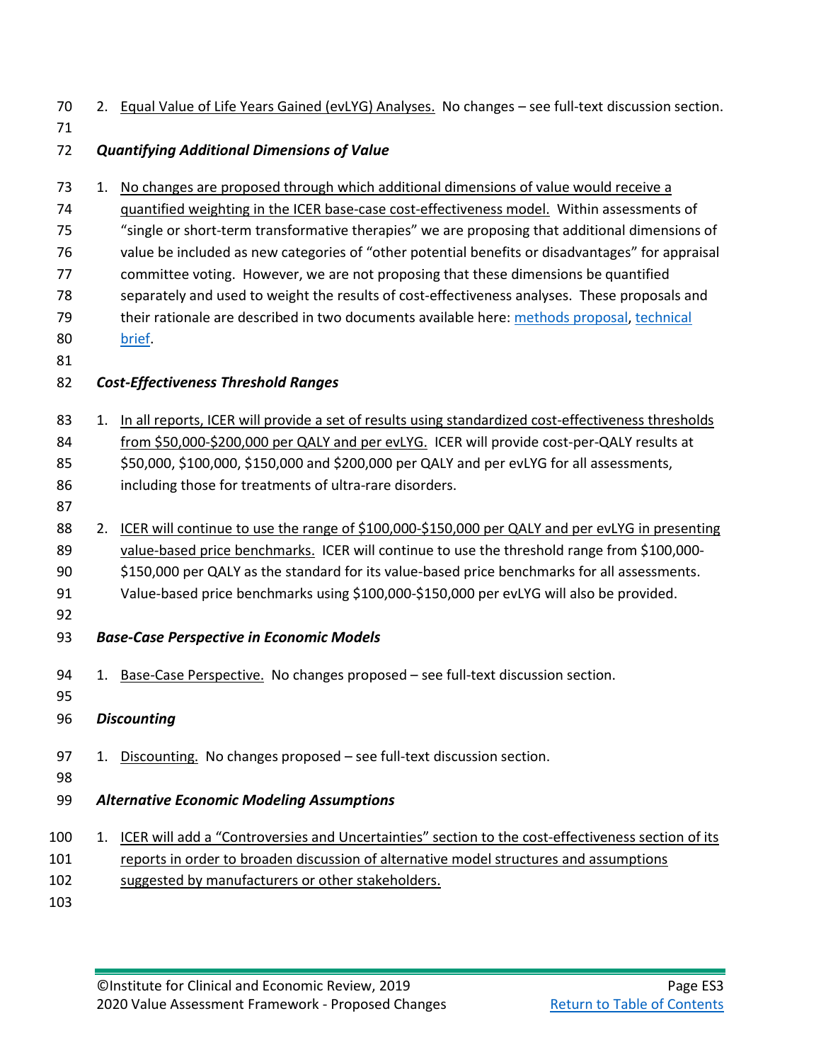2. Equal Value of Life Years Gained (evLYG) Analyses. No changes – see full-text discussion section.

***Quantifying Additional Dimensions of Value***

1. No changes are proposed through which additional dimensions of value would receive a quantified weighting in the ICER base-case cost-effectiveness model. Within assessments of "single or short-term transformative therapies" we are proposing that additional dimensions of value be included as new categories of "other potential benefits or disadvantages" for appraisal committee voting. However, we are not proposing that these dimensions be quantified separately and used to weight the results of cost-effectiveness analyses. These proposals and their rationale are described in two documents available here: methods proposal, technical brief.

***Cost-Effectiveness Threshold Ranges***

1. In all reports, ICER will provide a set of results using standardized cost-effectiveness thresholds from $50,000-$200,000 per QALY and per evLYG. ICER will provide cost-per-QALY results at $50,000, $100,000, $150,000 and $200,000 per QALY and per evLYG for all assessments, including those for treatments of ultra-rare disorders.

2. ICER will continue to use the range of $100,000-$150,000 per QALY and per evLYG in presenting value-based price benchmarks. ICER will continue to use the threshold range from $100,000-$150,000 per QALY as the standard for its value-based price benchmarks for all assessments. Value-based price benchmarks using $100,000-$150,000 per evLYG will also be provided.

***Base-Case Perspective in Economic Models***

1. Base-Case Perspective. No changes proposed – see full-text discussion section.

***Discounting***

1. Discounting. No changes proposed – see full-text discussion section.

***Alternative Economic Modeling Assumptions***

1. ICER will add a "Controversies and Uncertainties" section to the cost-effectiveness section of its reports in order to broaden discussion of alternative model structures and assumptions suggested by manufacturers or other stakeholders.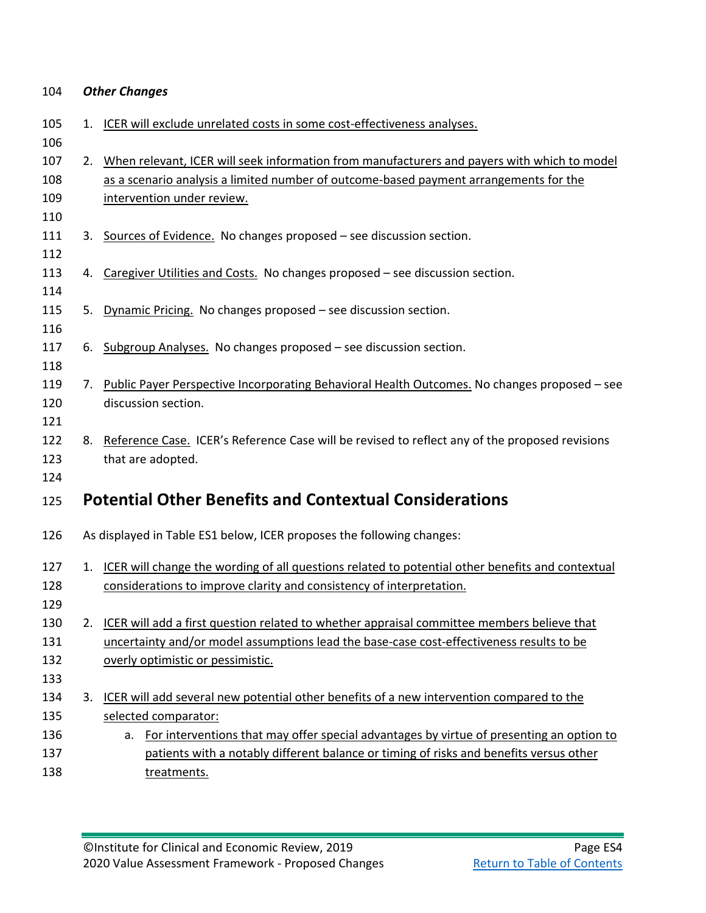***Other Changes***

1. ICER will exclude unrelated costs in some cost-effectiveness analyses.

2. When relevant, ICER will seek information from manufacturers and payers with which to model as a scenario analysis a limited number of outcome-based payment arrangements for the intervention under review.

3. Sources of Evidence. No changes proposed – see discussion section.

4. Caregiver Utilities and Costs. No changes proposed – see discussion section.

5. Dynamic Pricing. No changes proposed – see discussion section.

6. Subgroup Analyses. No changes proposed – see discussion section.

7. Public Payer Perspective Incorporating Behavioral Health Outcomes. No changes proposed – see discussion section.

8. Reference Case. ICER's Reference Case will be revised to reflect any of the proposed revisions that are adopted.

## Potential Other Benefits and Contextual Considerations

As displayed in Table ES1 below, ICER proposes the following changes:

1. ICER will change the wording of all questions related to potential other benefits and contextual considerations to improve clarity and consistency of interpretation.

2. ICER will add a first question related to whether appraisal committee members believe that uncertainty and/or model assumptions lead the base-case cost-effectiveness results to be overly optimistic or pessimistic.

3. ICER will add several new potential other benefits of a new intervention compared to the selected comparator:
    a. For interventions that may offer special advantages by virtue of presenting an option to patients with a notably different balance or timing of risks and benefits versus other treatments.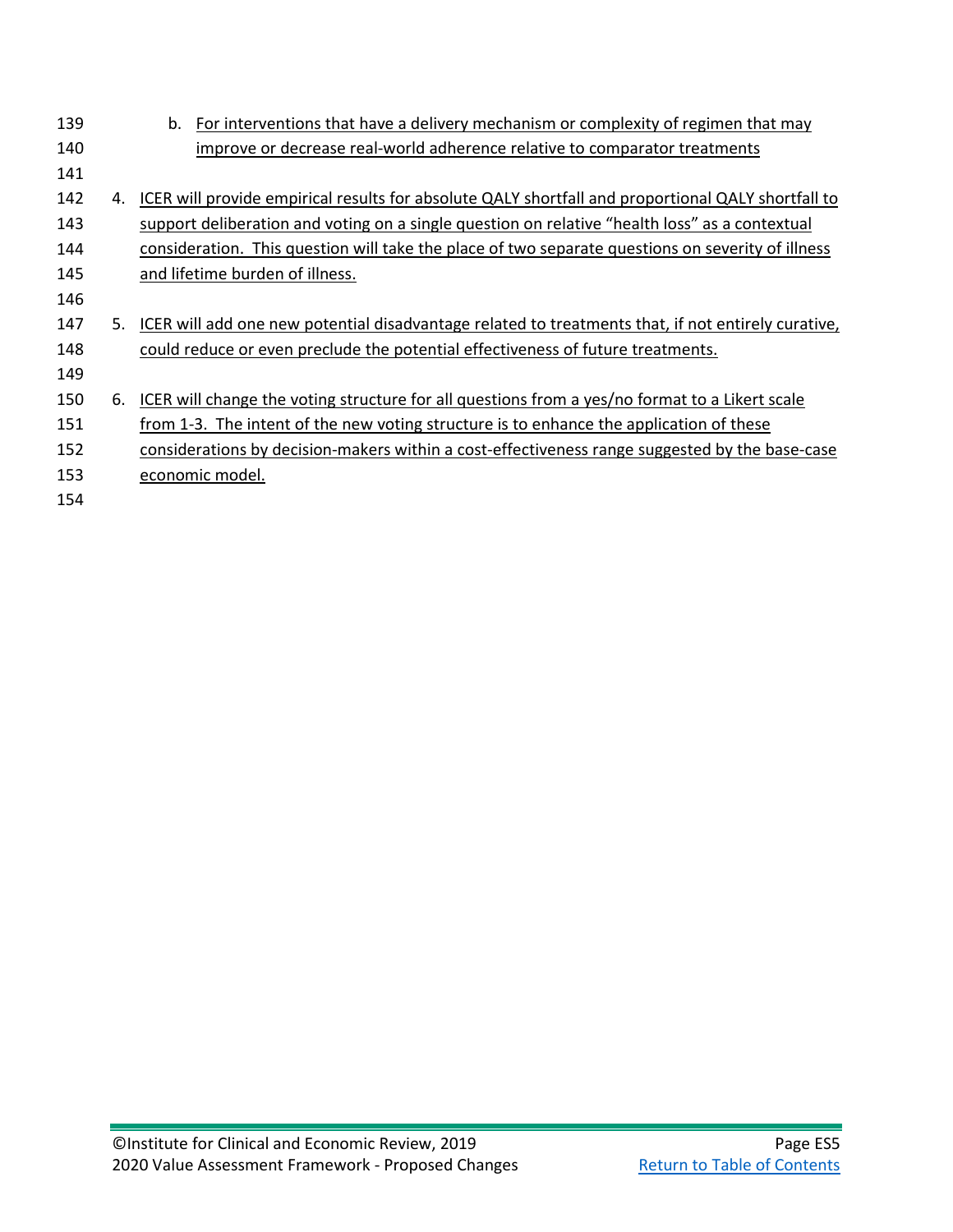b. For interventions that have a delivery mechanism or complexity of regimen that may improve or decrease real-world adherence relative to comparator treatments

4. ICER will provide empirical results for absolute QALY shortfall and proportional QALY shortfall to support deliberation and voting on a single question on relative "health loss" as a contextual consideration. This question will take the place of two separate questions on severity of illness and lifetime burden of illness.

5. ICER will add one new potential disadvantage related to treatments that, if not entirely curative, could reduce or even preclude the potential effectiveness of future treatments.

6. ICER will change the voting structure for all questions from a yes/no format to a Likert scale from 1-3. The intent of the new voting structure is to enhance the application of these considerations by decision-makers within a cost-effectiveness range suggested by the base-case economic model.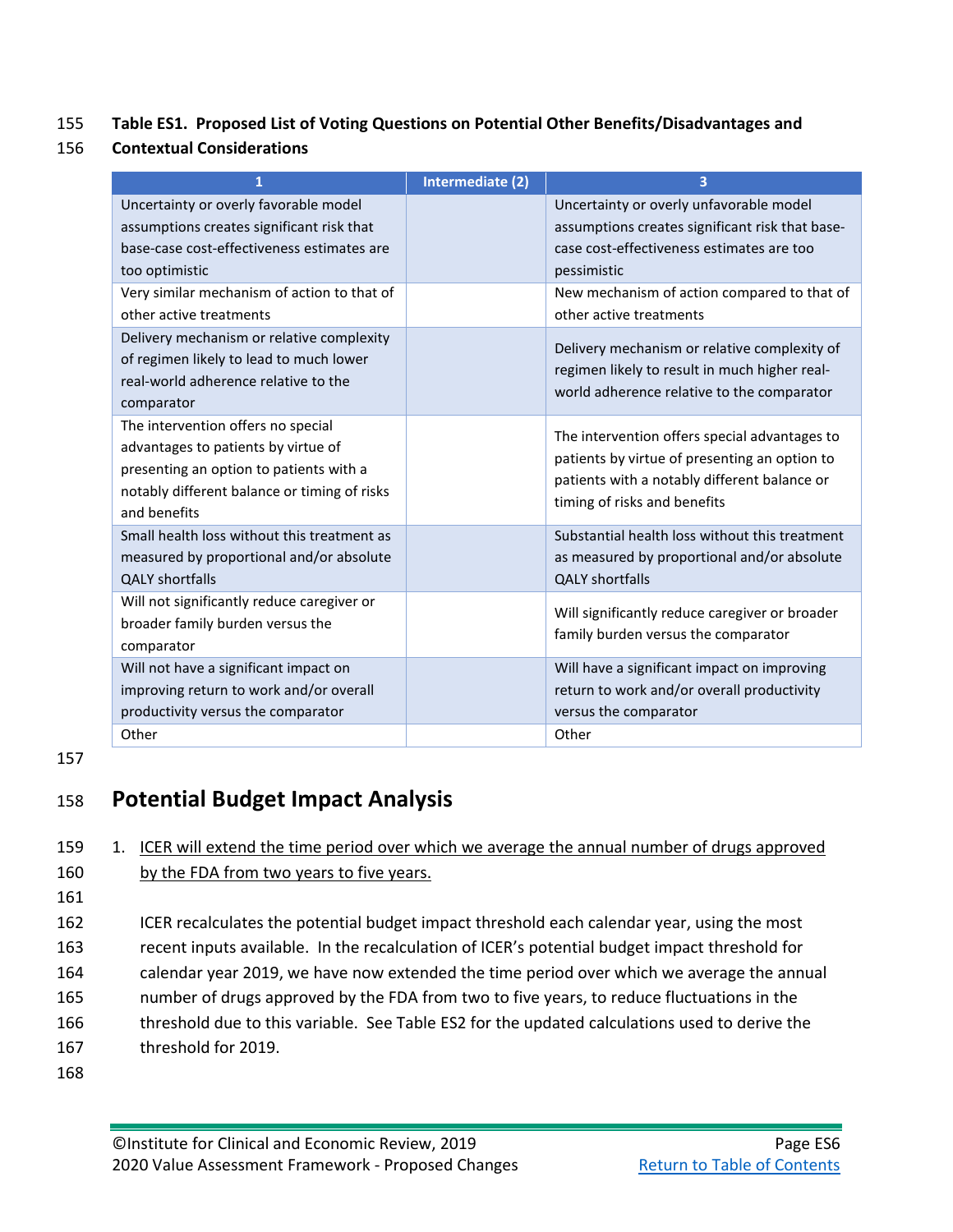**Table ES1. Proposed List of Voting Questions on Potential Other Benefits/Disadvantages and Contextual Considerations**

| 1 | Intermediate (2) | 3 |
|---|---|---|
| Uncertainty or overly favorable model assumptions creates significant risk that base-case cost-effectiveness estimates are too optimistic | | Uncertainty or overly unfavorable model assumptions creates significant risk that base-case cost-effectiveness estimates are too pessimistic |
| Very similar mechanism of action to that of other active treatments | | New mechanism of action compared to that of other active treatments |
| Delivery mechanism or relative complexity of regimen likely to lead to much lower real-world adherence relative to the comparator | | Delivery mechanism or relative complexity of regimen likely to result in much higher real-world adherence relative to the comparator |
| The intervention offers no special advantages to patients by virtue of presenting an option to patients with a notably different balance or timing of risks and benefits | | The intervention offers special advantages to patients by virtue of presenting an option to patients with a notably different balance or timing of risks and benefits |
| Small health loss without this treatment as measured by proportional and/or absolute QALY shortfalls | | Substantial health loss without this treatment as measured by proportional and/or absolute QALY shortfalls |
| Will not significantly reduce caregiver or broader family burden versus the comparator | | Will significantly reduce caregiver or broader family burden versus the comparator |
| Will not have a significant impact on improving return to work and/or overall productivity versus the comparator | | Will have a significant impact on improving return to work and/or overall productivity versus the comparator |
| Other | | Other |

## Potential Budget Impact Analysis

1. ICER will extend the time period over which we average the annual number of drugs approved by the FDA from two years to five years.

   ICER recalculates the potential budget impact threshold each calendar year, using the most recent inputs available. In the recalculation of ICER's potential budget impact threshold for calendar year 2019, we have now extended the time period over which we average the annual number of drugs approved by the FDA from two to five years, to reduce fluctuations in the threshold due to this variable. See Table ES2 for the updated calculations used to derive the threshold for 2019.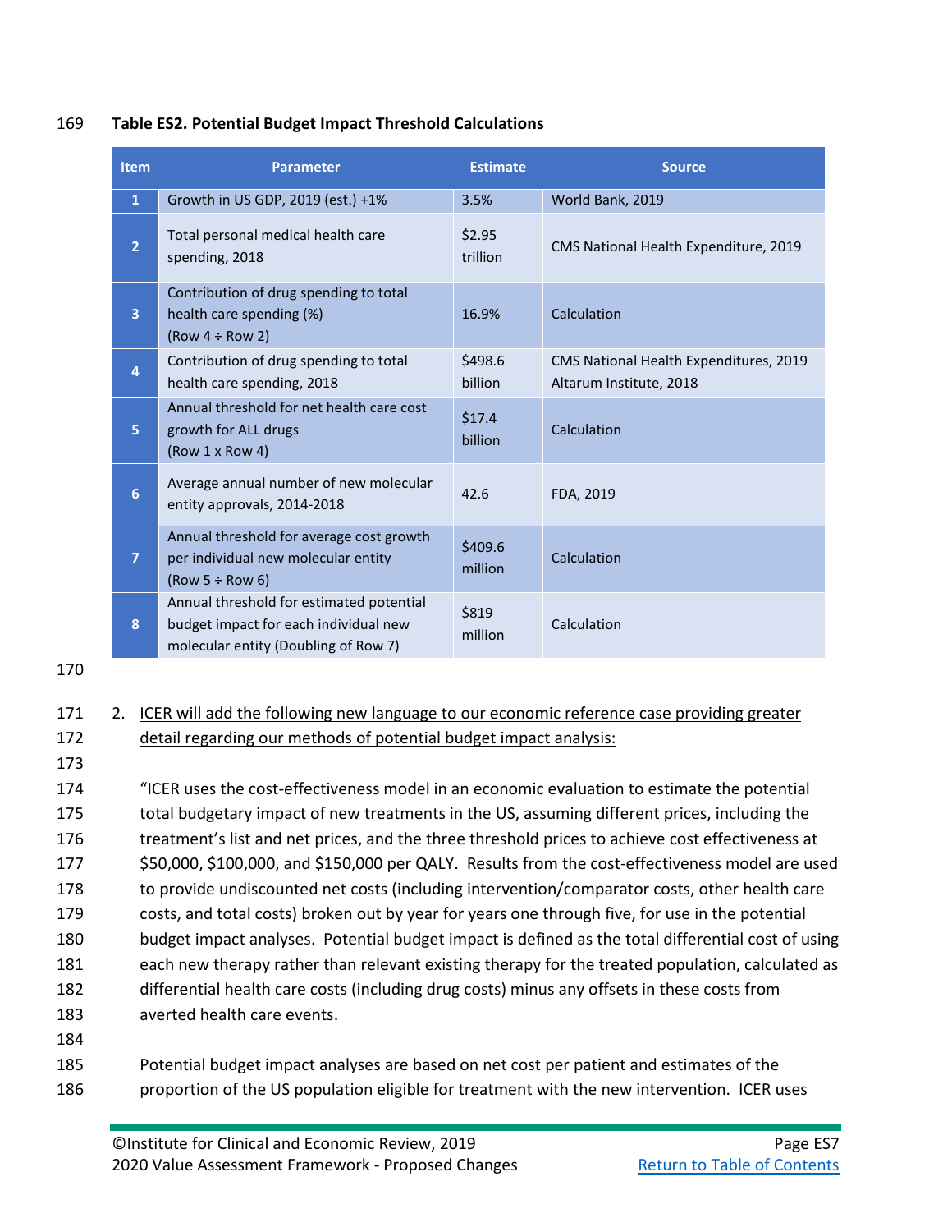**Table ES2. Potential Budget Impact Threshold Calculations**

| Item | Parameter | Estimate | Source |
|---|---|---|---|
| 1 | Growth in US GDP, 2019 (est.) +1% | 3.5% | World Bank, 2019 |
| 2 | Total personal medical health care spending, 2018 | $2.95 trillion | CMS National Health Expenditure, 2019 |
| 3 | Contribution of drug spending to total health care spending (%) (Row 4 ÷ Row 2) | 16.9% | Calculation |
| 4 | Contribution of drug spending to total health care spending, 2018 | $498.6 billion | CMS National Health Expenditures, 2019 Altarum Institute, 2018 |
| 5 | Annual threshold for net health care cost growth for ALL drugs (Row 1 x Row 4) | $17.4 billion | Calculation |
| 6 | Average annual number of new molecular entity approvals, 2014-2018 | 42.6 | FDA, 2019 |
| 7 | Annual threshold for average cost growth per individual new molecular entity (Row 5 ÷ Row 6) | $409.6 million | Calculation |
| 8 | Annual threshold for estimated potential budget impact for each individual new molecular entity (Doubling of Row 7) | $819 million | Calculation |

2. ICER will add the following new language to our economic reference case providing greater detail regarding our methods of potential budget impact analysis:

"ICER uses the cost-effectiveness model in an economic evaluation to estimate the potential total budgetary impact of new treatments in the US, assuming different prices, including the treatment's list and net prices, and the three threshold prices to achieve cost effectiveness at $50,000, $100,000, and $150,000 per QALY. Results from the cost-effectiveness model are used to provide undiscounted net costs (including intervention/comparator costs, other health care costs, and total costs) broken out by year for years one through five, for use in the potential budget impact analyses. Potential budget impact is defined as the total differential cost of using each new therapy rather than relevant existing therapy for the treated population, calculated as differential health care costs (including drug costs) minus any offsets in these costs from averted health care events.

Potential budget impact analyses are based on net cost per patient and estimates of the proportion of the US population eligible for treatment with the new intervention. ICER uses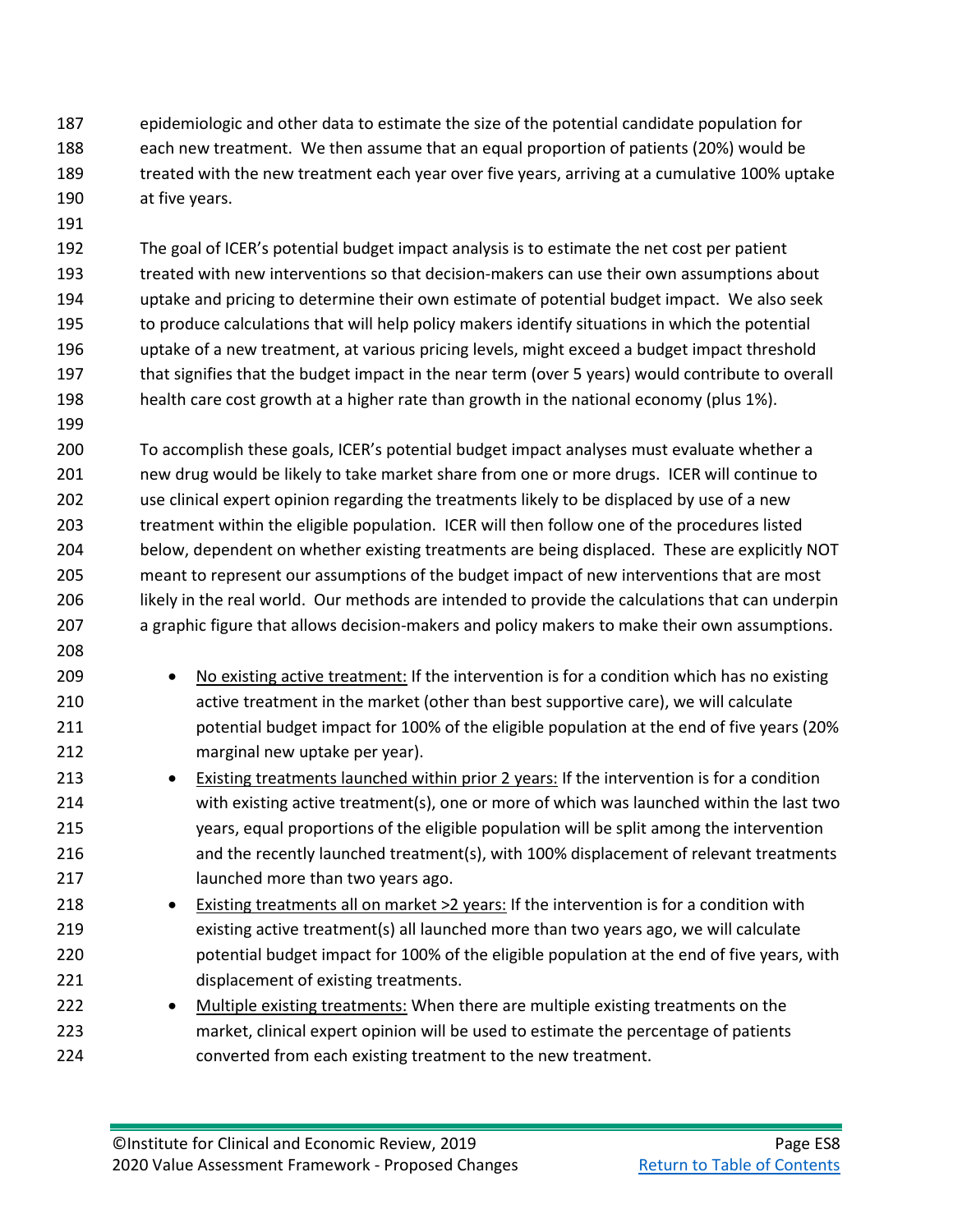epidemiologic and other data to estimate the size of the potential candidate population for each new treatment. We then assume that an equal proportion of patients (20%) would be treated with the new treatment each year over five years, arriving at a cumulative 100% uptake at five years.

The goal of ICER's potential budget impact analysis is to estimate the net cost per patient treated with new interventions so that decision-makers can use their own assumptions about uptake and pricing to determine their own estimate of potential budget impact. We also seek to produce calculations that will help policy makers identify situations in which the potential uptake of a new treatment, at various pricing levels, might exceed a budget impact threshold that signifies that the budget impact in the near term (over 5 years) would contribute to overall health care cost growth at a higher rate than growth in the national economy (plus 1%).

To accomplish these goals, ICER's potential budget impact analyses must evaluate whether a new drug would be likely to take market share from one or more drugs. ICER will continue to use clinical expert opinion regarding the treatments likely to be displaced by use of a new treatment within the eligible population. ICER will then follow one of the procedures listed below, dependent on whether existing treatments are being displaced. These are explicitly NOT meant to represent our assumptions of the budget impact of new interventions that are most likely in the real world. Our methods are intended to provide the calculations that can underpin a graphic figure that allows decision-makers and policy makers to make their own assumptions.

- <u>No existing active treatment:</u> If the intervention is for a condition which has no existing active treatment in the market (other than best supportive care), we will calculate potential budget impact for 100% of the eligible population at the end of five years (20% marginal new uptake per year).
- <u>Existing treatments launched within prior 2 years:</u> If the intervention is for a condition with existing active treatment(s), one or more of which was launched within the last two years, equal proportions of the eligible population will be split among the intervention and the recently launched treatment(s), with 100% displacement of relevant treatments launched more than two years ago.
- <u>Existing treatments all on market >2 years:</u> If the intervention is for a condition with existing active treatment(s) all launched more than two years ago, we will calculate potential budget impact for 100% of the eligible population at the end of five years, with displacement of existing treatments.
- <u>Multiple existing treatments:</u> When there are multiple existing treatments on the market, clinical expert opinion will be used to estimate the percentage of patients converted from each existing treatment to the new treatment.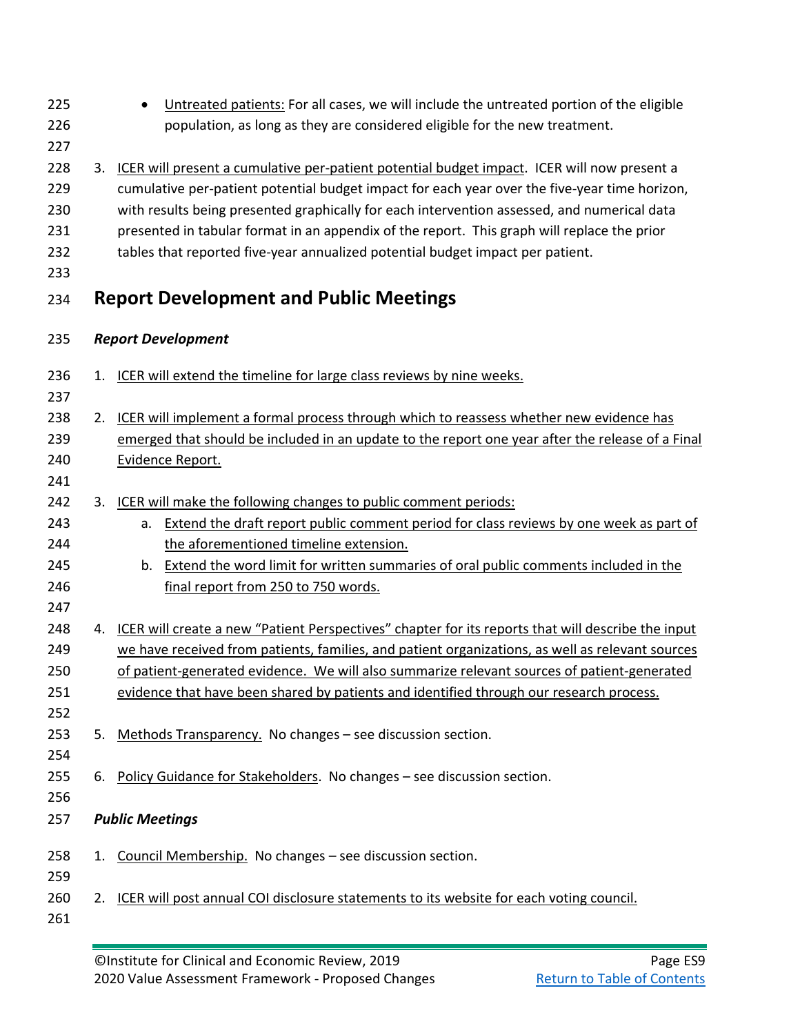- Untreated patients: For all cases, we will include the untreated portion of the eligible population, as long as they are considered eligible for the new treatment.

3. ICER will present a cumulative per-patient potential budget impact. ICER will now present a cumulative per-patient potential budget impact for each year over the five-year time horizon, with results being presented graphically for each intervention assessed, and numerical data presented in tabular format in an appendix of the report. This graph will replace the prior tables that reported five-year annualized potential budget impact per patient.

## Report Development and Public Meetings

***Report Development***

1. ICER will extend the timeline for large class reviews by nine weeks.

2. ICER will implement a formal process through which to reassess whether new evidence has emerged that should be included in an update to the report one year after the release of a Final Evidence Report.

3. ICER will make the following changes to public comment periods:
    a. Extend the draft report public comment period for class reviews by one week as part of the aforementioned timeline extension.
    b. Extend the word limit for written summaries of oral public comments included in the final report from 250 to 750 words.

4. ICER will create a new "Patient Perspectives" chapter for its reports that will describe the input we have received from patients, families, and patient organizations, as well as relevant sources of patient-generated evidence. We will also summarize relevant sources of patient-generated evidence that have been shared by patients and identified through our research process.

5. Methods Transparency. No changes – see discussion section.

6. Policy Guidance for Stakeholders. No changes – see discussion section.

***Public Meetings***

1. Council Membership. No changes – see discussion section.

2. ICER will post annual COI disclosure statements to its website for each voting council.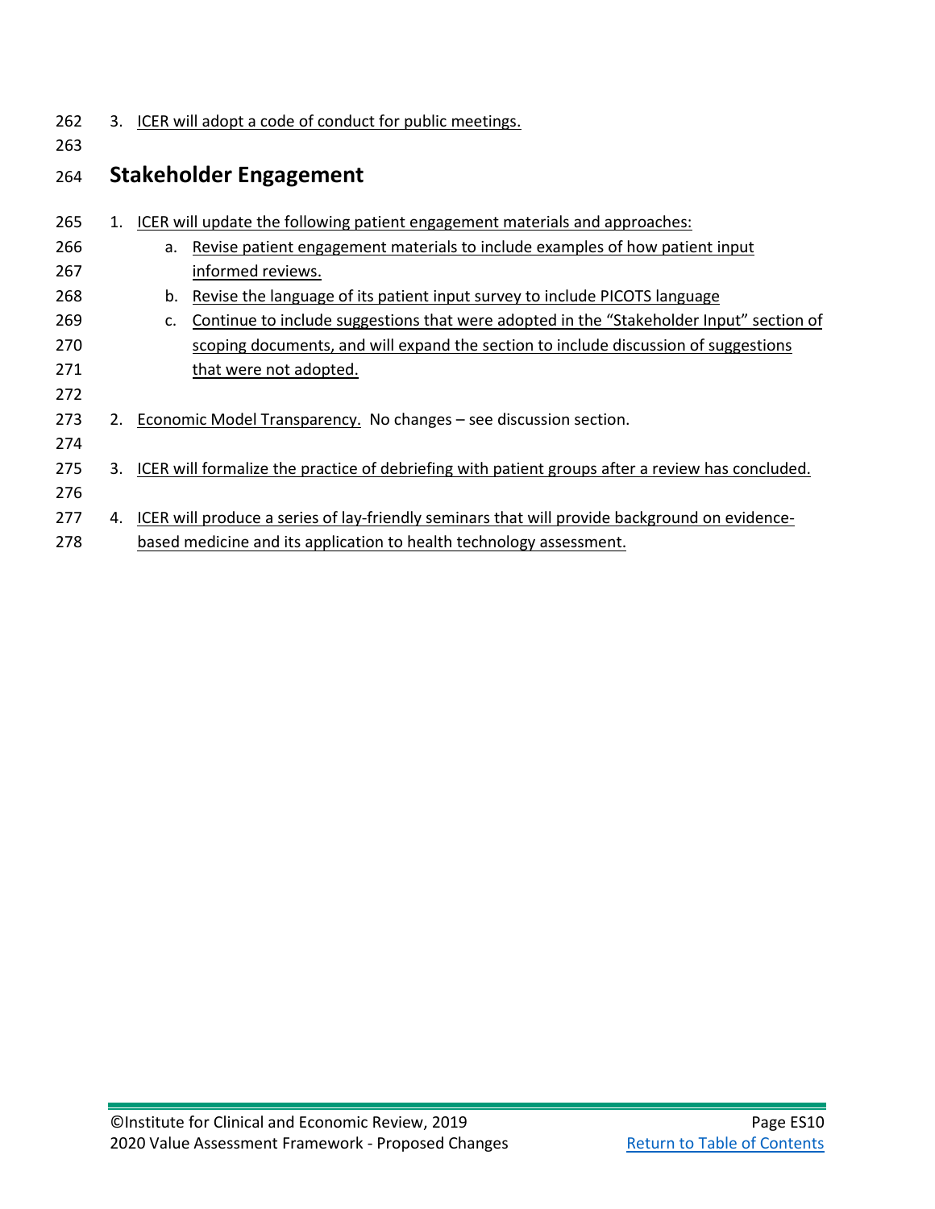3. ICER will adopt a code of conduct for public meetings.

## Stakeholder Engagement

1. ICER will update the following patient engagement materials and approaches:
    a. Revise patient engagement materials to include examples of how patient input informed reviews.
    b. Revise the language of its patient input survey to include PICOTS language
    c. Continue to include suggestions that were adopted in the "Stakeholder Input" section of scoping documents, and will expand the section to include discussion of suggestions that were not adopted.

2. Economic Model Transparency. No changes – see discussion section.

3. ICER will formalize the practice of debriefing with patient groups after a review has concluded.

4. ICER will produce a series of lay-friendly seminars that will provide background on evidence-based medicine and its application to health technology assessment.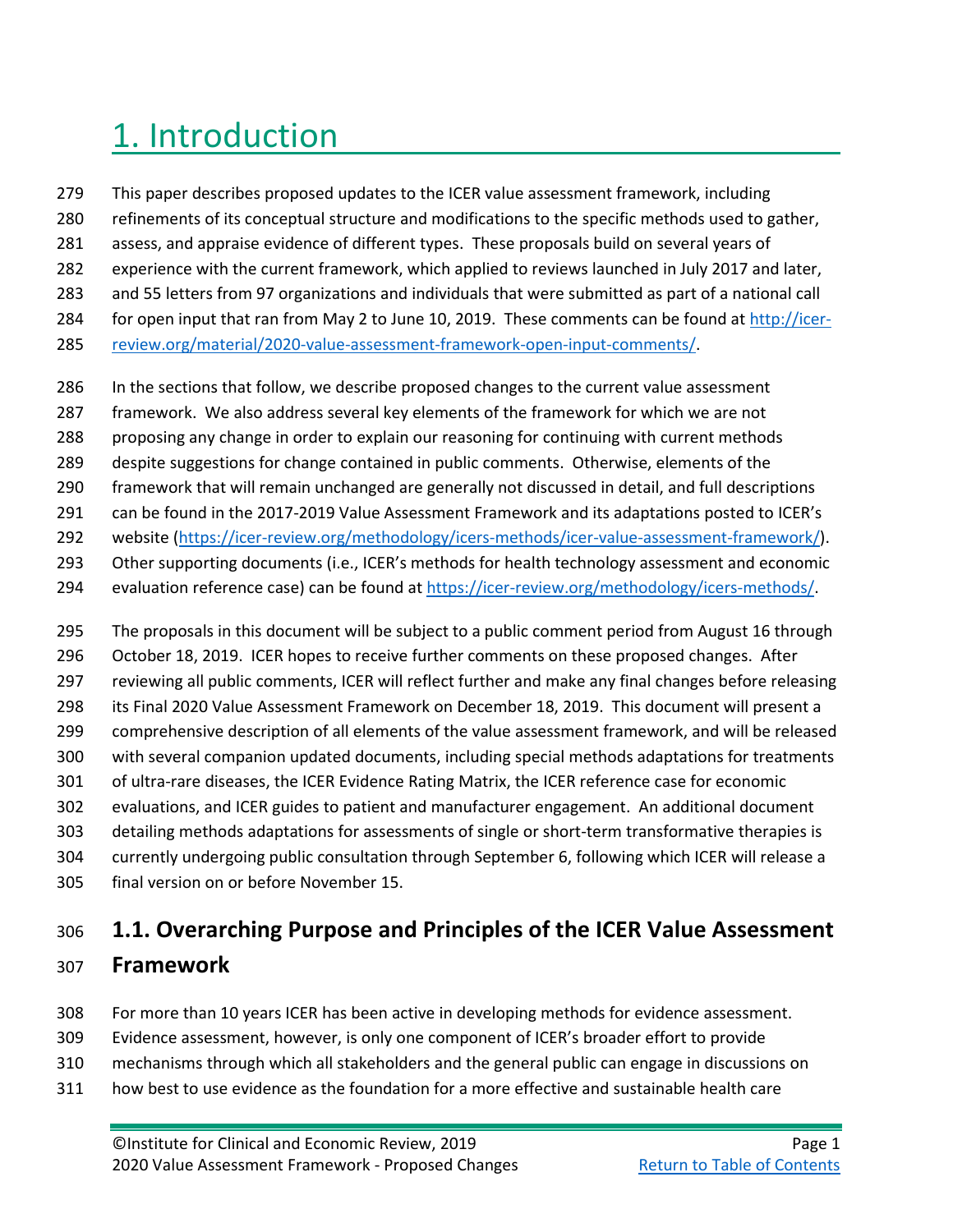# 1. Introduction

This paper describes proposed updates to the ICER value assessment framework, including refinements of its conceptual structure and modifications to the specific methods used to gather, assess, and appraise evidence of different types. These proposals build on several years of experience with the current framework, which applied to reviews launched in July 2017 and later, and 55 letters from 97 organizations and individuals that were submitted as part of a national call for open input that ran from May 2 to June 10, 2019. These comments can be found at [http://icer-review.org/material/2020-value-assessment-framework-open-input-comments/](http://icer-review.org/material/2020-value-assessment-framework-open-input-comments/).

In the sections that follow, we describe proposed changes to the current value assessment framework. We also address several key elements of the framework for which we are not proposing any change in order to explain our reasoning for continuing with current methods despite suggestions for change contained in public comments. Otherwise, elements of the framework that will remain unchanged are generally not discussed in detail, and full descriptions can be found in the 2017-2019 Value Assessment Framework and its adaptations posted to ICER's website ([https://icer-review.org/methodology/icers-methods/icer-value-assessment-framework/](https://icer-review.org/methodology/icers-methods/icer-value-assessment-framework/)). Other supporting documents (i.e., ICER's methods for health technology assessment and economic evaluation reference case) can be found at [https://icer-review.org/methodology/icers-methods/](https://icer-review.org/methodology/icers-methods/).

The proposals in this document will be subject to a public comment period from August 16 through October 18, 2019. ICER hopes to receive further comments on these proposed changes. After reviewing all public comments, ICER will reflect further and make any final changes before releasing its Final 2020 Value Assessment Framework on December 18, 2019. This document will present a comprehensive description of all elements of the value assessment framework, and will be released with several companion updated documents, including special methods adaptations for treatments of ultra-rare diseases, the ICER Evidence Rating Matrix, the ICER reference case for economic evaluations, and ICER guides to patient and manufacturer engagement. An additional document detailing methods adaptations for assessments of single or short-term transformative therapies is currently undergoing public consultation through September 6, following which ICER will release a final version on or before November 15.

## 1.1. Overarching Purpose and Principles of the ICER Value Assessment Framework

For more than 10 years ICER has been active in developing methods for evidence assessment. Evidence assessment, however, is only one component of ICER's broader effort to provide mechanisms through which all stakeholders and the general public can engage in discussions on how best to use evidence as the foundation for a more effective and sustainable health care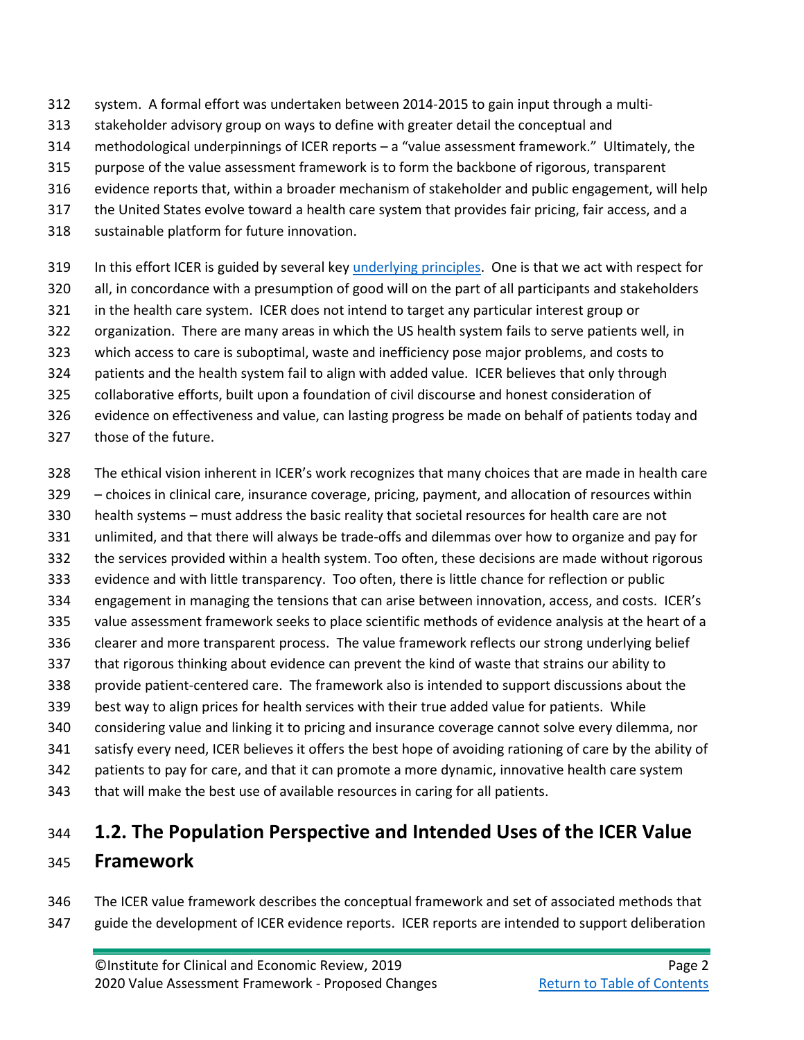system. A formal effort was undertaken between 2014-2015 to gain input through a multi-stakeholder advisory group on ways to define with greater detail the conceptual and methodological underpinnings of ICER reports – a "value assessment framework." Ultimately, the purpose of the value assessment framework is to form the backbone of rigorous, transparent evidence reports that, within a broader mechanism of stakeholder and public engagement, will help the United States evolve toward a health care system that provides fair pricing, fair access, and a sustainable platform for future innovation.

In this effort ICER is guided by several key underlying principles. One is that we act with respect for all, in concordance with a presumption of good will on the part of all participants and stakeholders in the health care system. ICER does not intend to target any particular interest group or organization. There are many areas in which the US health system fails to serve patients well, in which access to care is suboptimal, waste and inefficiency pose major problems, and costs to patients and the health system fail to align with added value. ICER believes that only through collaborative efforts, built upon a foundation of civil discourse and honest consideration of evidence on effectiveness and value, can lasting progress be made on behalf of patients today and those of the future.

The ethical vision inherent in ICER's work recognizes that many choices that are made in health care – choices in clinical care, insurance coverage, pricing, payment, and allocation of resources within health systems – must address the basic reality that societal resources for health care are not unlimited, and that there will always be trade-offs and dilemmas over how to organize and pay for the services provided within a health system. Too often, these decisions are made without rigorous evidence and with little transparency. Too often, there is little chance for reflection or public engagement in managing the tensions that can arise between innovation, access, and costs. ICER's value assessment framework seeks to place scientific methods of evidence analysis at the heart of a clearer and more transparent process. The value framework reflects our strong underlying belief that rigorous thinking about evidence can prevent the kind of waste that strains our ability to provide patient-centered care. The framework also is intended to support discussions about the best way to align prices for health services with their true added value for patients. While considering value and linking it to pricing and insurance coverage cannot solve every dilemma, nor satisfy every need, ICER believes it offers the best hope of avoiding rationing of care by the ability of patients to pay for care, and that it can promote a more dynamic, innovative health care system that will make the best use of available resources in caring for all patients.

## 1.2. The Population Perspective and Intended Uses of the ICER Value Framework

The ICER value framework describes the conceptual framework and set of associated methods that guide the development of ICER evidence reports. ICER reports are intended to support deliberation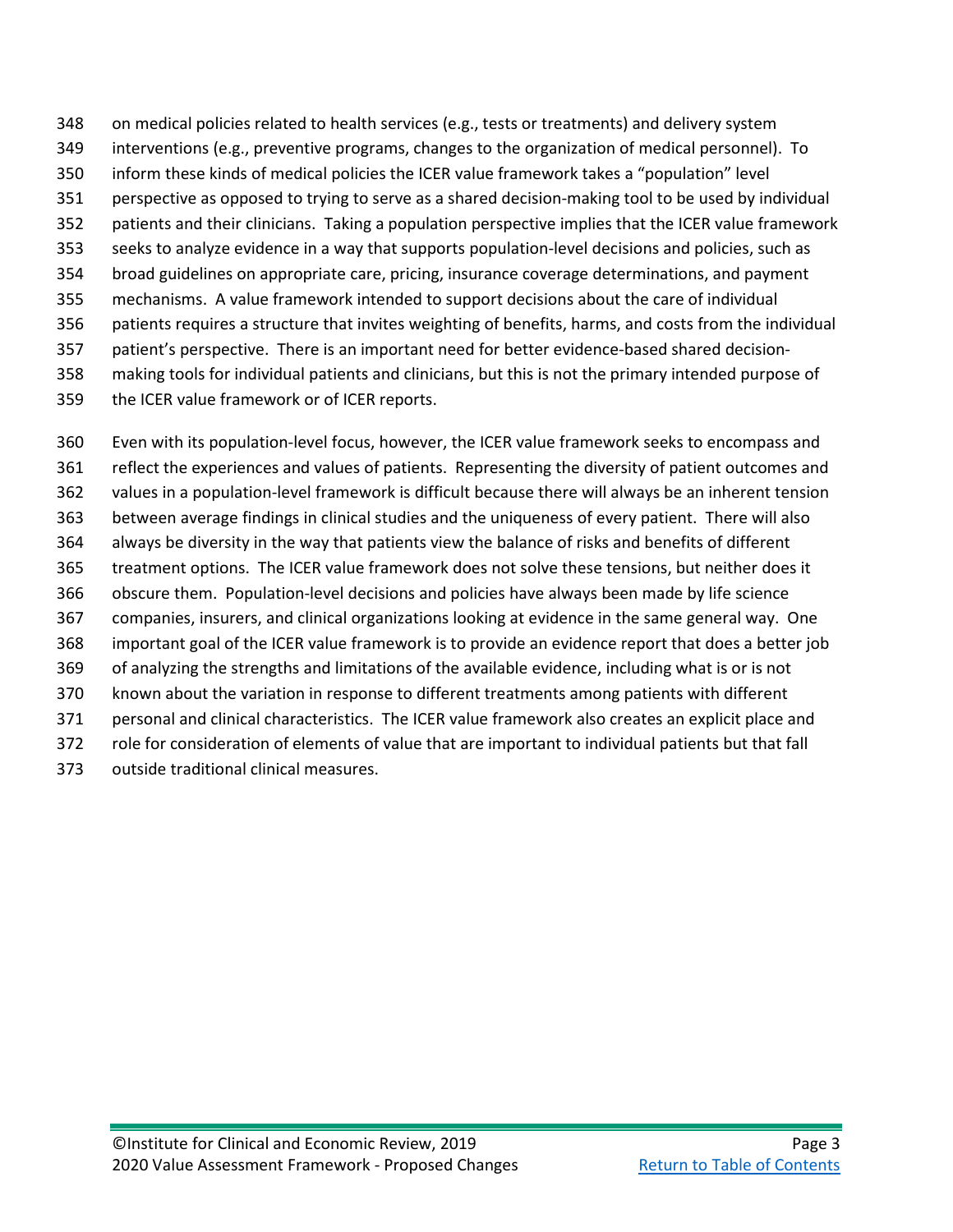on medical policies related to health services (e.g., tests or treatments) and delivery system interventions (e.g., preventive programs, changes to the organization of medical personnel). To inform these kinds of medical policies the ICER value framework takes a "population" level perspective as opposed to trying to serve as a shared decision-making tool to be used by individual patients and their clinicians. Taking a population perspective implies that the ICER value framework seeks to analyze evidence in a way that supports population-level decisions and policies, such as broad guidelines on appropriate care, pricing, insurance coverage determinations, and payment mechanisms. A value framework intended to support decisions about the care of individual patients requires a structure that invites weighting of benefits, harms, and costs from the individual patient's perspective. There is an important need for better evidence-based shared decision-making tools for individual patients and clinicians, but this is not the primary intended purpose of the ICER value framework or of ICER reports.

Even with its population-level focus, however, the ICER value framework seeks to encompass and reflect the experiences and values of patients. Representing the diversity of patient outcomes and values in a population-level framework is difficult because there will always be an inherent tension between average findings in clinical studies and the uniqueness of every patient. There will also always be diversity in the way that patients view the balance of risks and benefits of different treatment options. The ICER value framework does not solve these tensions, but neither does it obscure them. Population-level decisions and policies have always been made by life science companies, insurers, and clinical organizations looking at evidence in the same general way. One important goal of the ICER value framework is to provide an evidence report that does a better job of analyzing the strengths and limitations of the available evidence, including what is or is not known about the variation in response to different treatments among patients with different personal and clinical characteristics. The ICER value framework also creates an explicit place and role for consideration of elements of value that are important to individual patients but that fall outside traditional clinical measures.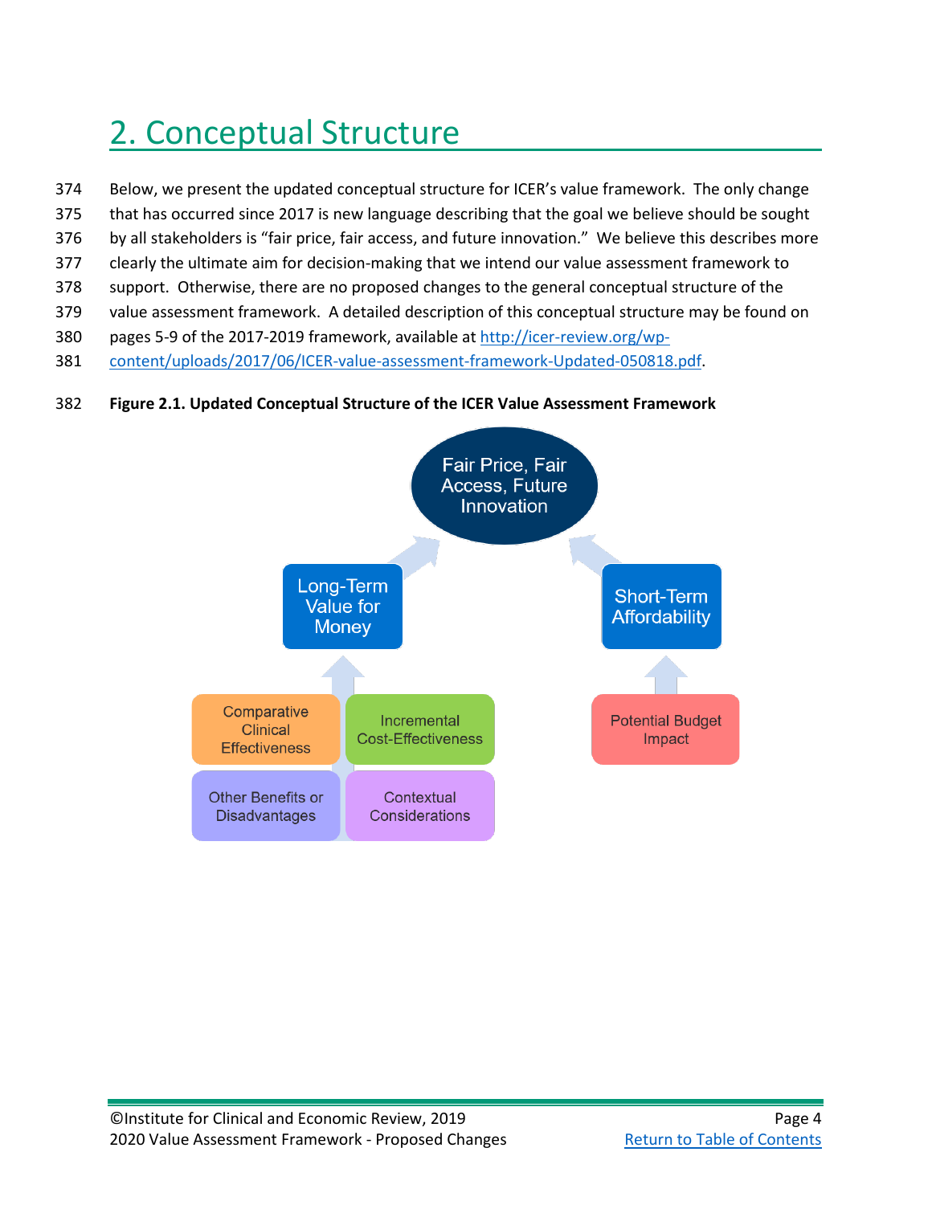# 2. Conceptual Structure

Below, we present the updated conceptual structure for ICER's value framework. The only change that has occurred since 2017 is new language describing that the goal we believe should be sought by all stakeholders is "fair price, fair access, and future innovation." We believe this describes more clearly the ultimate aim for decision-making that we intend our value assessment framework to support. Otherwise, there are no proposed changes to the general conceptual structure of the value assessment framework. A detailed description of this conceptual structure may be found on pages 5-9 of the 2017-2019 framework, available at [http://icer-review.org/wp-content/uploads/2017/06/ICER-value-assessment-framework-Updated-050818.pdf](http://icer-review.org/wp-content/uploads/2017/06/ICER-value-assessment-framework-Updated-050818.pdf).

**Figure 2.1. Updated Conceptual Structure of the ICER Value Assessment Framework**

Fair Price, Fair Access, Future Innovation

Long-Term Value for Money

Short-Term Affordability

Comparative Clinical Effectiveness

Incremental Cost-Effectiveness

Other Benefits or Disadvantages

Contextual Considerations

Potential Budget Impact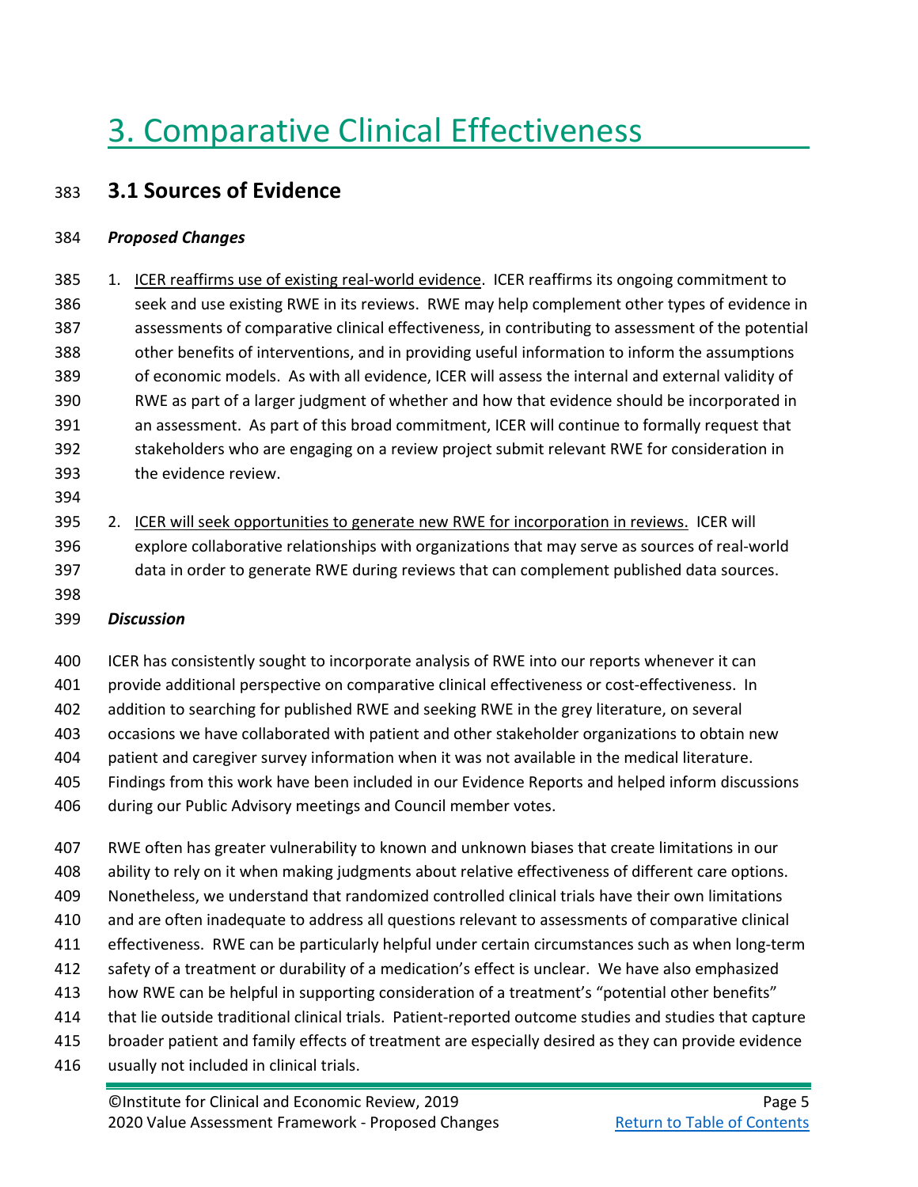# 3. Comparative Clinical Effectiveness

## 3.1 Sources of Evidence

***Proposed Changes***

1. ICER reaffirms use of existing real-world evidence. ICER reaffirms its ongoing commitment to seek and use existing RWE in its reviews. RWE may help complement other types of evidence in assessments of comparative clinical effectiveness, in contributing to assessment of the potential other benefits of interventions, and in providing useful information to inform the assumptions of economic models. As with all evidence, ICER will assess the internal and external validity of RWE as part of a larger judgment of whether and how that evidence should be incorporated in an assessment. As part of this broad commitment, ICER will continue to formally request that stakeholders who are engaging on a review project submit relevant RWE for consideration in the evidence review.

2. ICER will seek opportunities to generate new RWE for incorporation in reviews. ICER will explore collaborative relationships with organizations that may serve as sources of real-world data in order to generate RWE during reviews that can complement published data sources.

***Discussion***

ICER has consistently sought to incorporate analysis of RWE into our reports whenever it can provide additional perspective on comparative clinical effectiveness or cost-effectiveness. In addition to searching for published RWE and seeking RWE in the grey literature, on several occasions we have collaborated with patient and other stakeholder organizations to obtain new patient and caregiver survey information when it was not available in the medical literature. Findings from this work have been included in our Evidence Reports and helped inform discussions during our Public Advisory meetings and Council member votes.

RWE often has greater vulnerability to known and unknown biases that create limitations in our ability to rely on it when making judgments about relative effectiveness of different care options. Nonetheless, we understand that randomized controlled clinical trials have their own limitations and are often inadequate to address all questions relevant to assessments of comparative clinical effectiveness. RWE can be particularly helpful under certain circumstances such as when long-term safety of a treatment or durability of a medication's effect is unclear. We have also emphasized how RWE can be helpful in supporting consideration of a treatment's "potential other benefits" that lie outside traditional clinical trials. Patient-reported outcome studies and studies that capture broader patient and family effects of treatment are especially desired as they can provide evidence usually not included in clinical trials.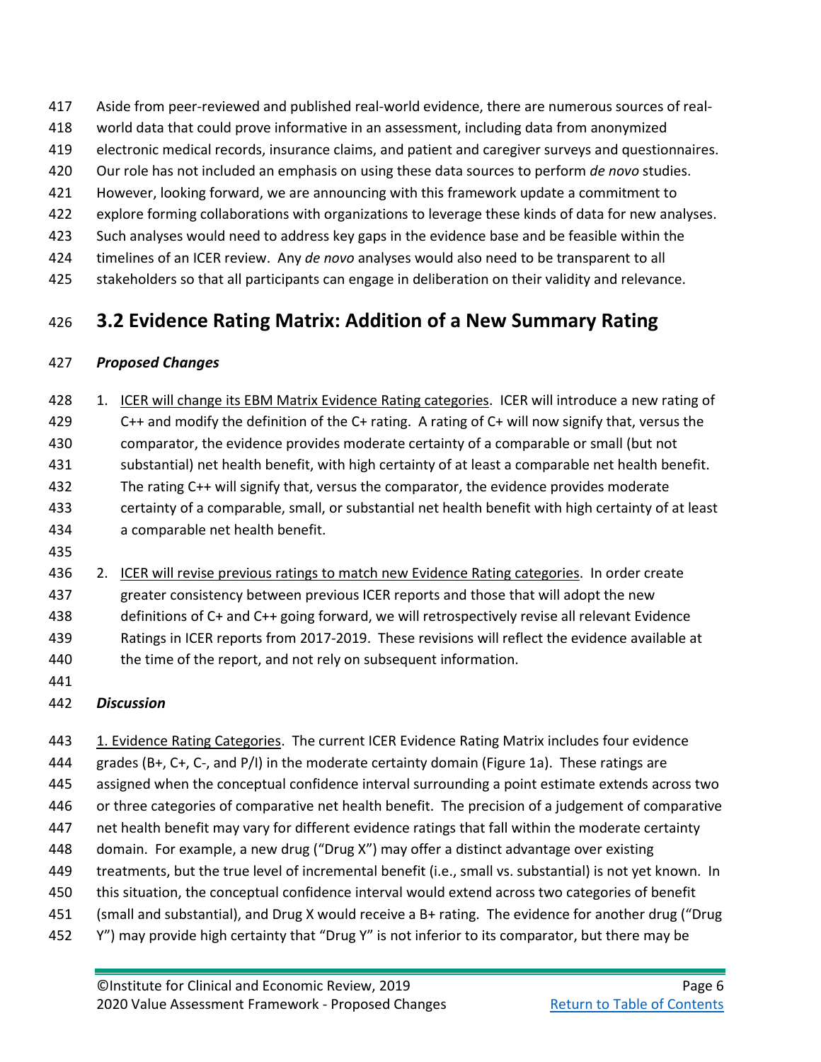Aside from peer-reviewed and published real-world evidence, there are numerous sources of real-world data that could prove informative in an assessment, including data from anonymized electronic medical records, insurance claims, and patient and caregiver surveys and questionnaires. Our role has not included an emphasis on using these data sources to perform *de novo* studies. However, looking forward, we are announcing with this framework update a commitment to explore forming collaborations with organizations to leverage these kinds of data for new analyses. Such analyses would need to address key gaps in the evidence base and be feasible within the timelines of an ICER review. Any *de novo* analyses would also need to be transparent to all stakeholders so that all participants can engage in deliberation on their validity and relevance.

## 3.2 Evidence Rating Matrix: Addition of a New Summary Rating

***Proposed Changes***

1. ICER will change its EBM Matrix Evidence Rating categories. ICER will introduce a new rating of C++ and modify the definition of the C+ rating. A rating of C+ will now signify that, versus the comparator, the evidence provides moderate certainty of a comparable or small (but not substantial) net health benefit, with high certainty of at least a comparable net health benefit. The rating C++ will signify that, versus the comparator, the evidence provides moderate certainty of a comparable, small, or substantial net health benefit with high certainty of at least a comparable net health benefit.

2. ICER will revise previous ratings to match new Evidence Rating categories. In order create greater consistency between previous ICER reports and those that will adopt the new definitions of C+ and C++ going forward, we will retrospectively revise all relevant Evidence Ratings in ICER reports from 2017-2019. These revisions will reflect the evidence available at the time of the report, and not rely on subsequent information.

***Discussion***

1. Evidence Rating Categories. The current ICER Evidence Rating Matrix includes four evidence grades (B+, C+, C-, and P/I) in the moderate certainty domain (Figure 1a). These ratings are assigned when the conceptual confidence interval surrounding a point estimate extends across two or three categories of comparative net health benefit. The precision of a judgement of comparative net health benefit may vary for different evidence ratings that fall within the moderate certainty domain. For example, a new drug ("Drug X") may offer a distinct advantage over existing treatments, but the true level of incremental benefit (i.e., small vs. substantial) is not yet known. In this situation, the conceptual confidence interval would extend across two categories of benefit (small and substantial), and Drug X would receive a B+ rating. The evidence for another drug ("Drug Y") may provide high certainty that "Drug Y" is not inferior to its comparator, but there may be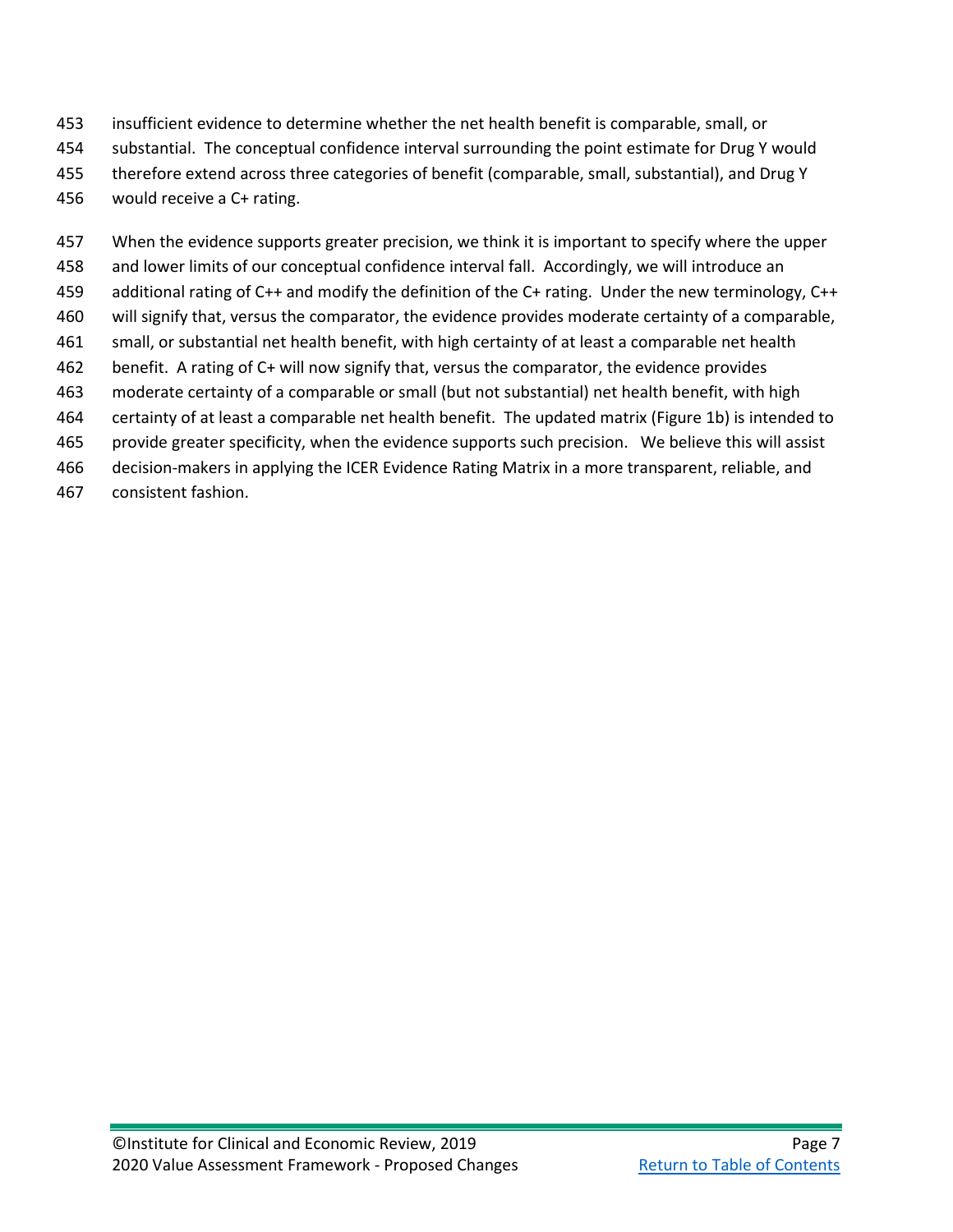insufficient evidence to determine whether the net health benefit is comparable, small, or substantial. The conceptual confidence interval surrounding the point estimate for Drug Y would therefore extend across three categories of benefit (comparable, small, substantial), and Drug Y would receive a C+ rating.

When the evidence supports greater precision, we think it is important to specify where the upper and lower limits of our conceptual confidence interval fall. Accordingly, we will introduce an additional rating of C++ and modify the definition of the C+ rating. Under the new terminology, C++ will signify that, versus the comparator, the evidence provides moderate certainty of a comparable, small, or substantial net health benefit, with high certainty of at least a comparable net health benefit. A rating of C+ will now signify that, versus the comparator, the evidence provides moderate certainty of a comparable or small (but not substantial) net health benefit, with high certainty of at least a comparable net health benefit. The updated matrix (Figure 1b) is intended to provide greater specificity, when the evidence supports such precision. We believe this will assist decision-makers in applying the ICER Evidence Rating Matrix in a more transparent, reliable, and consistent fashion.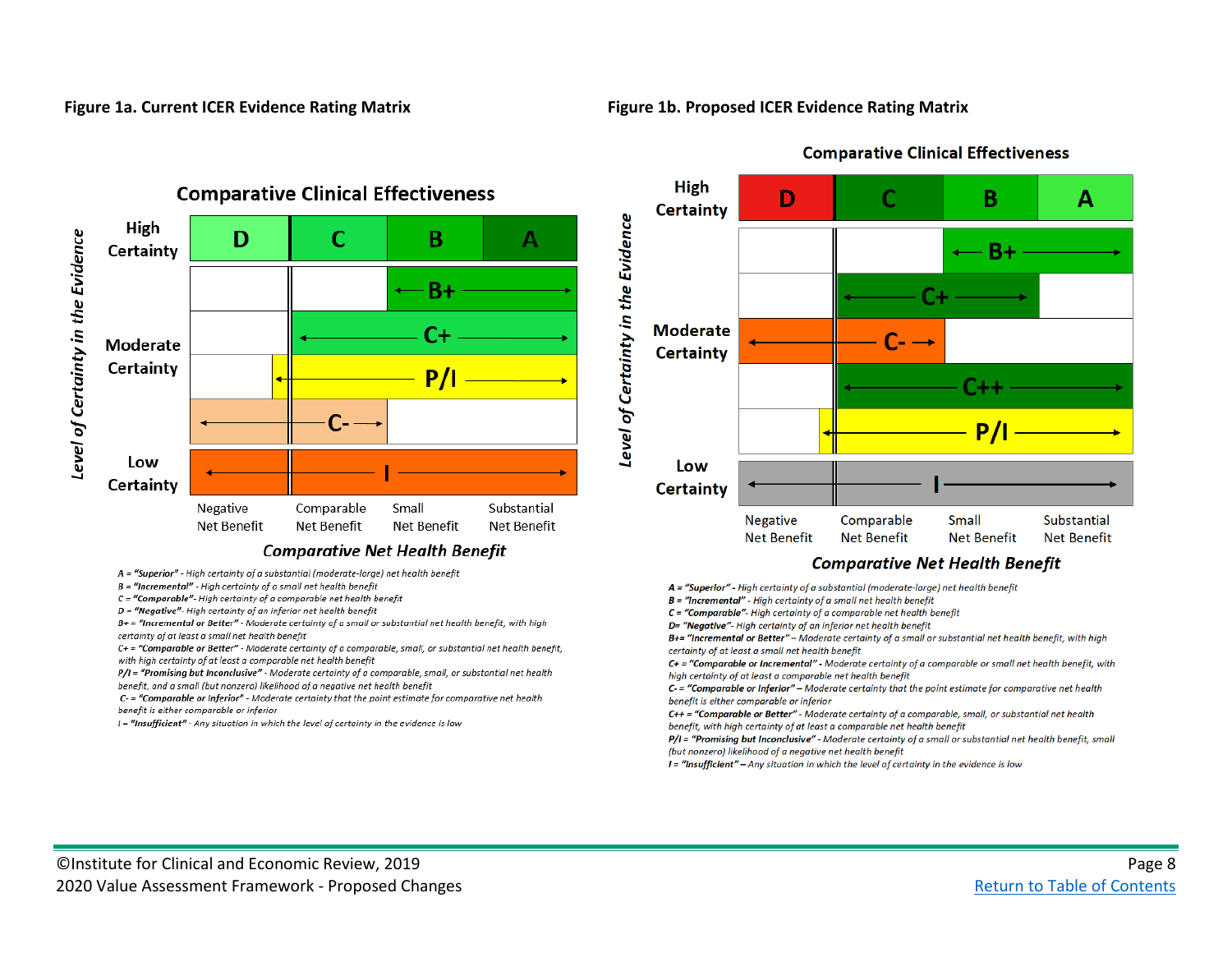**Figure 1a. Current ICER Evidence Rating Matrix**

**Comparative Clinical Effectiveness**

| Level of Certainty in the Evidence | Negative Net Benefit | Comparable Net Benefit | Small Net Benefit | Substantial Net Benefit |
|---|---|---|---|---|
| High Certainty | D | C | B | A |
| Moderate Certainty | | | B+ → | → |
| | | ← C+ | → | → |
| | ← | P/I | → | → |
| | ← | C- → | | |
| Low Certainty | ← | I | → | → |

*Comparative Net Health Benefit*

*A = "Superior" - High certainty of a substantial (moderate-large) net health benefit*
*B = "Incremental" - High certainty of a small net health benefit*
*C = "Comparable"- High certainty of a comparable net health benefit*
*D = "Negative"- High certainty of an inferior net health benefit*
*B+ = "Incremental or Better" - Moderate certainty of a small or substantial net health benefit, with high certainty of at least a small net health benefit*
*C+ = "Comparable or Better" - Moderate certainty of a comparable, small, or substantial net health benefit, with high certainty of at least a comparable net health benefit*
*P/I = "Promising but Inconclusive" - Moderate certainty of a comparable, small, or substantial net health benefit, and a small (but nonzero) likelihood of a negative net health benefit*
*C- = "Comparable or Inferior" - Moderate certainty that the point estimate for comparative net health benefit is either comparable or inferior*
*I = "Insufficient" - Any situation in which the level of certainty in the evidence is low*

**Figure 1b. Proposed ICER Evidence Rating Matrix**

**Comparative Clinical Effectiveness**

| Level of Certainty in the Evidence | Negative Net Benefit | Comparable Net Benefit | Small Net Benefit | Substantial Net Benefit |
|---|---|---|---|---|
| High Certainty | D | C | B | A |
| Moderate Certainty | | | ← B+ | → |
| | | ← C+ | → | |
| | ← | C- → | | |
| | | ← | C++ | → |
| | ← | P/I | → | → |
| Low Certainty | ← | I | → | → |

*Comparative Net Health Benefit*

*A = "Superior" - High certainty of a substantial (moderate-large) net health benefit*
*B = "Incremental" - High certainty of a small net health benefit*
*C = "Comparable"- High certainty of a comparable net health benefit*
*D= "Negative"- High certainty of an inferior net health benefit*
*B+= "Incremental or Better" – Moderate certainty of a small or substantial net health benefit, with high certainty of at least a small net health benefit*
*C+ = "Comparable or Incremental" - Moderate certainty of a comparable or small net health benefit, with high certainty of at least a comparable net health benefit*
*C- = "Comparable or Inferior" – Moderate certainty that the point estimate for comparative net health benefit is either comparable or inferior*
*C++ = "Comparable or Better" - Moderate certainty of a comparable, small, or substantial net health benefit, with high certainty of at least a comparable net health benefit*
*P/I = "Promising but Inconclusive" - Moderate certainty of a small or substantial net health benefit, small (but nonzero) likelihood of a negative net health benefit*
*I = "Insufficient" – Any situation in which the level of certainty in the evidence is low*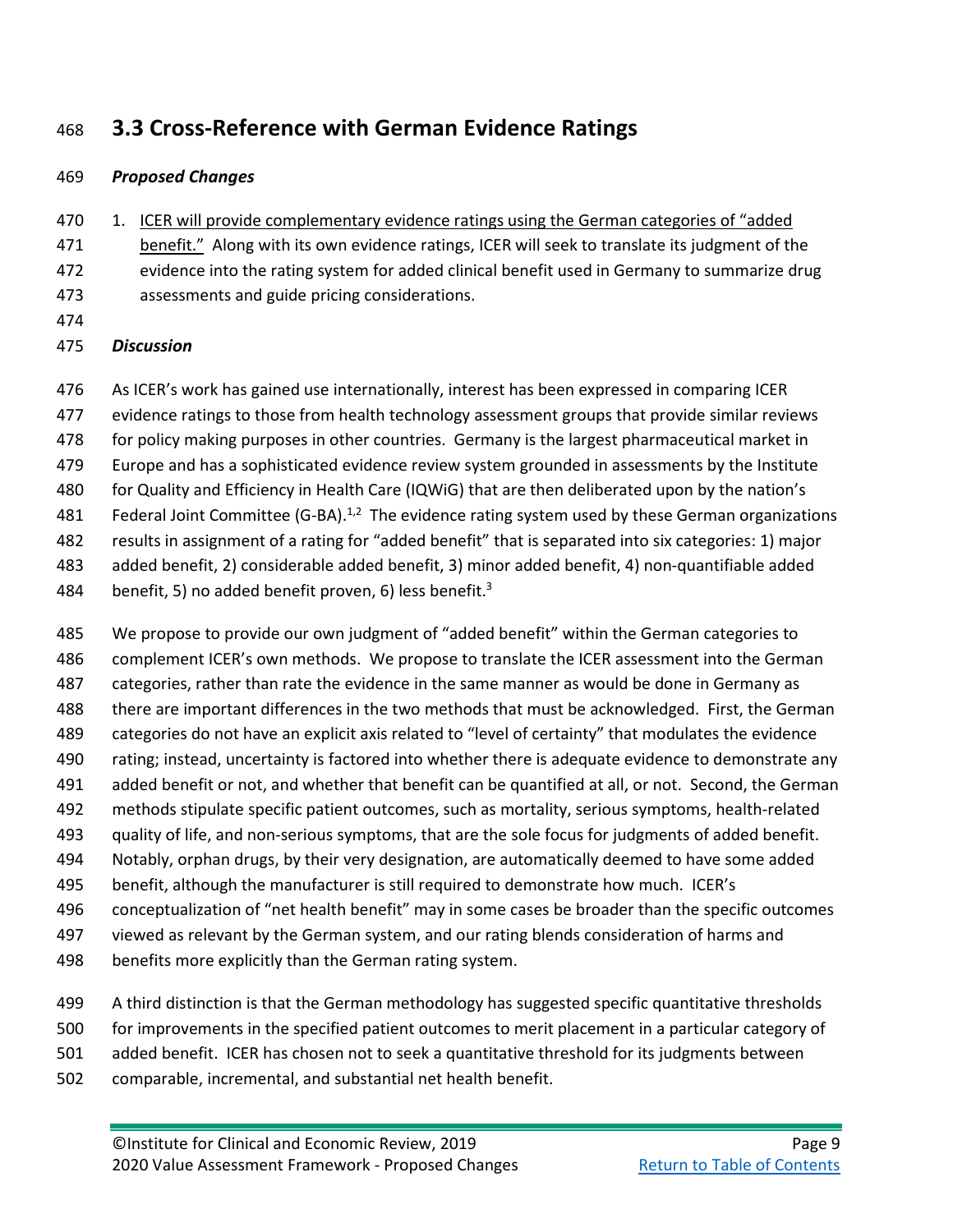## 3.3 Cross-Reference with German Evidence Ratings

***Proposed Changes***

1. ICER will provide complementary evidence ratings using the German categories of "added benefit." Along with its own evidence ratings, ICER will seek to translate its judgment of the evidence into the rating system for added clinical benefit used in Germany to summarize drug assessments and guide pricing considerations.

***Discussion***

As ICER's work has gained use internationally, interest has been expressed in comparing ICER evidence ratings to those from health technology assessment groups that provide similar reviews for policy making purposes in other countries. Germany is the largest pharmaceutical market in Europe and has a sophisticated evidence review system grounded in assessments by the Institute for Quality and Efficiency in Health Care (IQWiG) that are then deliberated upon by the nation's Federal Joint Committee (G-BA).[1,2] The evidence rating system used by these German organizations results in assignment of a rating for "added benefit" that is separated into six categories: 1) major added benefit, 2) considerable added benefit, 3) minor added benefit, 4) non-quantifiable added benefit, 5) no added benefit proven, 6) less benefit.[3]

We propose to provide our own judgment of "added benefit" within the German categories to complement ICER's own methods. We propose to translate the ICER assessment into the German categories, rather than rate the evidence in the same manner as would be done in Germany as there are important differences in the two methods that must be acknowledged. First, the German categories do not have an explicit axis related to "level of certainty" that modulates the evidence rating; instead, uncertainty is factored into whether there is adequate evidence to demonstrate any added benefit or not, and whether that benefit can be quantified at all, or not. Second, the German methods stipulate specific patient outcomes, such as mortality, serious symptoms, health-related quality of life, and non-serious symptoms, that are the sole focus for judgments of added benefit. Notably, orphan drugs, by their very designation, are automatically deemed to have some added benefit, although the manufacturer is still required to demonstrate how much. ICER's conceptualization of "net health benefit" may in some cases be broader than the specific outcomes viewed as relevant by the German system, and our rating blends consideration of harms and benefits more explicitly than the German rating system.

A third distinction is that the German methodology has suggested specific quantitative thresholds for improvements in the specified patient outcomes to merit placement in a particular category of added benefit. ICER has chosen not to seek a quantitative threshold for its judgments between comparable, incremental, and substantial net health benefit.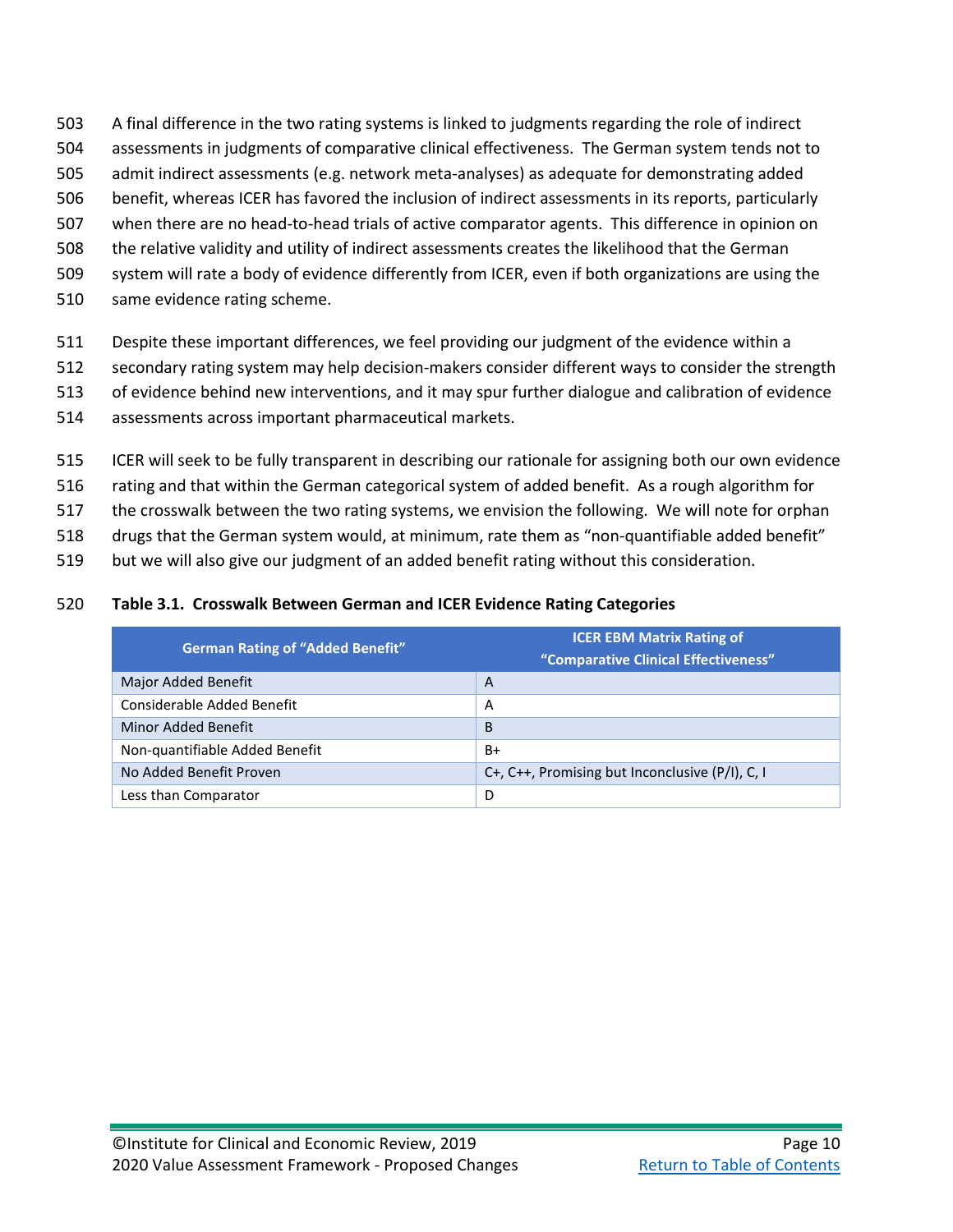A final difference in the two rating systems is linked to judgments regarding the role of indirect assessments in judgments of comparative clinical effectiveness. The German system tends not to admit indirect assessments (e.g. network meta-analyses) as adequate for demonstrating added benefit, whereas ICER has favored the inclusion of indirect assessments in its reports, particularly when there are no head-to-head trials of active comparator agents. This difference in opinion on the relative validity and utility of indirect assessments creates the likelihood that the German system will rate a body of evidence differently from ICER, even if both organizations are using the same evidence rating scheme.

Despite these important differences, we feel providing our judgment of the evidence within a secondary rating system may help decision-makers consider different ways to consider the strength of evidence behind new interventions, and it may spur further dialogue and calibration of evidence assessments across important pharmaceutical markets.

ICER will seek to be fully transparent in describing our rationale for assigning both our own evidence rating and that within the German categorical system of added benefit. As a rough algorithm for the crosswalk between the two rating systems, we envision the following. We will note for orphan drugs that the German system would, at minimum, rate them as "non-quantifiable added benefit" but we will also give our judgment of an added benefit rating without this consideration.

**Table 3.1. Crosswalk Between German and ICER Evidence Rating Categories**

| German Rating of "Added Benefit" | ICER EBM Matrix Rating of "Comparative Clinical Effectiveness" |
|---|---|
| Major Added Benefit | A |
| Considerable Added Benefit | A |
| Minor Added Benefit | B |
| Non-quantifiable Added Benefit | B+ |
| No Added Benefit Proven | C+, C++, Promising but Inconclusive (P/I), C, I |
| Less than Comparator | D |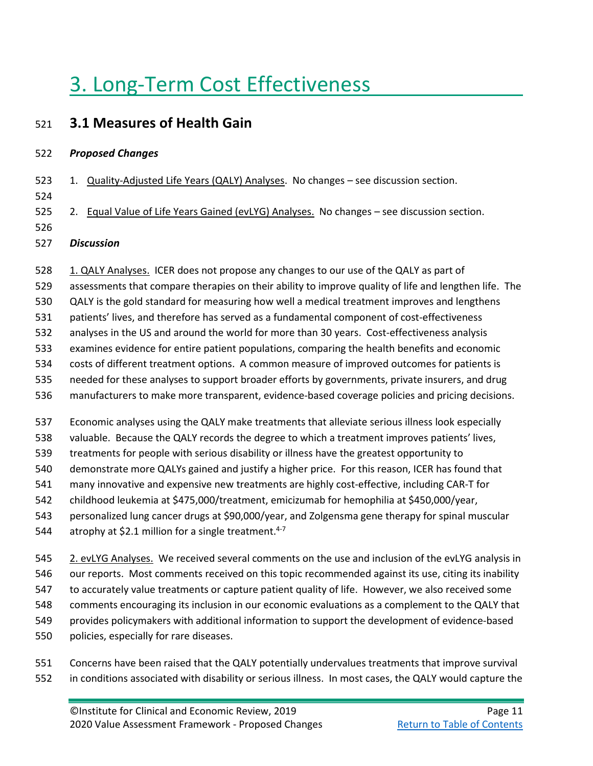# 3. Long-Term Cost Effectiveness

## 3.1 Measures of Health Gain

***Proposed Changes***

1. Quality-Adjusted Life Years (QALY) Analyses. No changes – see discussion section.

2. Equal Value of Life Years Gained (evLYG) Analyses. No changes – see discussion section.

***Discussion***

1. QALY Analyses. ICER does not propose any changes to our use of the QALY as part of assessments that compare therapies on their ability to improve quality of life and lengthen life. The QALY is the gold standard for measuring how well a medical treatment improves and lengthens patients' lives, and therefore has served as a fundamental component of cost-effectiveness analyses in the US and around the world for more than 30 years. Cost-effectiveness analysis examines evidence for entire patient populations, comparing the health benefits and economic costs of different treatment options. A common measure of improved outcomes for patients is needed for these analyses to support broader efforts by governments, private insurers, and drug manufacturers to make more transparent, evidence-based coverage policies and pricing decisions.

Economic analyses using the QALY make treatments that alleviate serious illness look especially valuable. Because the QALY records the degree to which a treatment improves patients' lives, treatments for people with serious disability or illness have the greatest opportunity to demonstrate more QALYs gained and justify a higher price. For this reason, ICER has found that many innovative and expensive new treatments are highly cost-effective, including CAR-T for childhood leukemia at $475,000/treatment, emicizumab for hemophilia at $450,000/year, personalized lung cancer drugs at $90,000/year, and Zolgensma gene therapy for spinal muscular atrophy at $2.1 million for a single treatment.[4-7]

2. evLYG Analyses. We received several comments on the use and inclusion of the evLYG analysis in our reports. Most comments received on this topic recommended against its use, citing its inability to accurately value treatments or capture patient quality of life. However, we also received some comments encouraging its inclusion in our economic evaluations as a complement to the QALY that provides policymakers with additional information to support the development of evidence-based policies, especially for rare diseases.

Concerns have been raised that the QALY potentially undervalues treatments that improve survival in conditions associated with disability or serious illness. In most cases, the QALY would capture the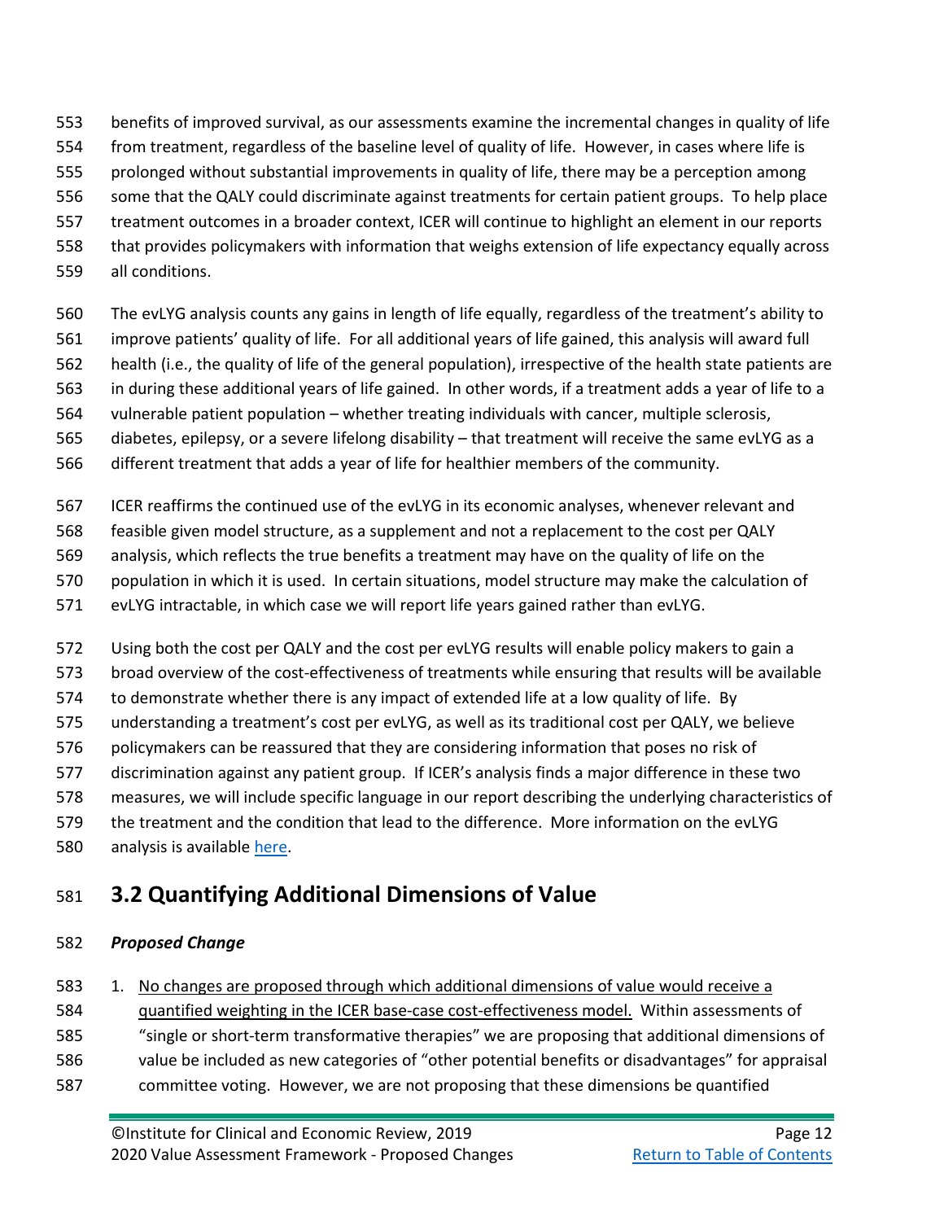benefits of improved survival, as our assessments examine the incremental changes in quality of life from treatment, regardless of the baseline level of quality of life. However, in cases where life is prolonged without substantial improvements in quality of life, there may be a perception among some that the QALY could discriminate against treatments for certain patient groups. To help place treatment outcomes in a broader context, ICER will continue to highlight an element in our reports that provides policymakers with information that weighs extension of life expectancy equally across all conditions.

The evLYG analysis counts any gains in length of life equally, regardless of the treatment's ability to improve patients' quality of life. For all additional years of life gained, this analysis will award full health (i.e., the quality of life of the general population), irrespective of the health state patients are in during these additional years of life gained. In other words, if a treatment adds a year of life to a vulnerable patient population – whether treating individuals with cancer, multiple sclerosis, diabetes, epilepsy, or a severe lifelong disability – that treatment will receive the same evLYG as a different treatment that adds a year of life for healthier members of the community.

ICER reaffirms the continued use of the evLYG in its economic analyses, whenever relevant and feasible given model structure, as a supplement and not a replacement to the cost per QALY analysis, which reflects the true benefits a treatment may have on the quality of life on the population in which it is used. In certain situations, model structure may make the calculation of evLYG intractable, in which case we will report life years gained rather than evLYG.

Using both the cost per QALY and the cost per evLYG results will enable policy makers to gain a broad overview of the cost-effectiveness of treatments while ensuring that results will be available to demonstrate whether there is any impact of extended life at a low quality of life. By understanding a treatment's cost per evLYG, as well as its traditional cost per QALY, we believe policymakers can be reassured that they are considering information that poses no risk of discrimination against any patient group. If ICER's analysis finds a major difference in these two measures, we will include specific language in our report describing the underlying characteristics of the treatment and the condition that lead to the difference. More information on the evLYG analysis is available here.

## 3.2 Quantifying Additional Dimensions of Value

***Proposed Change***

1. No changes are proposed through which additional dimensions of value would receive a quantified weighting in the ICER base-case cost-effectiveness model. Within assessments of "single or short-term transformative therapies" we are proposing that additional dimensions of value be included as new categories of "other potential benefits or disadvantages" for appraisal committee voting. However, we are not proposing that these dimensions be quantified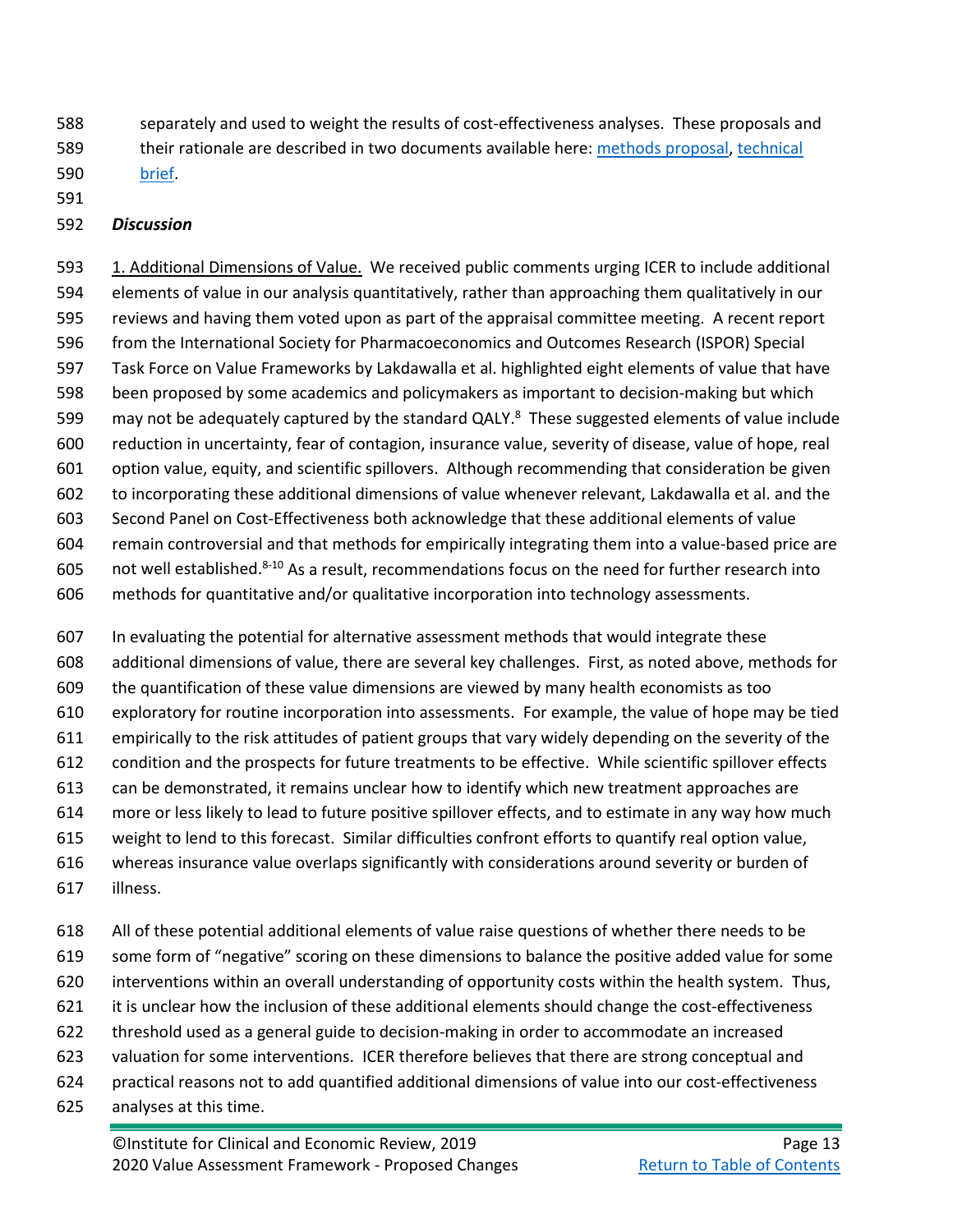separately and used to weight the results of cost-effectiveness analyses. These proposals and their rationale are described in two documents available here: methods proposal, technical brief.

***Discussion***

1. Additional Dimensions of Value. We received public comments urging ICER to include additional elements of value in our analysis quantitatively, rather than approaching them qualitatively in our reviews and having them voted upon as part of the appraisal committee meeting. A recent report from the International Society for Pharmacoeconomics and Outcomes Research (ISPOR) Special Task Force on Value Frameworks by Lakdawalla et al. highlighted eight elements of value that have been proposed by some academics and policymakers as important to decision-making but which may not be adequately captured by the standard QALY.[8] These suggested elements of value include reduction in uncertainty, fear of contagion, insurance value, severity of disease, value of hope, real option value, equity, and scientific spillovers. Although recommending that consideration be given to incorporating these additional dimensions of value whenever relevant, Lakdawalla et al. and the Second Panel on Cost-Effectiveness both acknowledge that these additional elements of value remain controversial and that methods for empirically integrating them into a value-based price are not well established.[8-10] As a result, recommendations focus on the need for further research into methods for quantitative and/or qualitative incorporation into technology assessments.

In evaluating the potential for alternative assessment methods that would integrate these additional dimensions of value, there are several key challenges. First, as noted above, methods for the quantification of these value dimensions are viewed by many health economists as too exploratory for routine incorporation into assessments. For example, the value of hope may be tied empirically to the risk attitudes of patient groups that vary widely depending on the severity of the condition and the prospects for future treatments to be effective. While scientific spillover effects can be demonstrated, it remains unclear how to identify which new treatment approaches are more or less likely to lead to future positive spillover effects, and to estimate in any way how much weight to lend to this forecast. Similar difficulties confront efforts to quantify real option value, whereas insurance value overlaps significantly with considerations around severity or burden of illness.

All of these potential additional elements of value raise questions of whether there needs to be some form of "negative" scoring on these dimensions to balance the positive added value for some interventions within an overall understanding of opportunity costs within the health system. Thus, it is unclear how the inclusion of these additional elements should change the cost-effectiveness threshold used as a general guide to decision-making in order to accommodate an increased valuation for some interventions. ICER therefore believes that there are strong conceptual and practical reasons not to add quantified additional dimensions of value into our cost-effectiveness analyses at this time.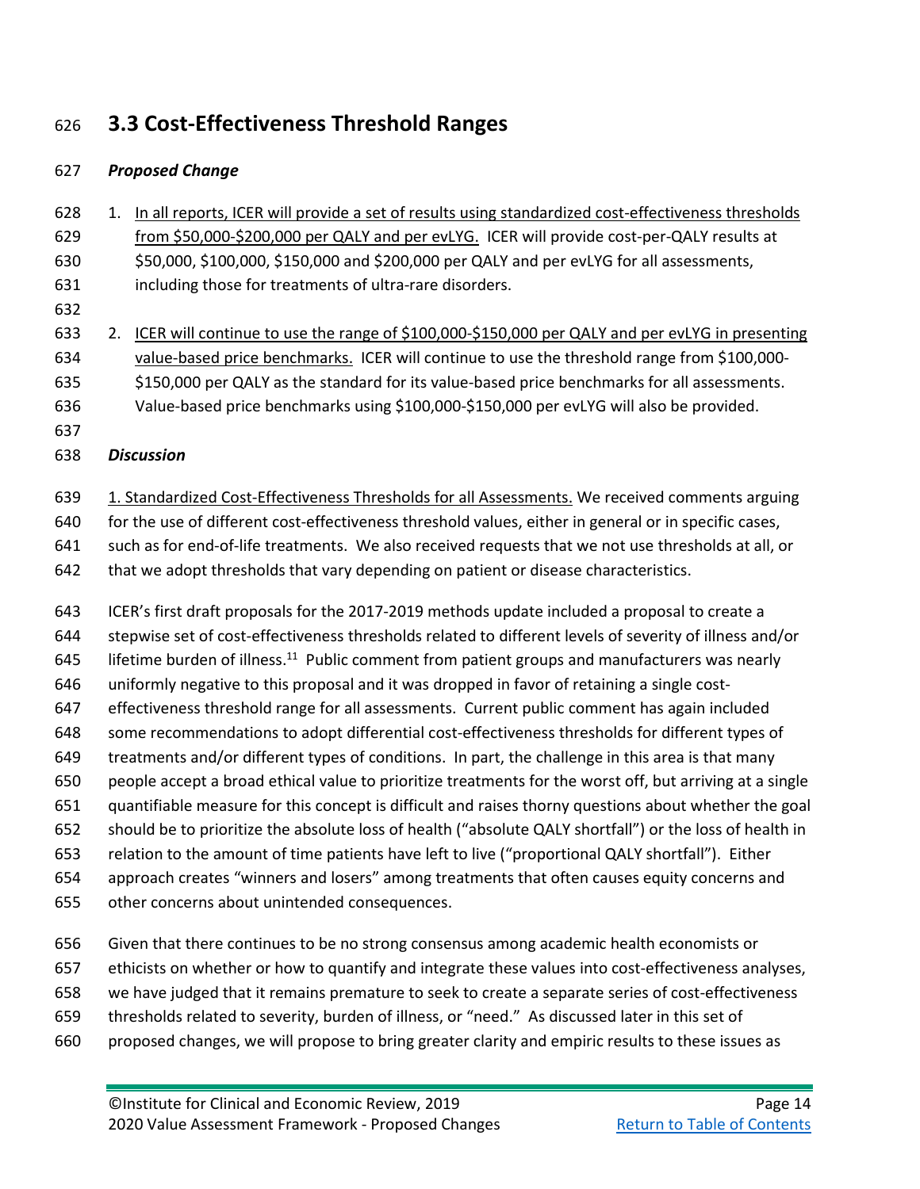## 3.3 Cost-Effectiveness Threshold Ranges

***Proposed Change***

1. In all reports, ICER will provide a set of results using standardized cost-effectiveness thresholds from \$50,000-\$200,000 per QALY and per evLYG. ICER will provide cost-per-QALY results at \$50,000, \$100,000, \$150,000 and \$200,000 per QALY and per evLYG for all assessments, including those for treatments of ultra-rare disorders.

2. ICER will continue to use the range of \$100,000-\$150,000 per QALY and per evLYG in presenting value-based price benchmarks. ICER will continue to use the threshold range from \$100,000-\$150,000 per QALY as the standard for its value-based price benchmarks for all assessments. Value-based price benchmarks using \$100,000-\$150,000 per evLYG will also be provided.

***Discussion***

1. Standardized Cost-Effectiveness Thresholds for all Assessments. We received comments arguing for the use of different cost-effectiveness threshold values, either in general or in specific cases, such as for end-of-life treatments. We also received requests that we not use thresholds at all, or that we adopt thresholds that vary depending on patient or disease characteristics.

ICER's first draft proposals for the 2017-2019 methods update included a proposal to create a stepwise set of cost-effectiveness thresholds related to different levels of severity of illness and/or lifetime burden of illness.[11] Public comment from patient groups and manufacturers was nearly uniformly negative to this proposal and it was dropped in favor of retaining a single cost-effectiveness threshold range for all assessments. Current public comment has again included some recommendations to adopt differential cost-effectiveness thresholds for different types of treatments and/or different types of conditions. In part, the challenge in this area is that many people accept a broad ethical value to prioritize treatments for the worst off, but arriving at a single quantifiable measure for this concept is difficult and raises thorny questions about whether the goal should be to prioritize the absolute loss of health ("absolute QALY shortfall") or the loss of health in relation to the amount of time patients have left to live ("proportional QALY shortfall"). Either approach creates "winners and losers" among treatments that often causes equity concerns and other concerns about unintended consequences.

Given that there continues to be no strong consensus among academic health economists or ethicists on whether or how to quantify and integrate these values into cost-effectiveness analyses, we have judged that it remains premature to seek to create a separate series of cost-effectiveness thresholds related to severity, burden of illness, or "need." As discussed later in this set of proposed changes, we will propose to bring greater clarity and empiric results to these issues as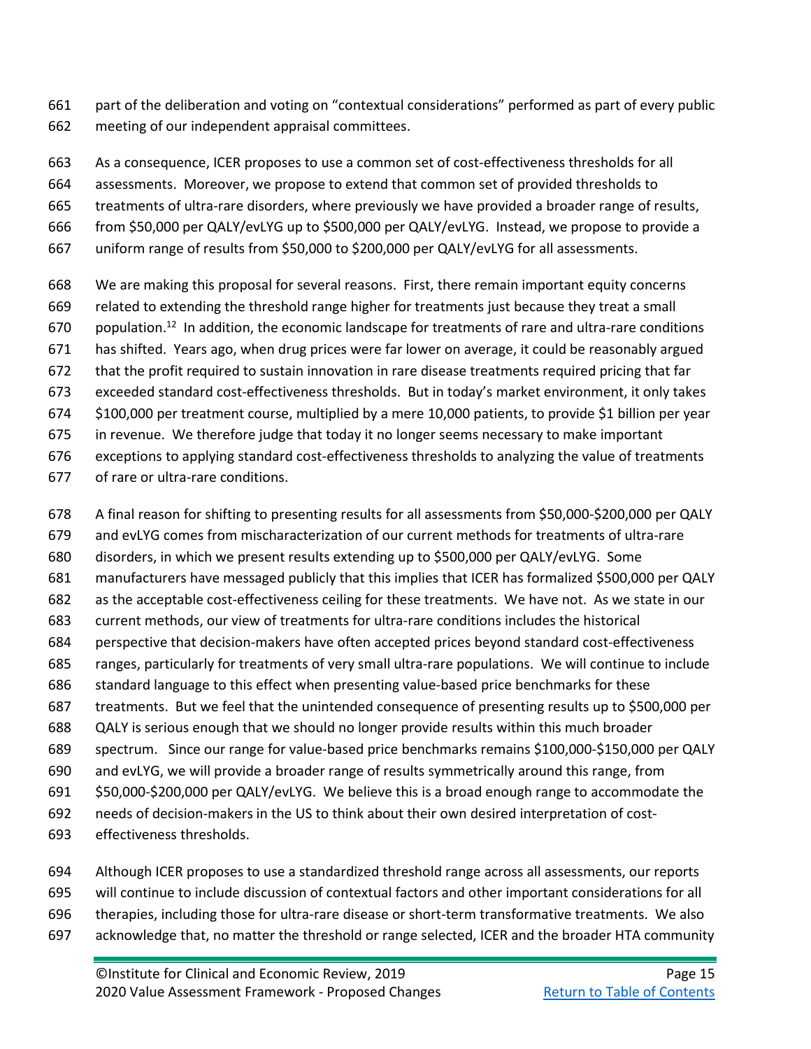part of the deliberation and voting on "contextual considerations" performed as part of every public meeting of our independent appraisal committees.

As a consequence, ICER proposes to use a common set of cost-effectiveness thresholds for all assessments. Moreover, we propose to extend that common set of provided thresholds to treatments of ultra-rare disorders, where previously we have provided a broader range of results, from $50,000 per QALY/evLYG up to $500,000 per QALY/evLYG. Instead, we propose to provide a uniform range of results from $50,000 to $200,000 per QALY/evLYG for all assessments.

We are making this proposal for several reasons. First, there remain important equity concerns related to extending the threshold range higher for treatments just because they treat a small population.[12] In addition, the economic landscape for treatments of rare and ultra-rare conditions has shifted. Years ago, when drug prices were far lower on average, it could be reasonably argued that the profit required to sustain innovation in rare disease treatments required pricing that far exceeded standard cost-effectiveness thresholds. But in today's market environment, it only takes $100,000 per treatment course, multiplied by a mere 10,000 patients, to provide $1 billion per year in revenue. We therefore judge that today it no longer seems necessary to make important exceptions to applying standard cost-effectiveness thresholds to analyzing the value of treatments of rare or ultra-rare conditions.

A final reason for shifting to presenting results for all assessments from $50,000-$200,000 per QALY and evLYG comes from mischaracterization of our current methods for treatments of ultra-rare disorders, in which we present results extending up to $500,000 per QALY/evLYG. Some manufacturers have messaged publicly that this implies that ICER has formalized $500,000 per QALY as the acceptable cost-effectiveness ceiling for these treatments. We have not. As we state in our current methods, our view of treatments for ultra-rare conditions includes the historical perspective that decision-makers have often accepted prices beyond standard cost-effectiveness ranges, particularly for treatments of very small ultra-rare populations. We will continue to include standard language to this effect when presenting value-based price benchmarks for these treatments. But we feel that the unintended consequence of presenting results up to $500,000 per QALY is serious enough that we should no longer provide results within this much broader spectrum. Since our range for value-based price benchmarks remains $100,000-$150,000 per QALY and evLYG, we will provide a broader range of results symmetrically around this range, from $50,000-$200,000 per QALY/evLYG. We believe this is a broad enough range to accommodate the needs of decision-makers in the US to think about their own desired interpretation of cost-effectiveness thresholds.

Although ICER proposes to use a standardized threshold range across all assessments, our reports will continue to include discussion of contextual factors and other important considerations for all therapies, including those for ultra-rare disease or short-term transformative treatments. We also acknowledge that, no matter the threshold or range selected, ICER and the broader HTA community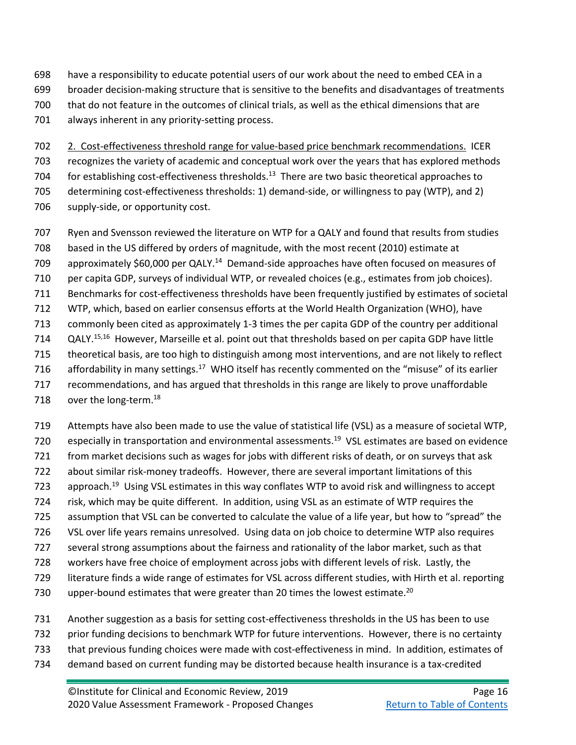have a responsibility to educate potential users of our work about the need to embed CEA in a broader decision-making structure that is sensitive to the benefits and disadvantages of treatments that do not feature in the outcomes of clinical trials, as well as the ethical dimensions that are always inherent in any priority-setting process.

2. Cost-effectiveness threshold range for value-based price benchmark recommendations. ICER recognizes the variety of academic and conceptual work over the years that has explored methods for establishing cost-effectiveness thresholds.[13] There are two basic theoretical approaches to determining cost-effectiveness thresholds: 1) demand-side, or willingness to pay (WTP), and 2) supply-side, or opportunity cost.

Ryen and Svensson reviewed the literature on WTP for a QALY and found that results from studies based in the US differed by orders of magnitude, with the most recent (2010) estimate at approximately $60,000 per QALY.[14] Demand-side approaches have often focused on measures of per capita GDP, surveys of individual WTP, or revealed choices (e.g., estimates from job choices). Benchmarks for cost-effectiveness thresholds have been frequently justified by estimates of societal WTP, which, based on earlier consensus efforts at the World Health Organization (WHO), have commonly been cited as approximately 1-3 times the per capita GDP of the country per additional QALY.[15,16] However, Marseille et al. point out that thresholds based on per capita GDP have little theoretical basis, are too high to distinguish among most interventions, and are not likely to reflect affordability in many settings.[17] WHO itself has recently commented on the "misuse" of its earlier recommendations, and has argued that thresholds in this range are likely to prove unaffordable over the long-term.[18]

Attempts have also been made to use the value of statistical life (VSL) as a measure of societal WTP, especially in transportation and environmental assessments.[19] VSL estimates are based on evidence from market decisions such as wages for jobs with different risks of death, or on surveys that ask about similar risk-money tradeoffs. However, there are several important limitations of this approach.[19] Using VSL estimates in this way conflates WTP to avoid risk and willingness to accept risk, which may be quite different. In addition, using VSL as an estimate of WTP requires the assumption that VSL can be converted to calculate the value of a life year, but how to "spread" the VSL over life years remains unresolved. Using data on job choice to determine WTP also requires several strong assumptions about the fairness and rationality of the labor market, such as that workers have free choice of employment across jobs with different levels of risk. Lastly, the literature finds a wide range of estimates for VSL across different studies, with Hirth et al. reporting upper-bound estimates that were greater than 20 times the lowest estimate.[20]

Another suggestion as a basis for setting cost-effectiveness thresholds in the US has been to use prior funding decisions to benchmark WTP for future interventions. However, there is no certainty that previous funding choices were made with cost-effectiveness in mind. In addition, estimates of demand based on current funding may be distorted because health insurance is a tax-credited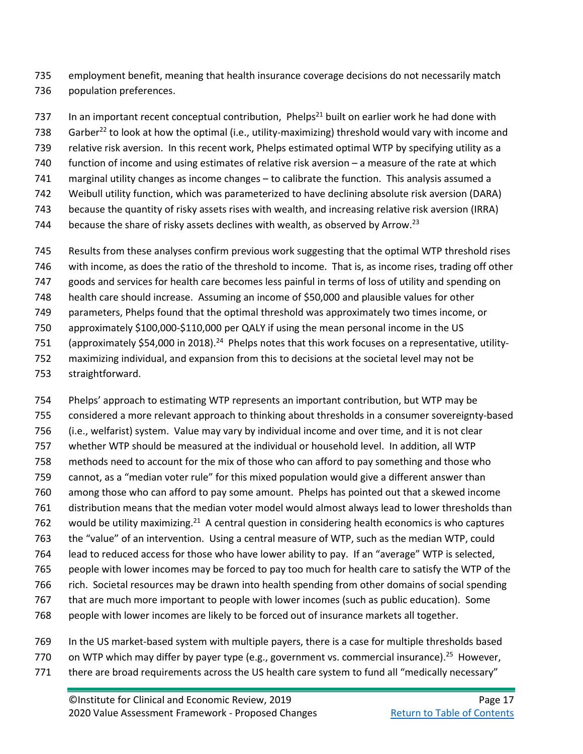employment benefit, meaning that health insurance coverage decisions do not necessarily match population preferences.

In an important recent conceptual contribution, Phelps[21] built on earlier work he had done with Garber[22] to look at how the optimal (i.e., utility-maximizing) threshold would vary with income and relative risk aversion. In this recent work, Phelps estimated optimal WTP by specifying utility as a function of income and using estimates of relative risk aversion – a measure of the rate at which marginal utility changes as income changes – to calibrate the function. This analysis assumed a Weibull utility function, which was parameterized to have declining absolute risk aversion (DARA) because the quantity of risky assets rises with wealth, and increasing relative risk aversion (IRRA) because the share of risky assets declines with wealth, as observed by Arrow.[23]

Results from these analyses confirm previous work suggesting that the optimal WTP threshold rises with income, as does the ratio of the threshold to income. That is, as income rises, trading off other goods and services for health care becomes less painful in terms of loss of utility and spending on health care should increase. Assuming an income of $50,000 and plausible values for other parameters, Phelps found that the optimal threshold was approximately two times income, or approximately $100,000-$110,000 per QALY if using the mean personal income in the US (approximately $54,000 in 2018).[24] Phelps notes that this work focuses on a representative, utility-maximizing individual, and expansion from this to decisions at the societal level may not be straightforward.

Phelps' approach to estimating WTP represents an important contribution, but WTP may be considered a more relevant approach to thinking about thresholds in a consumer sovereignty-based (i.e., welfarist) system. Value may vary by individual income and over time, and it is not clear whether WTP should be measured at the individual or household level. In addition, all WTP methods need to account for the mix of those who can afford to pay something and those who cannot, as a "median voter rule" for this mixed population would give a different answer than among those who can afford to pay some amount. Phelps has pointed out that a skewed income distribution means that the median voter model would almost always lead to lower thresholds than would be utility maximizing.[21] A central question in considering health economics is who captures the "value" of an intervention. Using a central measure of WTP, such as the median WTP, could lead to reduced access for those who have lower ability to pay. If an "average" WTP is selected, people with lower incomes may be forced to pay too much for health care to satisfy the WTP of the rich. Societal resources may be drawn into health spending from other domains of social spending that are much more important to people with lower incomes (such as public education). Some people with lower incomes are likely to be forced out of insurance markets all together.

In the US market-based system with multiple payers, there is a case for multiple thresholds based on WTP which may differ by payer type (e.g., government vs. commercial insurance).[25] However, there are broad requirements across the US health care system to fund all "medically necessary"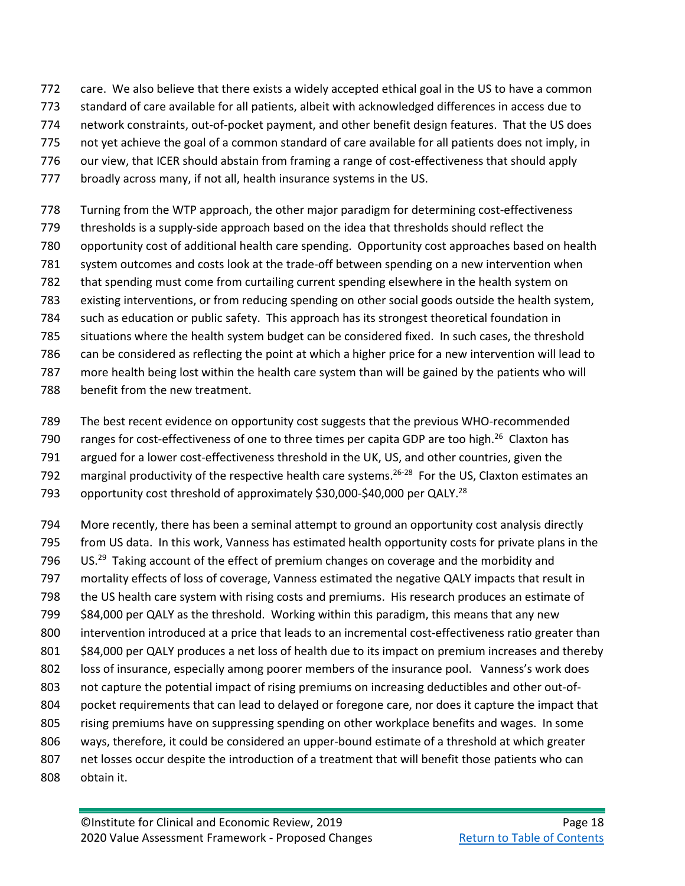care. We also believe that there exists a widely accepted ethical goal in the US to have a common standard of care available for all patients, albeit with acknowledged differences in access due to network constraints, out-of-pocket payment, and other benefit design features. That the US does not yet achieve the goal of a common standard of care available for all patients does not imply, in our view, that ICER should abstain from framing a range of cost-effectiveness that should apply broadly across many, if not all, health insurance systems in the US.

Turning from the WTP approach, the other major paradigm for determining cost-effectiveness thresholds is a supply-side approach based on the idea that thresholds should reflect the opportunity cost of additional health care spending. Opportunity cost approaches based on health system outcomes and costs look at the trade-off between spending on a new intervention when that spending must come from curtailing current spending elsewhere in the health system on existing interventions, or from reducing spending on other social goods outside the health system, such as education or public safety. This approach has its strongest theoretical foundation in situations where the health system budget can be considered fixed. In such cases, the threshold can be considered as reflecting the point at which a higher price for a new intervention will lead to more health being lost within the health care system than will be gained by the patients who will benefit from the new treatment.

The best recent evidence on opportunity cost suggests that the previous WHO-recommended ranges for cost-effectiveness of one to three times per capita GDP are too high.[26] Claxton has argued for a lower cost-effectiveness threshold in the UK, US, and other countries, given the marginal productivity of the respective health care systems.[26-28] For the US, Claxton estimates an opportunity cost threshold of approximately $30,000-$40,000 per QALY.[28]

More recently, there has been a seminal attempt to ground an opportunity cost analysis directly from US data. In this work, Vanness has estimated health opportunity costs for private plans in the US.[29] Taking account of the effect of premium changes on coverage and the morbidity and mortality effects of loss of coverage, Vanness estimated the negative QALY impacts that result in the US health care system with rising costs and premiums. His research produces an estimate of $84,000 per QALY as the threshold. Working within this paradigm, this means that any new intervention introduced at a price that leads to an incremental cost-effectiveness ratio greater than $84,000 per QALY produces a net loss of health due to its impact on premium increases and thereby loss of insurance, especially among poorer members of the insurance pool. Vanness's work does not capture the potential impact of rising premiums on increasing deductibles and other out-of-pocket requirements that can lead to delayed or foregone care, nor does it capture the impact that rising premiums have on suppressing spending on other workplace benefits and wages. In some ways, therefore, it could be considered an upper-bound estimate of a threshold at which greater net losses occur despite the introduction of a treatment that will benefit those patients who can obtain it.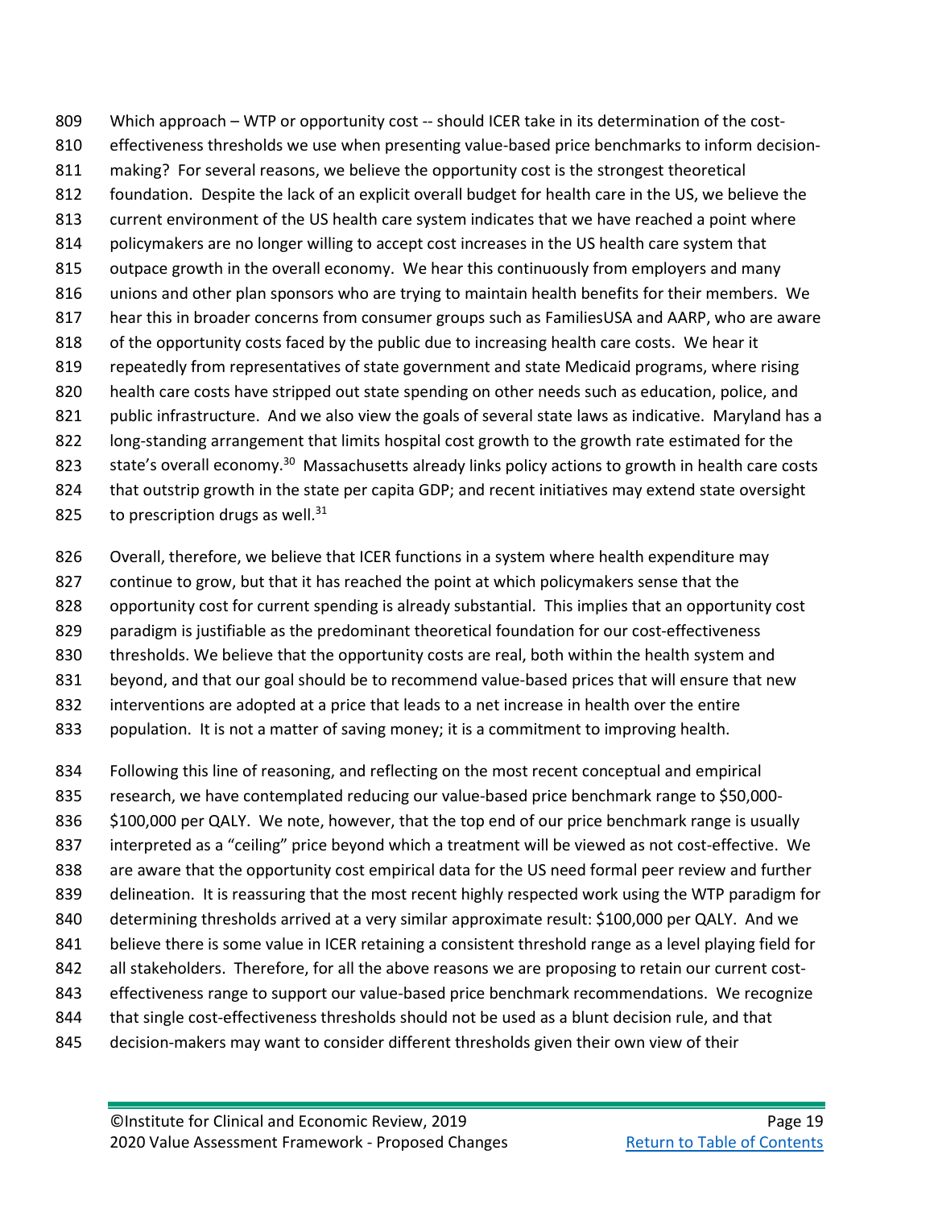Which approach – WTP or opportunity cost -- should ICER take in its determination of the cost-effectiveness thresholds we use when presenting value-based price benchmarks to inform decision-making? For several reasons, we believe the opportunity cost is the strongest theoretical foundation. Despite the lack of an explicit overall budget for health care in the US, we believe the current environment of the US health care system indicates that we have reached a point where policymakers are no longer willing to accept cost increases in the US health care system that outpace growth in the overall economy. We hear this continuously from employers and many unions and other plan sponsors who are trying to maintain health benefits for their members. We hear this in broader concerns from consumer groups such as FamiliesUSA and AARP, who are aware of the opportunity costs faced by the public due to increasing health care costs. We hear it repeatedly from representatives of state government and state Medicaid programs, where rising health care costs have stripped out state spending on other needs such as education, police, and public infrastructure. And we also view the goals of several state laws as indicative. Maryland has a long-standing arrangement that limits hospital cost growth to the growth rate estimated for the state's overall economy.[30] Massachusetts already links policy actions to growth in health care costs that outstrip growth in the state per capita GDP; and recent initiatives may extend state oversight to prescription drugs as well.[31]

Overall, therefore, we believe that ICER functions in a system where health expenditure may continue to grow, but that it has reached the point at which policymakers sense that the opportunity cost for current spending is already substantial. This implies that an opportunity cost paradigm is justifiable as the predominant theoretical foundation for our cost-effectiveness thresholds. We believe that the opportunity costs are real, both within the health system and beyond, and that our goal should be to recommend value-based prices that will ensure that new interventions are adopted at a price that leads to a net increase in health over the entire population. It is not a matter of saving money; it is a commitment to improving health.

Following this line of reasoning, and reflecting on the most recent conceptual and empirical research, we have contemplated reducing our value-based price benchmark range to $50,000-$100,000 per QALY. We note, however, that the top end of our price benchmark range is usually interpreted as a "ceiling" price beyond which a treatment will be viewed as not cost-effective. We are aware that the opportunity cost empirical data for the US need formal peer review and further delineation. It is reassuring that the most recent highly respected work using the WTP paradigm for determining thresholds arrived at a very similar approximate result: $100,000 per QALY. And we believe there is some value in ICER retaining a consistent threshold range as a level playing field for all stakeholders. Therefore, for all the above reasons we are proposing to retain our current cost-effectiveness range to support our value-based price benchmark recommendations. We recognize that single cost-effectiveness thresholds should not be used as a blunt decision rule, and that decision-makers may want to consider different thresholds given their own view of their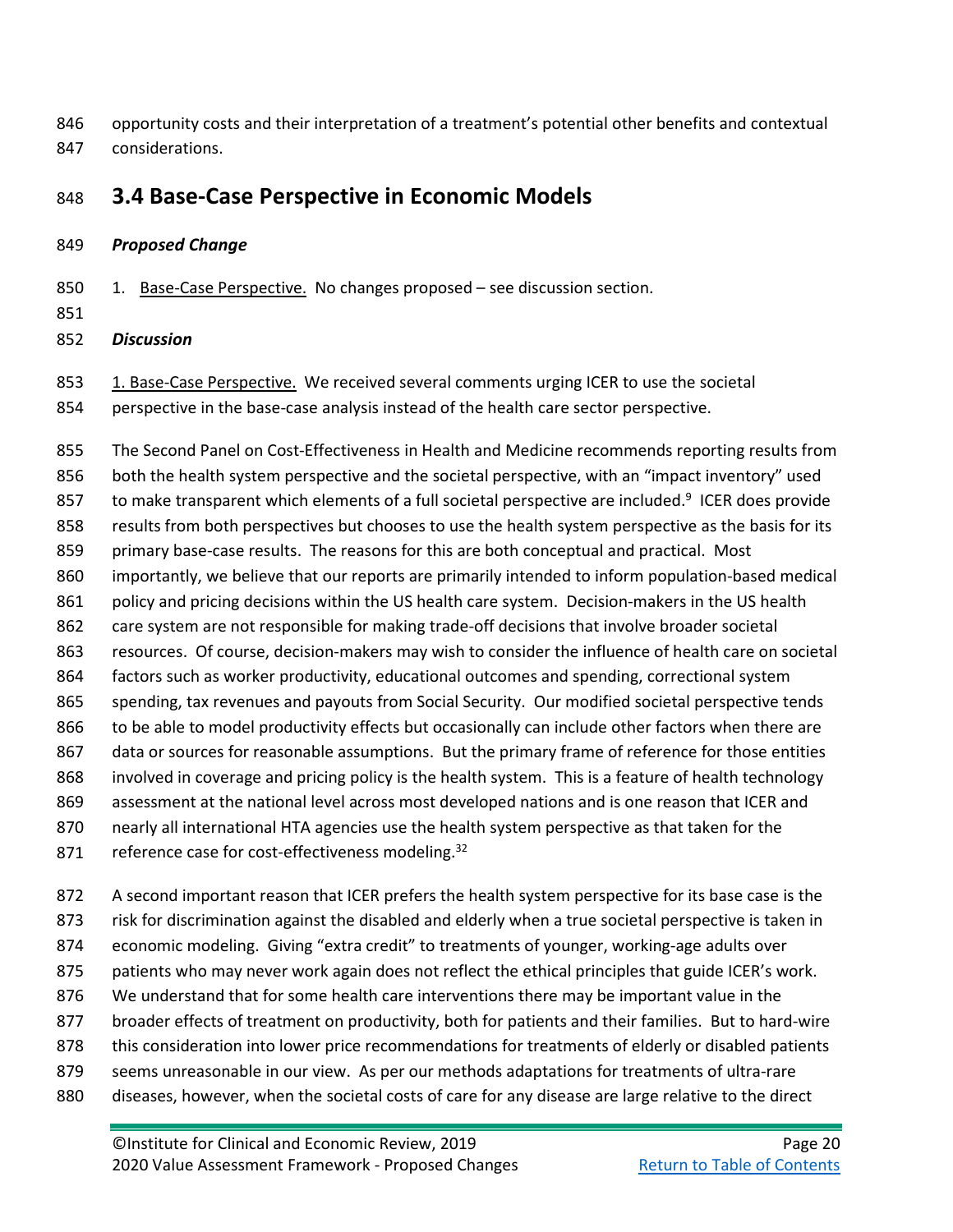opportunity costs and their interpretation of a treatment's potential other benefits and contextual considerations.

## 3.4 Base-Case Perspective in Economic Models

***Proposed Change***

1. Base-Case Perspective. No changes proposed – see discussion section.

***Discussion***

1. Base-Case Perspective. We received several comments urging ICER to use the societal perspective in the base-case analysis instead of the health care sector perspective.

The Second Panel on Cost-Effectiveness in Health and Medicine recommends reporting results from both the health system perspective and the societal perspective, with an "impact inventory" used to make transparent which elements of a full societal perspective are included.[9] ICER does provide results from both perspectives but chooses to use the health system perspective as the basis for its primary base-case results. The reasons for this are both conceptual and practical. Most importantly, we believe that our reports are primarily intended to inform population-based medical policy and pricing decisions within the US health care system. Decision-makers in the US health care system are not responsible for making trade-off decisions that involve broader societal resources. Of course, decision-makers may wish to consider the influence of health care on societal factors such as worker productivity, educational outcomes and spending, correctional system spending, tax revenues and payouts from Social Security. Our modified societal perspective tends to be able to model productivity effects but occasionally can include other factors when there are data or sources for reasonable assumptions. But the primary frame of reference for those entities involved in coverage and pricing policy is the health system. This is a feature of health technology assessment at the national level across most developed nations and is one reason that ICER and nearly all international HTA agencies use the health system perspective as that taken for the reference case for cost-effectiveness modeling.[32]

A second important reason that ICER prefers the health system perspective for its base case is the risk for discrimination against the disabled and elderly when a true societal perspective is taken in economic modeling. Giving "extra credit" to treatments of younger, working-age adults over patients who may never work again does not reflect the ethical principles that guide ICER's work. We understand that for some health care interventions there may be important value in the broader effects of treatment on productivity, both for patients and their families. But to hard-wire this consideration into lower price recommendations for treatments of elderly or disabled patients seems unreasonable in our view. As per our methods adaptations for treatments of ultra-rare diseases, however, when the societal costs of care for any disease are large relative to the direct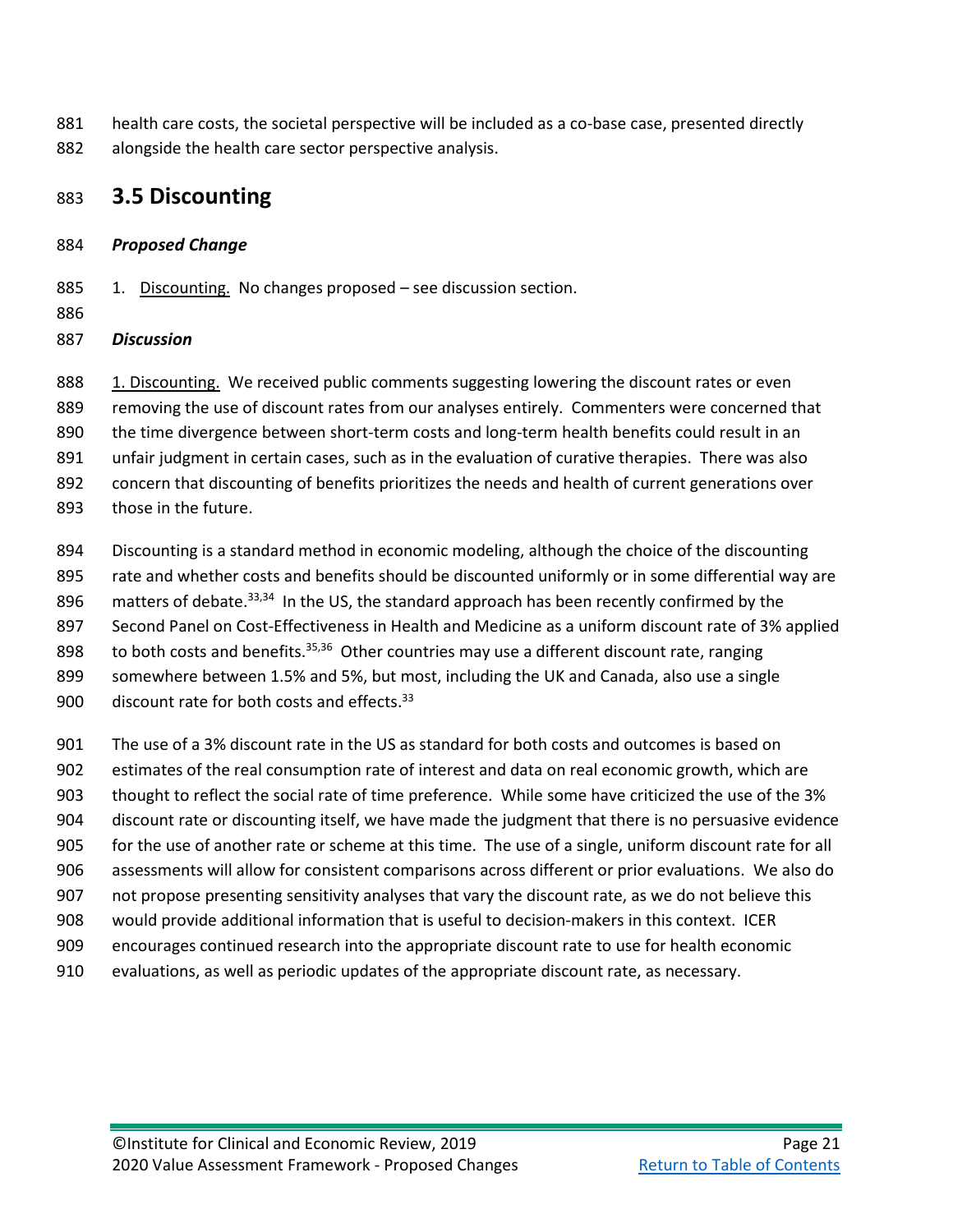health care costs, the societal perspective will be included as a co-base case, presented directly alongside the health care sector perspective analysis.

## 3.5 Discounting

***Proposed Change***

1. Discounting. No changes proposed – see discussion section.

***Discussion***

1. Discounting. We received public comments suggesting lowering the discount rates or even removing the use of discount rates from our analyses entirely. Commenters were concerned that the time divergence between short-term costs and long-term health benefits could result in an unfair judgment in certain cases, such as in the evaluation of curative therapies. There was also concern that discounting of benefits prioritizes the needs and health of current generations over those in the future.

Discounting is a standard method in economic modeling, although the choice of the discounting rate and whether costs and benefits should be discounted uniformly or in some differential way are matters of debate.[33,34] In the US, the standard approach has been recently confirmed by the Second Panel on Cost-Effectiveness in Health and Medicine as a uniform discount rate of 3% applied to both costs and benefits.[35,36] Other countries may use a different discount rate, ranging somewhere between 1.5% and 5%, but most, including the UK and Canada, also use a single discount rate for both costs and effects.[33]

The use of a 3% discount rate in the US as standard for both costs and outcomes is based on estimates of the real consumption rate of interest and data on real economic growth, which are thought to reflect the social rate of time preference. While some have criticized the use of the 3% discount rate or discounting itself, we have made the judgment that there is no persuasive evidence for the use of another rate or scheme at this time. The use of a single, uniform discount rate for all assessments will allow for consistent comparisons across different or prior evaluations. We also do not propose presenting sensitivity analyses that vary the discount rate, as we do not believe this would provide additional information that is useful to decision-makers in this context. ICER encourages continued research into the appropriate discount rate to use for health economic evaluations, as well as periodic updates of the appropriate discount rate, as necessary.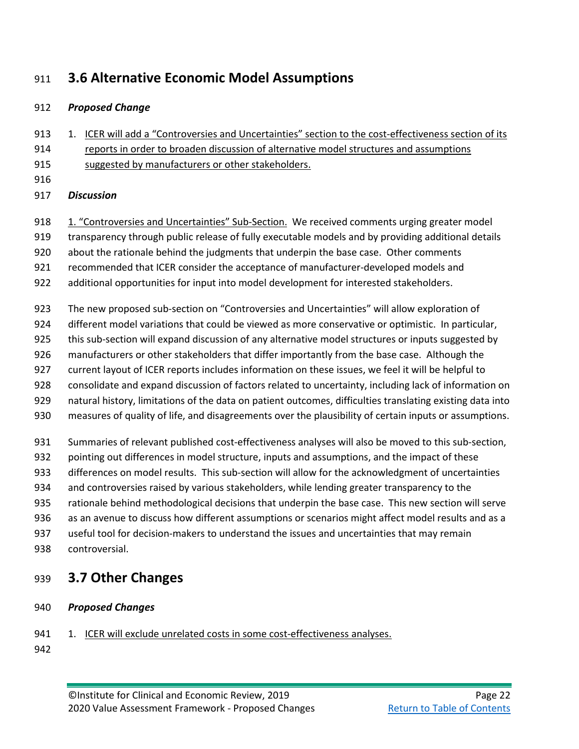## 3.6 Alternative Economic Model Assumptions

***Proposed Change***

1. ICER will add a "Controversies and Uncertainties" section to the cost-effectiveness section of its reports in order to broaden discussion of alternative model structures and assumptions suggested by manufacturers or other stakeholders.

***Discussion***

1. "Controversies and Uncertainties" Sub-Section. We received comments urging greater model transparency through public release of fully executable models and by providing additional details about the rationale behind the judgments that underpin the base case. Other comments recommended that ICER consider the acceptance of manufacturer-developed models and additional opportunities for input into model development for interested stakeholders.

The new proposed sub-section on "Controversies and Uncertainties" will allow exploration of different model variations that could be viewed as more conservative or optimistic. In particular, this sub-section will expand discussion of any alternative model structures or inputs suggested by manufacturers or other stakeholders that differ importantly from the base case. Although the current layout of ICER reports includes information on these issues, we feel it will be helpful to consolidate and expand discussion of factors related to uncertainty, including lack of information on natural history, limitations of the data on patient outcomes, difficulties translating existing data into measures of quality of life, and disagreements over the plausibility of certain inputs or assumptions.

Summaries of relevant published cost-effectiveness analyses will also be moved to this sub-section, pointing out differences in model structure, inputs and assumptions, and the impact of these differences on model results. This sub-section will allow for the acknowledgment of uncertainties and controversies raised by various stakeholders, while lending greater transparency to the rationale behind methodological decisions that underpin the base case. This new section will serve as an avenue to discuss how different assumptions or scenarios might affect model results and as a useful tool for decision-makers to understand the issues and uncertainties that may remain controversial.

## 3.7 Other Changes

***Proposed Changes***

1. ICER will exclude unrelated costs in some cost-effectiveness analyses.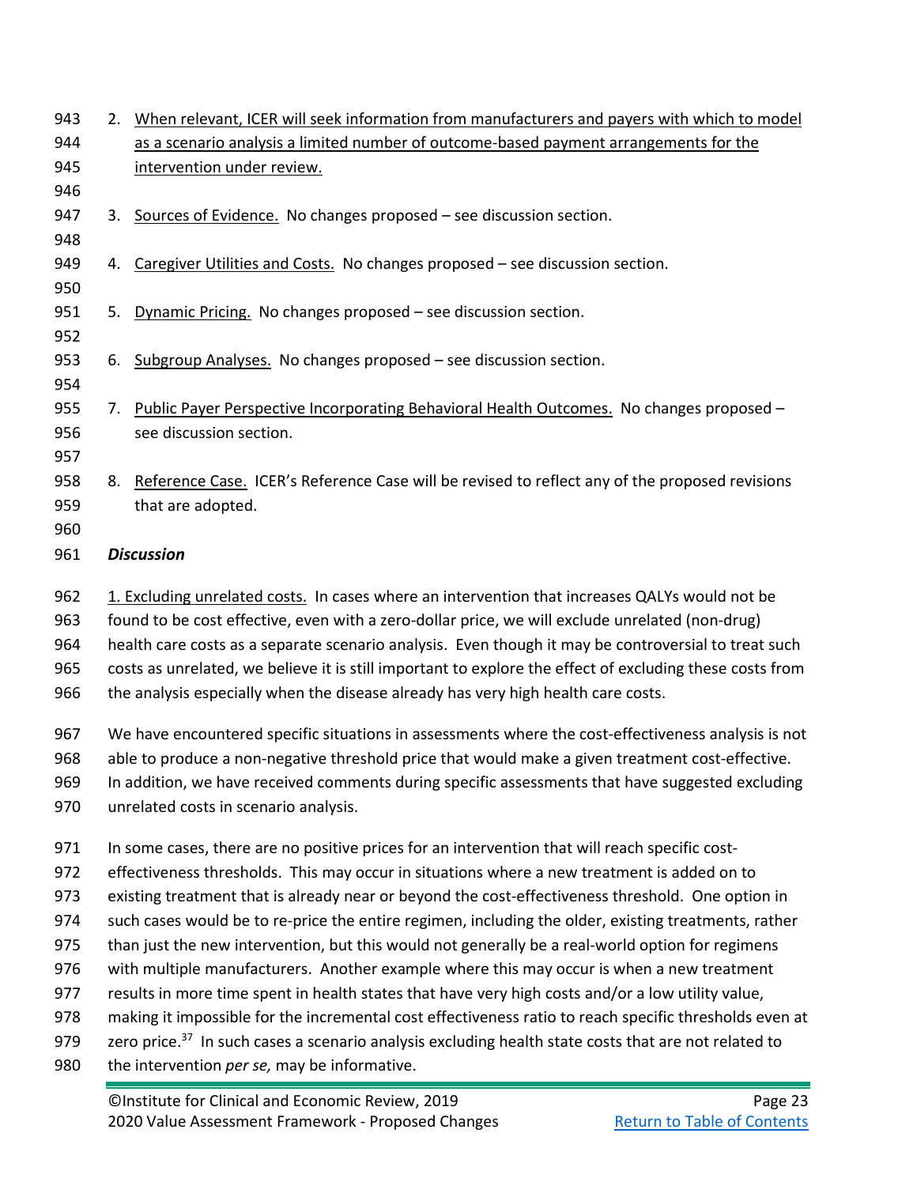2. When relevant, ICER will seek information from manufacturers and payers with which to model as a scenario analysis a limited number of outcome-based payment arrangements for the intervention under review.

3. Sources of Evidence. No changes proposed – see discussion section.

4. Caregiver Utilities and Costs. No changes proposed – see discussion section.

5. Dynamic Pricing. No changes proposed – see discussion section.

6. Subgroup Analyses. No changes proposed – see discussion section.

7. Public Payer Perspective Incorporating Behavioral Health Outcomes. No changes proposed – see discussion section.

8. Reference Case. ICER's Reference Case will be revised to reflect any of the proposed revisions that are adopted.

***Discussion***

1. Excluding unrelated costs. In cases where an intervention that increases QALYs would not be found to be cost effective, even with a zero-dollar price, we will exclude unrelated (non-drug) health care costs as a separate scenario analysis. Even though it may be controversial to treat such costs as unrelated, we believe it is still important to explore the effect of excluding these costs from the analysis especially when the disease already has very high health care costs.

We have encountered specific situations in assessments where the cost-effectiveness analysis is not able to produce a non-negative threshold price that would make a given treatment cost-effective. In addition, we have received comments during specific assessments that have suggested excluding unrelated costs in scenario analysis.

In some cases, there are no positive prices for an intervention that will reach specific cost-effectiveness thresholds. This may occur in situations where a new treatment is added on to existing treatment that is already near or beyond the cost-effectiveness threshold. One option in such cases would be to re-price the entire regimen, including the older, existing treatments, rather than just the new intervention, but this would not generally be a real-world option for regimens with multiple manufacturers. Another example where this may occur is when a new treatment results in more time spent in health states that have very high costs and/or a low utility value, making it impossible for the incremental cost effectiveness ratio to reach specific thresholds even at zero price.[37] In such cases a scenario analysis excluding health state costs that are not related to the intervention *per se,* may be informative.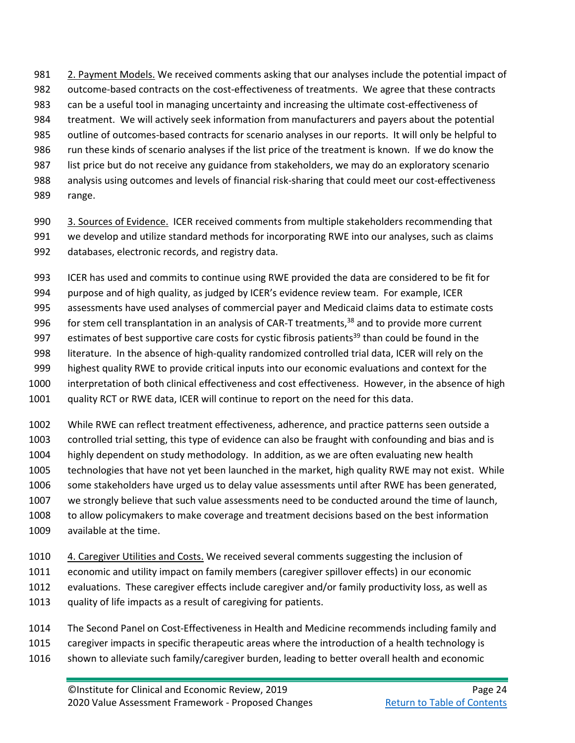2. Payment Models. We received comments asking that our analyses include the potential impact of outcome-based contracts on the cost-effectiveness of treatments. We agree that these contracts can be a useful tool in managing uncertainty and increasing the ultimate cost-effectiveness of treatment. We will actively seek information from manufacturers and payers about the potential outline of outcomes-based contracts for scenario analyses in our reports. It will only be helpful to run these kinds of scenario analyses if the list price of the treatment is known. If we do know the list price but do not receive any guidance from stakeholders, we may do an exploratory scenario analysis using outcomes and levels of financial risk-sharing that could meet our cost-effectiveness range.

3. Sources of Evidence. ICER received comments from multiple stakeholders recommending that we develop and utilize standard methods for incorporating RWE into our analyses, such as claims databases, electronic records, and registry data.

ICER has used and commits to continue using RWE provided the data are considered to be fit for purpose and of high quality, as judged by ICER's evidence review team. For example, ICER assessments have used analyses of commercial payer and Medicaid claims data to estimate costs for stem cell transplantation in an analysis of CAR-T treatments,[38] and to provide more current estimates of best supportive care costs for cystic fibrosis patients[39] than could be found in the literature. In the absence of high-quality randomized controlled trial data, ICER will rely on the highest quality RWE to provide critical inputs into our economic evaluations and context for the interpretation of both clinical effectiveness and cost effectiveness. However, in the absence of high quality RCT or RWE data, ICER will continue to report on the need for this data.

While RWE can reflect treatment effectiveness, adherence, and practice patterns seen outside a controlled trial setting, this type of evidence can also be fraught with confounding and bias and is highly dependent on study methodology. In addition, as we are often evaluating new health technologies that have not yet been launched in the market, high quality RWE may not exist. While some stakeholders have urged us to delay value assessments until after RWE has been generated, we strongly believe that such value assessments need to be conducted around the time of launch, to allow policymakers to make coverage and treatment decisions based on the best information available at the time.

4. Caregiver Utilities and Costs. We received several comments suggesting the inclusion of economic and utility impact on family members (caregiver spillover effects) in our economic evaluations. These caregiver effects include caregiver and/or family productivity loss, as well as quality of life impacts as a result of caregiving for patients.

The Second Panel on Cost-Effectiveness in Health and Medicine recommends including family and caregiver impacts in specific therapeutic areas where the introduction of a health technology is shown to alleviate such family/caregiver burden, leading to better overall health and economic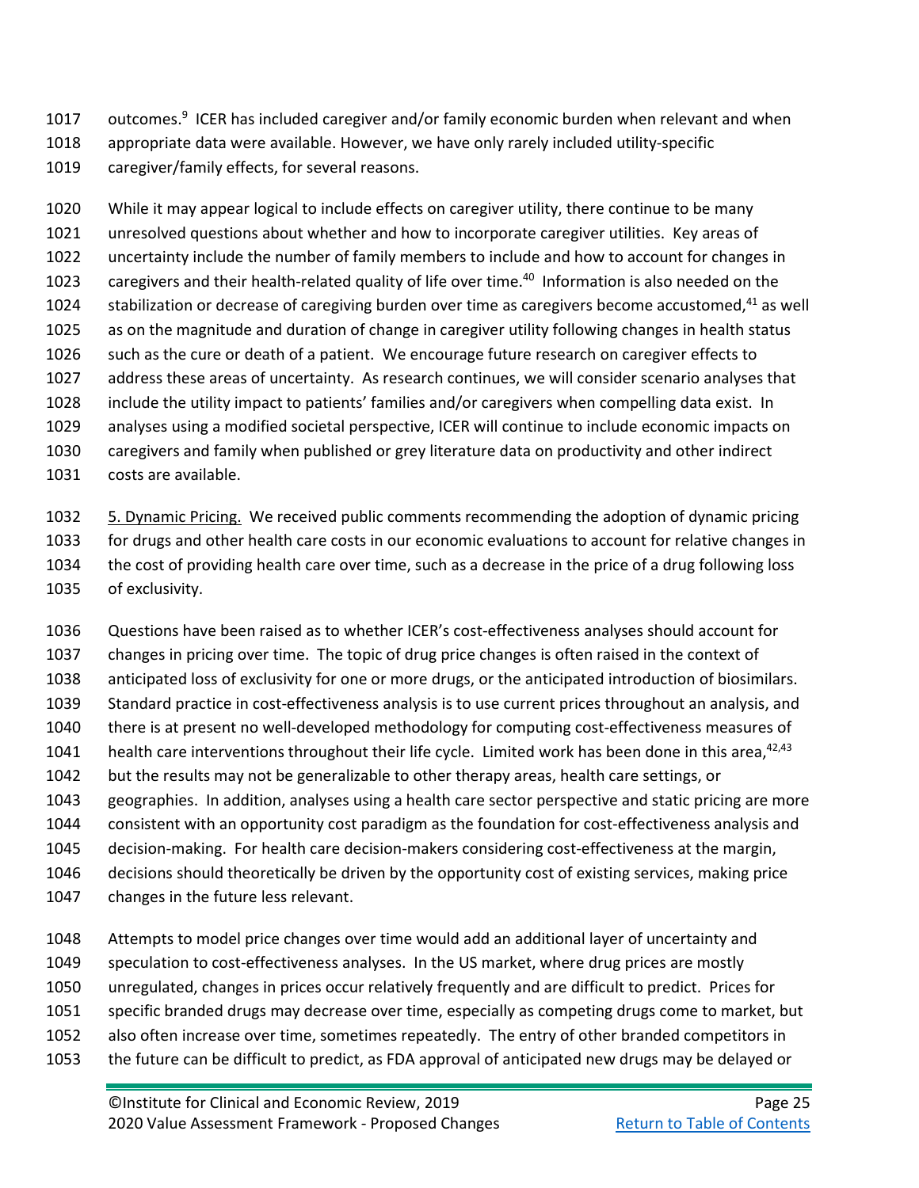outcomes.[9] ICER has included caregiver and/or family economic burden when relevant and when appropriate data were available. However, we have only rarely included utility-specific caregiver/family effects, for several reasons.

While it may appear logical to include effects on caregiver utility, there continue to be many unresolved questions about whether and how to incorporate caregiver utilities. Key areas of uncertainty include the number of family members to include and how to account for changes in caregivers and their health-related quality of life over time.[40] Information is also needed on the stabilization or decrease of caregiving burden over time as caregivers become accustomed,[41] as well as on the magnitude and duration of change in caregiver utility following changes in health status such as the cure or death of a patient. We encourage future research on caregiver effects to address these areas of uncertainty. As research continues, we will consider scenario analyses that include the utility impact to patients' families and/or caregivers when compelling data exist. In analyses using a modified societal perspective, ICER will continue to include economic impacts on caregivers and family when published or grey literature data on productivity and other indirect costs are available.

5. Dynamic Pricing. We received public comments recommending the adoption of dynamic pricing for drugs and other health care costs in our economic evaluations to account for relative changes in the cost of providing health care over time, such as a decrease in the price of a drug following loss of exclusivity.

Questions have been raised as to whether ICER's cost-effectiveness analyses should account for changes in pricing over time. The topic of drug price changes is often raised in the context of anticipated loss of exclusivity for one or more drugs, or the anticipated introduction of biosimilars. Standard practice in cost-effectiveness analysis is to use current prices throughout an analysis, and there is at present no well-developed methodology for computing cost-effectiveness measures of health care interventions throughout their life cycle. Limited work has been done in this area,[42,43] but the results may not be generalizable to other therapy areas, health care settings, or geographies. In addition, analyses using a health care sector perspective and static pricing are more consistent with an opportunity cost paradigm as the foundation for cost-effectiveness analysis and decision-making. For health care decision-makers considering cost-effectiveness at the margin, decisions should theoretically be driven by the opportunity cost of existing services, making price changes in the future less relevant.

Attempts to model price changes over time would add an additional layer of uncertainty and speculation to cost-effectiveness analyses. In the US market, where drug prices are mostly unregulated, changes in prices occur relatively frequently and are difficult to predict. Prices for specific branded drugs may decrease over time, especially as competing drugs come to market, but also often increase over time, sometimes repeatedly. The entry of other branded competitors in the future can be difficult to predict, as FDA approval of anticipated new drugs may be delayed or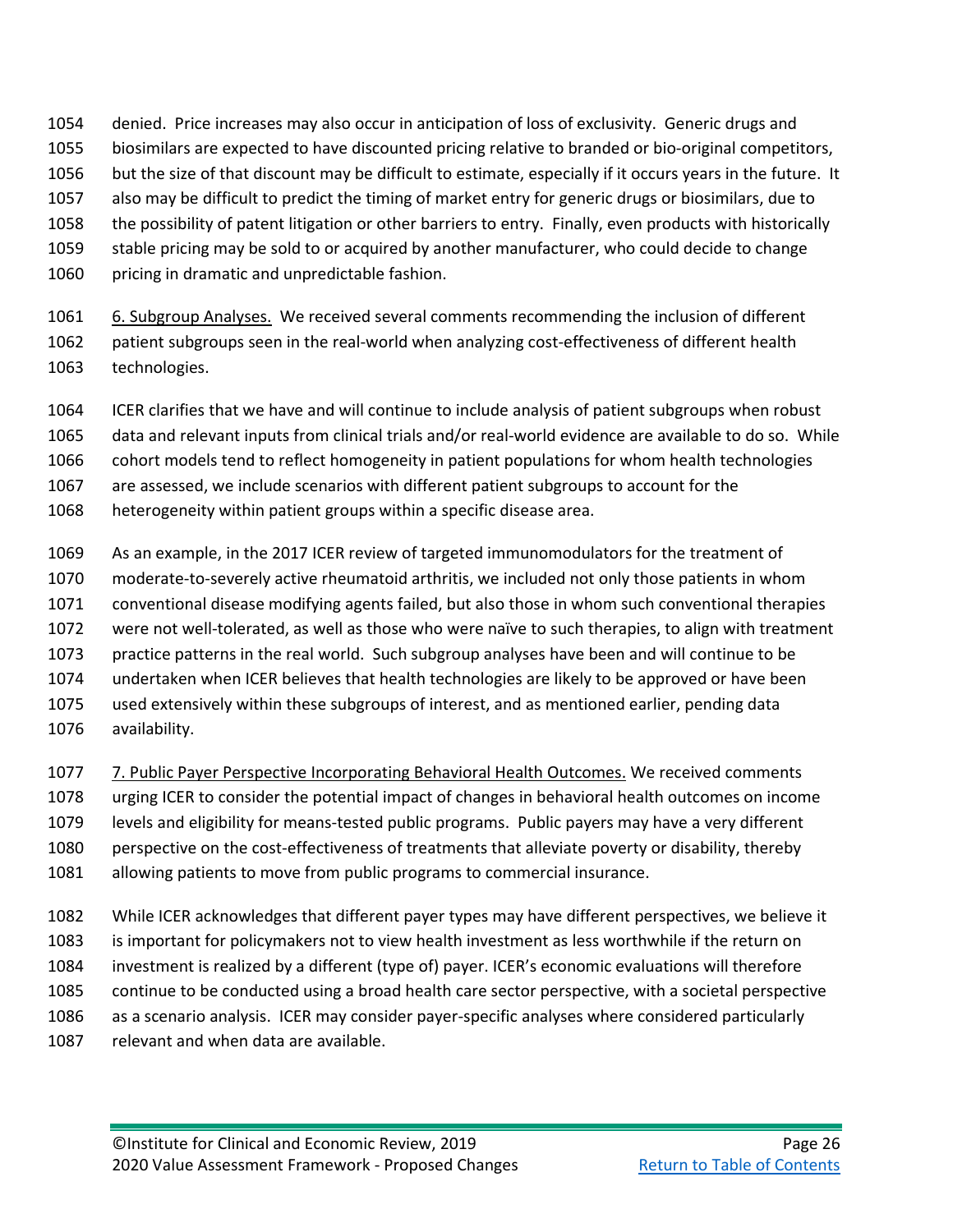denied. Price increases may also occur in anticipation of loss of exclusivity. Generic drugs and biosimilars are expected to have discounted pricing relative to branded or bio-original competitors, but the size of that discount may be difficult to estimate, especially if it occurs years in the future. It also may be difficult to predict the timing of market entry for generic drugs or biosimilars, due to the possibility of patent litigation or other barriers to entry. Finally, even products with historically stable pricing may be sold to or acquired by another manufacturer, who could decide to change pricing in dramatic and unpredictable fashion.

6. Subgroup Analyses. We received several comments recommending the inclusion of different patient subgroups seen in the real-world when analyzing cost-effectiveness of different health technologies.

ICER clarifies that we have and will continue to include analysis of patient subgroups when robust data and relevant inputs from clinical trials and/or real-world evidence are available to do so. While cohort models tend to reflect homogeneity in patient populations for whom health technologies are assessed, we include scenarios with different patient subgroups to account for the heterogeneity within patient groups within a specific disease area.

As an example, in the 2017 ICER review of targeted immunomodulators for the treatment of moderate-to-severely active rheumatoid arthritis, we included not only those patients in whom conventional disease modifying agents failed, but also those in whom such conventional therapies were not well-tolerated, as well as those who were naïve to such therapies, to align with treatment practice patterns in the real world. Such subgroup analyses have been and will continue to be undertaken when ICER believes that health technologies are likely to be approved or have been used extensively within these subgroups of interest, and as mentioned earlier, pending data availability.

7. Public Payer Perspective Incorporating Behavioral Health Outcomes. We received comments urging ICER to consider the potential impact of changes in behavioral health outcomes on income levels and eligibility for means-tested public programs. Public payers may have a very different perspective on the cost-effectiveness of treatments that alleviate poverty or disability, thereby allowing patients to move from public programs to commercial insurance.

While ICER acknowledges that different payer types may have different perspectives, we believe it is important for policymakers not to view health investment as less worthwhile if the return on investment is realized by a different (type of) payer. ICER's economic evaluations will therefore continue to be conducted using a broad health care sector perspective, with a societal perspective as a scenario analysis. ICER may consider payer-specific analyses where considered particularly relevant and when data are available.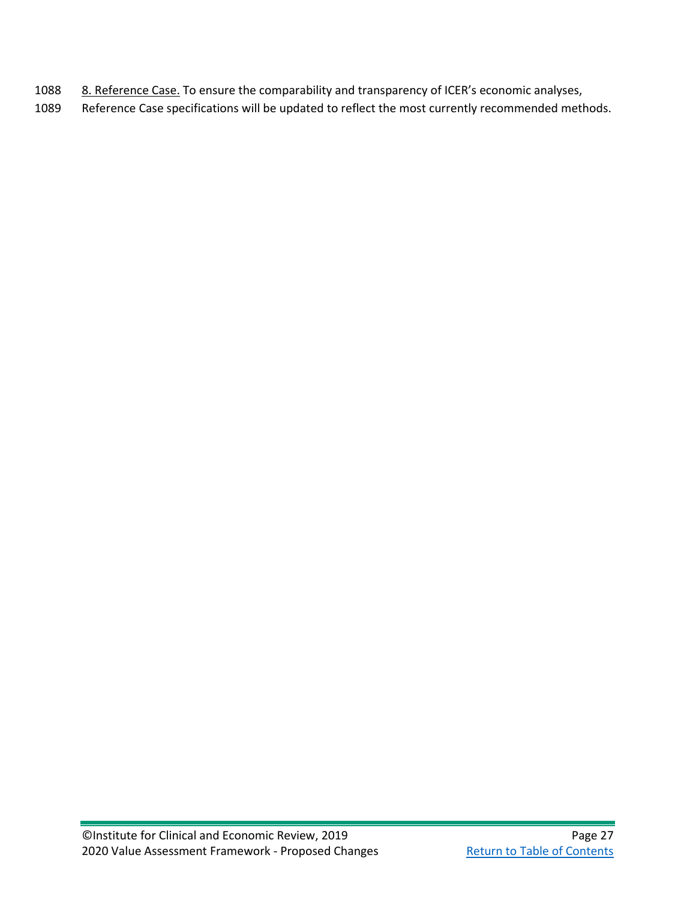8. Reference Case. To ensure the comparability and transparency of ICER's economic analyses, Reference Case specifications will be updated to reflect the most currently recommended methods.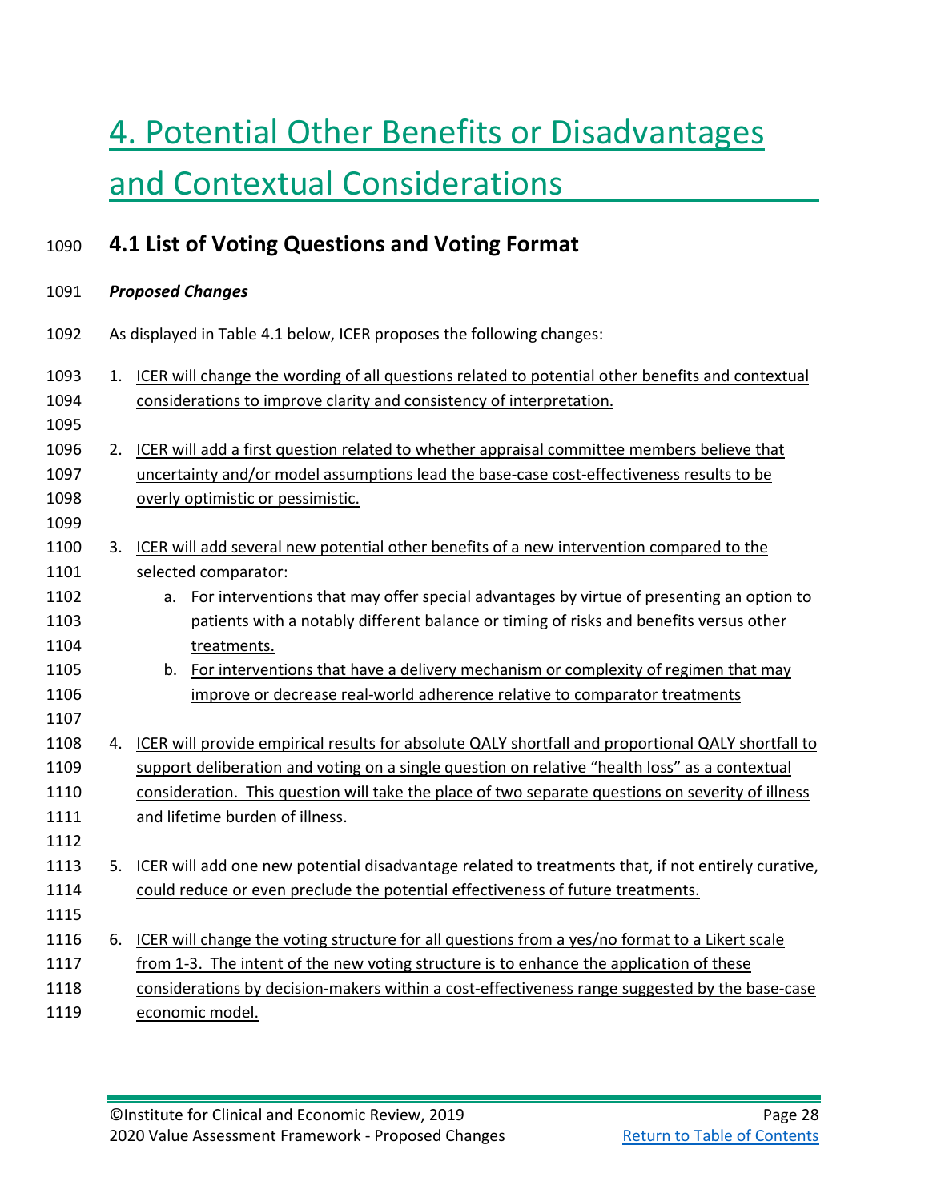# 4. Potential Other Benefits or Disadvantages and Contextual Considerations

## 4.1 List of Voting Questions and Voting Format

***Proposed Changes***

As displayed in Table 4.1 below, ICER proposes the following changes:

1. ICER will change the wording of all questions related to potential other benefits and contextual considerations to improve clarity and consistency of interpretation.

2. ICER will add a first question related to whether appraisal committee members believe that uncertainty and/or model assumptions lead the base-case cost-effectiveness results to be overly optimistic or pessimistic.

3. ICER will add several new potential other benefits of a new intervention compared to the selected comparator:
   a. For interventions that may offer special advantages by virtue of presenting an option to patients with a notably different balance or timing of risks and benefits versus other treatments.
   b. For interventions that have a delivery mechanism or complexity of regimen that may improve or decrease real-world adherence relative to comparator treatments

4. ICER will provide empirical results for absolute QALY shortfall and proportional QALY shortfall to support deliberation and voting on a single question on relative "health loss" as a contextual consideration. This question will take the place of two separate questions on severity of illness and lifetime burden of illness.

5. ICER will add one new potential disadvantage related to treatments that, if not entirely curative, could reduce or even preclude the potential effectiveness of future treatments.

6. ICER will change the voting structure for all questions from a yes/no format to a Likert scale from 1-3. The intent of the new voting structure is to enhance the application of these considerations by decision-makers within a cost-effectiveness range suggested by the base-case economic model.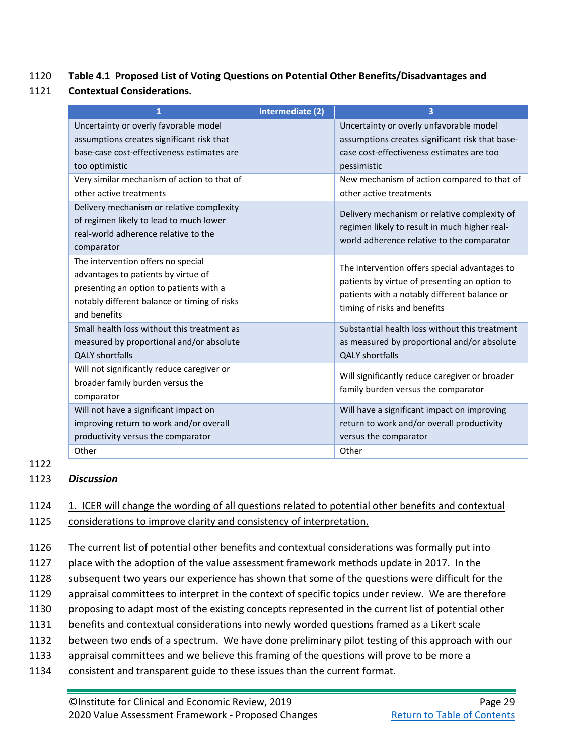**Table 4.1 Proposed List of Voting Questions on Potential Other Benefits/Disadvantages and Contextual Considerations.**

| 1 | Intermediate (2) | 3 |
|---|---|---|
| Uncertainty or overly favorable model assumptions creates significant risk that base-case cost-effectiveness estimates are too optimistic | | Uncertainty or overly unfavorable model assumptions creates significant risk that base-case cost-effectiveness estimates are too pessimistic |
| Very similar mechanism of action to that of other active treatments | | New mechanism of action compared to that of other active treatments |
| Delivery mechanism or relative complexity of regimen likely to lead to much lower real-world adherence relative to the comparator | | Delivery mechanism or relative complexity of regimen likely to result in much higher real-world adherence relative to the comparator |
| The intervention offers no special advantages to patients by virtue of presenting an option to patients with a notably different balance or timing of risks and benefits | | The intervention offers special advantages to patients by virtue of presenting an option to patients with a notably different balance or timing of risks and benefits |
| Small health loss without this treatment as measured by proportional and/or absolute QALY shortfalls | | Substantial health loss without this treatment as measured by proportional and/or absolute QALY shortfalls |
| Will not significantly reduce caregiver or broader family burden versus the comparator | | Will significantly reduce caregiver or broader family burden versus the comparator |
| Will not have a significant impact on improving return to work and/or overall productivity versus the comparator | | Will have a significant impact on improving return to work and/or overall productivity versus the comparator |
| Other | | Other |

***Discussion***

1. ICER will change the wording of all questions related to potential other benefits and contextual considerations to improve clarity and consistency of interpretation.

The current list of potential other benefits and contextual considerations was formally put into place with the adoption of the value assessment framework methods update in 2017. In the subsequent two years our experience has shown that some of the questions were difficult for the appraisal committees to interpret in the context of specific topics under review. We are therefore proposing to adapt most of the existing concepts represented in the current list of potential other benefits and contextual considerations into newly worded questions framed as a Likert scale between two ends of a spectrum. We have done preliminary pilot testing of this approach with our appraisal committees and we believe this framing of the questions will prove to be more a consistent and transparent guide to these issues than the current format.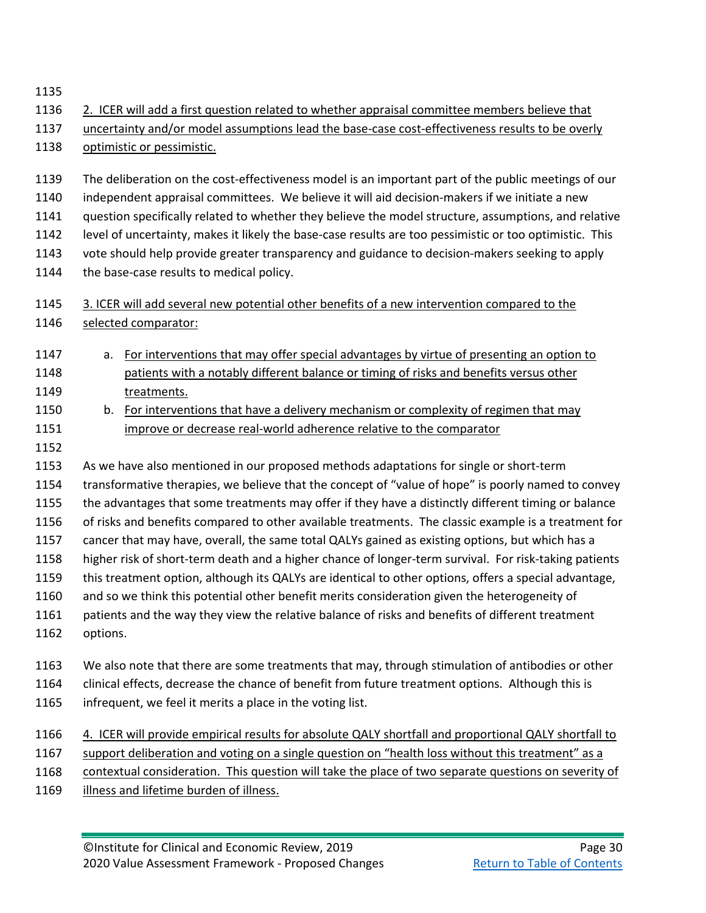2. ICER will add a first question related to whether appraisal committee members believe that uncertainty and/or model assumptions lead the base-case cost-effectiveness results to be overly optimistic or pessimistic.

The deliberation on the cost-effectiveness model is an important part of the public meetings of our independent appraisal committees. We believe it will aid decision-makers if we initiate a new question specifically related to whether they believe the model structure, assumptions, and relative level of uncertainty, makes it likely the base-case results are too pessimistic or too optimistic. This vote should help provide greater transparency and guidance to decision-makers seeking to apply the base-case results to medical policy.

3. ICER will add several new potential other benefits of a new intervention compared to the selected comparator:

a. For interventions that may offer special advantages by virtue of presenting an option to patients with a notably different balance or timing of risks and benefits versus other treatments.
b. For interventions that have a delivery mechanism or complexity of regimen that may improve or decrease real-world adherence relative to the comparator

As we have also mentioned in our proposed methods adaptations for single or short-term transformative therapies, we believe that the concept of "value of hope" is poorly named to convey the advantages that some treatments may offer if they have a distinctly different timing or balance of risks and benefits compared to other available treatments. The classic example is a treatment for cancer that may have, overall, the same total QALYs gained as existing options, but which has a higher risk of short-term death and a higher chance of longer-term survival. For risk-taking patients this treatment option, although its QALYs are identical to other options, offers a special advantage, and so we think this potential other benefit merits consideration given the heterogeneity of patients and the way they view the relative balance of risks and benefits of different treatment options.

We also note that there are some treatments that may, through stimulation of antibodies or other clinical effects, decrease the chance of benefit from future treatment options. Although this is infrequent, we feel it merits a place in the voting list.

4. ICER will provide empirical results for absolute QALY shortfall and proportional QALY shortfall to support deliberation and voting on a single question on "health loss without this treatment" as a contextual consideration. This question will take the place of two separate questions on severity of illness and lifetime burden of illness.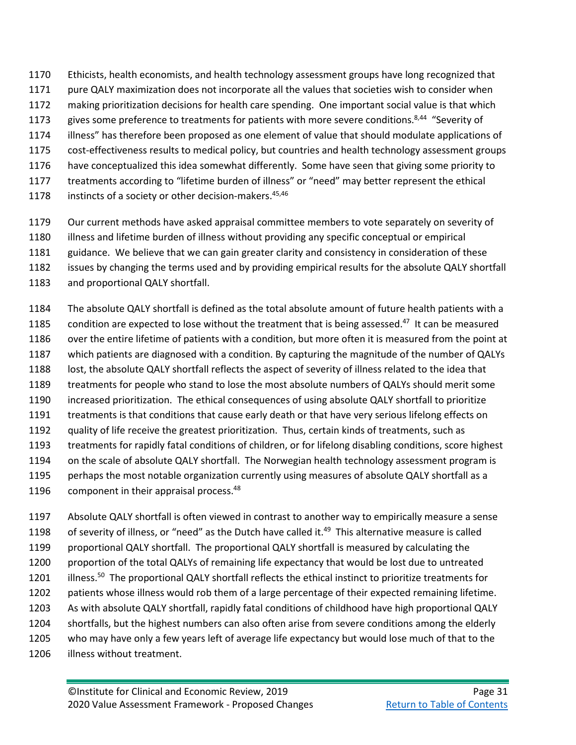Ethicists, health economists, and health technology assessment groups have long recognized that pure QALY maximization does not incorporate all the values that societies wish to consider when making prioritization decisions for health care spending. One important social value is that which gives some preference to treatments for patients with more severe conditions.[8,44] "Severity of illness" has therefore been proposed as one element of value that should modulate applications of cost-effectiveness results to medical policy, but countries and health technology assessment groups have conceptualized this idea somewhat differently. Some have seen that giving some priority to treatments according to "lifetime burden of illness" or "need" may better represent the ethical instincts of a society or other decision-makers.[45,46]

Our current methods have asked appraisal committee members to vote separately on severity of illness and lifetime burden of illness without providing any specific conceptual or empirical guidance. We believe that we can gain greater clarity and consistency in consideration of these issues by changing the terms used and by providing empirical results for the absolute QALY shortfall and proportional QALY shortfall.

The absolute QALY shortfall is defined as the total absolute amount of future health patients with a condition are expected to lose without the treatment that is being assessed.[47] It can be measured over the entire lifetime of patients with a condition, but more often it is measured from the point at which patients are diagnosed with a condition. By capturing the magnitude of the number of QALYs lost, the absolute QALY shortfall reflects the aspect of severity of illness related to the idea that treatments for people who stand to lose the most absolute numbers of QALYs should merit some increased prioritization. The ethical consequences of using absolute QALY shortfall to prioritize treatments is that conditions that cause early death or that have very serious lifelong effects on quality of life receive the greatest prioritization. Thus, certain kinds of treatments, such as treatments for rapidly fatal conditions of children, or for lifelong disabling conditions, score highest on the scale of absolute QALY shortfall. The Norwegian health technology assessment program is perhaps the most notable organization currently using measures of absolute QALY shortfall as a component in their appraisal process.[48]

Absolute QALY shortfall is often viewed in contrast to another way to empirically measure a sense of severity of illness, or "need" as the Dutch have called it.[49] This alternative measure is called proportional QALY shortfall. The proportional QALY shortfall is measured by calculating the proportion of the total QALYs of remaining life expectancy that would be lost due to untreated illness.[50] The proportional QALY shortfall reflects the ethical instinct to prioritize treatments for patients whose illness would rob them of a large percentage of their expected remaining lifetime. As with absolute QALY shortfall, rapidly fatal conditions of childhood have high proportional QALY shortfalls, but the highest numbers can also often arise from severe conditions among the elderly who may have only a few years left of average life expectancy but would lose much of that to the illness without treatment.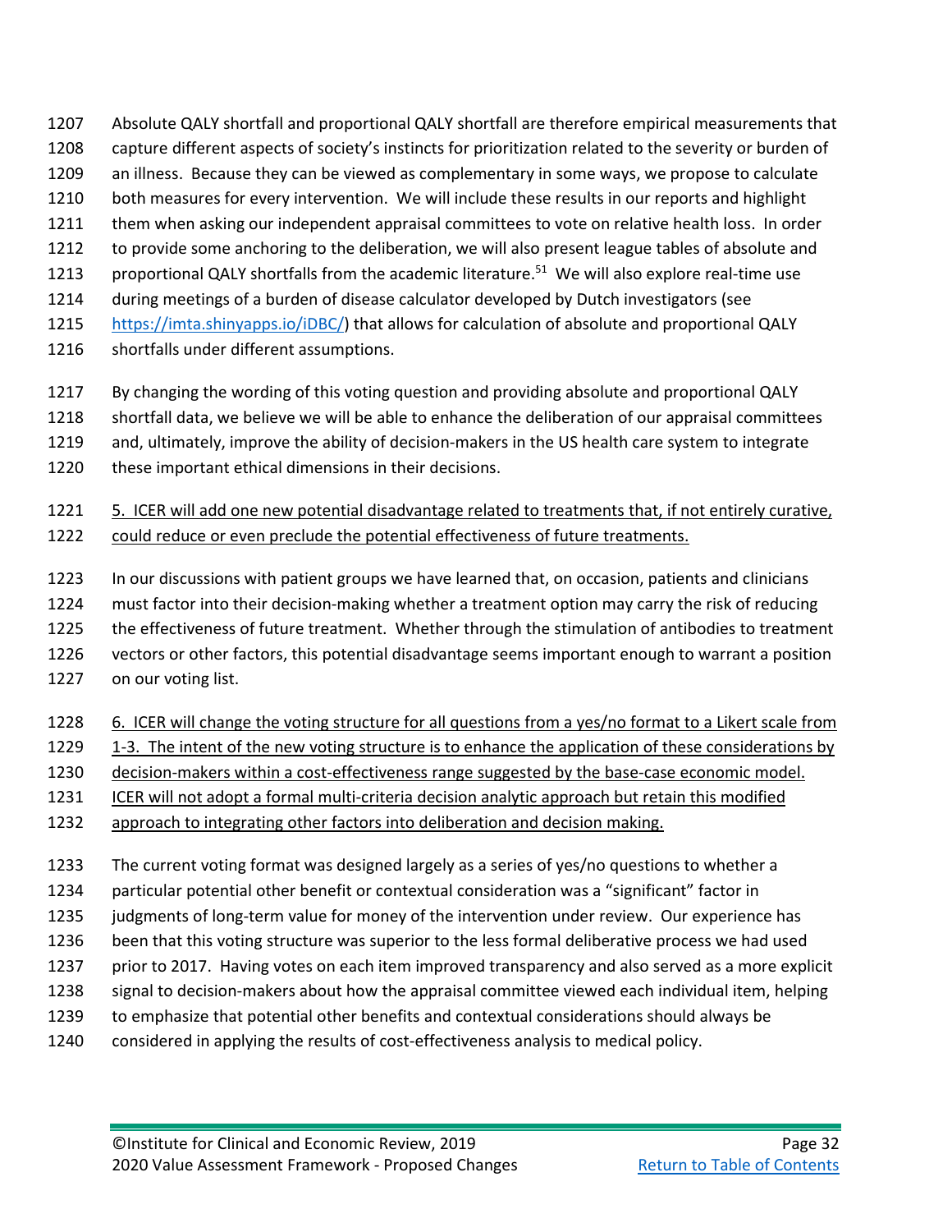Absolute QALY shortfall and proportional QALY shortfall are therefore empirical measurements that capture different aspects of society's instincts for prioritization related to the severity or burden of an illness. Because they can be viewed as complementary in some ways, we propose to calculate both measures for every intervention. We will include these results in our reports and highlight them when asking our independent appraisal committees to vote on relative health loss. In order to provide some anchoring to the deliberation, we will also present league tables of absolute and proportional QALY shortfalls from the academic literature.[51] We will also explore real-time use during meetings of a burden of disease calculator developed by Dutch investigators (see https://imta.shinyapps.io/iDBC/) that allows for calculation of absolute and proportional QALY shortfalls under different assumptions.

By changing the wording of this voting question and providing absolute and proportional QALY shortfall data, we believe we will be able to enhance the deliberation of our appraisal committees and, ultimately, improve the ability of decision-makers in the US health care system to integrate these important ethical dimensions in their decisions.

<u>5. ICER will add one new potential disadvantage related to treatments that, if not entirely curative, could reduce or even preclude the potential effectiveness of future treatments.</u>

In our discussions with patient groups we have learned that, on occasion, patients and clinicians must factor into their decision-making whether a treatment option may carry the risk of reducing the effectiveness of future treatment. Whether through the stimulation of antibodies to treatment vectors or other factors, this potential disadvantage seems important enough to warrant a position on our voting list.

<u>6. ICER will change the voting structure for all questions from a yes/no format to a Likert scale from 1-3. The intent of the new voting structure is to enhance the application of these considerations by decision-makers within a cost-effectiveness range suggested by the base-case economic model. ICER will not adopt a formal multi-criteria decision analytic approach but retain this modified approach to integrating other factors into deliberation and decision making.</u>

The current voting format was designed largely as a series of yes/no questions to whether a particular potential other benefit or contextual consideration was a "significant" factor in judgments of long-term value for money of the intervention under review. Our experience has been that this voting structure was superior to the less formal deliberative process we had used prior to 2017. Having votes on each item improved transparency and also served as a more explicit signal to decision-makers about how the appraisal committee viewed each individual item, helping to emphasize that potential other benefits and contextual considerations should always be considered in applying the results of cost-effectiveness analysis to medical policy.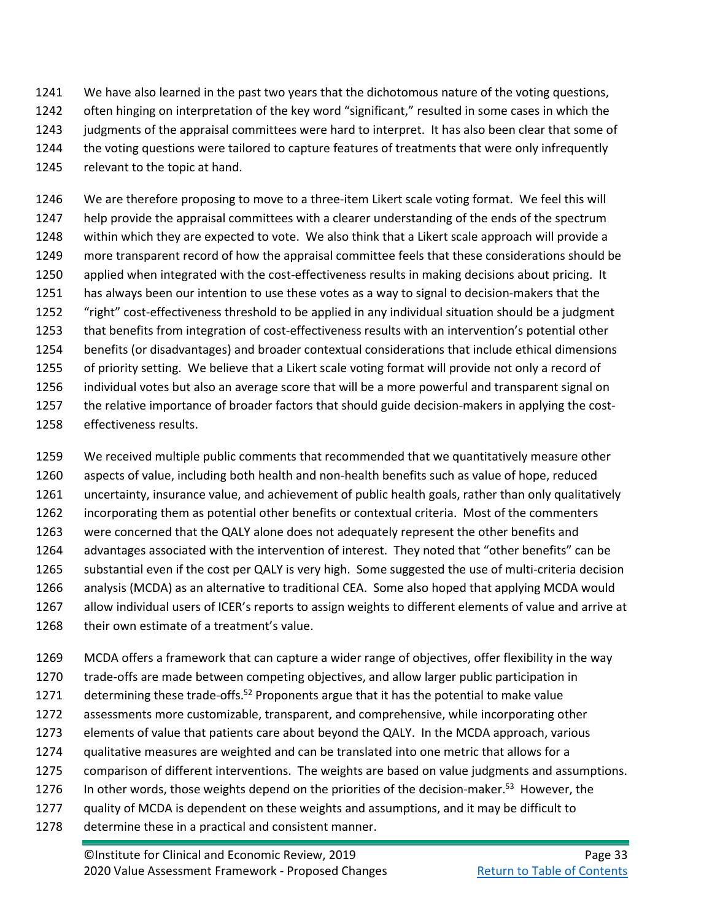We have also learned in the past two years that the dichotomous nature of the voting questions, often hinging on interpretation of the key word "significant," resulted in some cases in which the judgments of the appraisal committees were hard to interpret. It has also been clear that some of the voting questions were tailored to capture features of treatments that were only infrequently relevant to the topic at hand.

We are therefore proposing to move to a three-item Likert scale voting format. We feel this will help provide the appraisal committees with a clearer understanding of the ends of the spectrum within which they are expected to vote. We also think that a Likert scale approach will provide a more transparent record of how the appraisal committee feels that these considerations should be applied when integrated with the cost-effectiveness results in making decisions about pricing. It has always been our intention to use these votes as a way to signal to decision-makers that the "right" cost-effectiveness threshold to be applied in any individual situation should be a judgment that benefits from integration of cost-effectiveness results with an intervention's potential other benefits (or disadvantages) and broader contextual considerations that include ethical dimensions of priority setting. We believe that a Likert scale voting format will provide not only a record of individual votes but also an average score that will be a more powerful and transparent signal on the relative importance of broader factors that should guide decision-makers in applying the cost-effectiveness results.

We received multiple public comments that recommended that we quantitatively measure other aspects of value, including both health and non-health benefits such as value of hope, reduced uncertainty, insurance value, and achievement of public health goals, rather than only qualitatively incorporating them as potential other benefits or contextual criteria. Most of the commenters were concerned that the QALY alone does not adequately represent the other benefits and advantages associated with the intervention of interest. They noted that "other benefits" can be substantial even if the cost per QALY is very high. Some suggested the use of multi-criteria decision analysis (MCDA) as an alternative to traditional CEA. Some also hoped that applying MCDA would allow individual users of ICER's reports to assign weights to different elements of value and arrive at their own estimate of a treatment's value.

MCDA offers a framework that can capture a wider range of objectives, offer flexibility in the way trade-offs are made between competing objectives, and allow larger public participation in determining these trade-offs.[52] Proponents argue that it has the potential to make value assessments more customizable, transparent, and comprehensive, while incorporating other elements of value that patients care about beyond the QALY. In the MCDA approach, various qualitative measures are weighted and can be translated into one metric that allows for a comparison of different interventions. The weights are based on value judgments and assumptions. In other words, those weights depend on the priorities of the decision-maker.[53] However, the quality of MCDA is dependent on these weights and assumptions, and it may be difficult to determine these in a practical and consistent manner.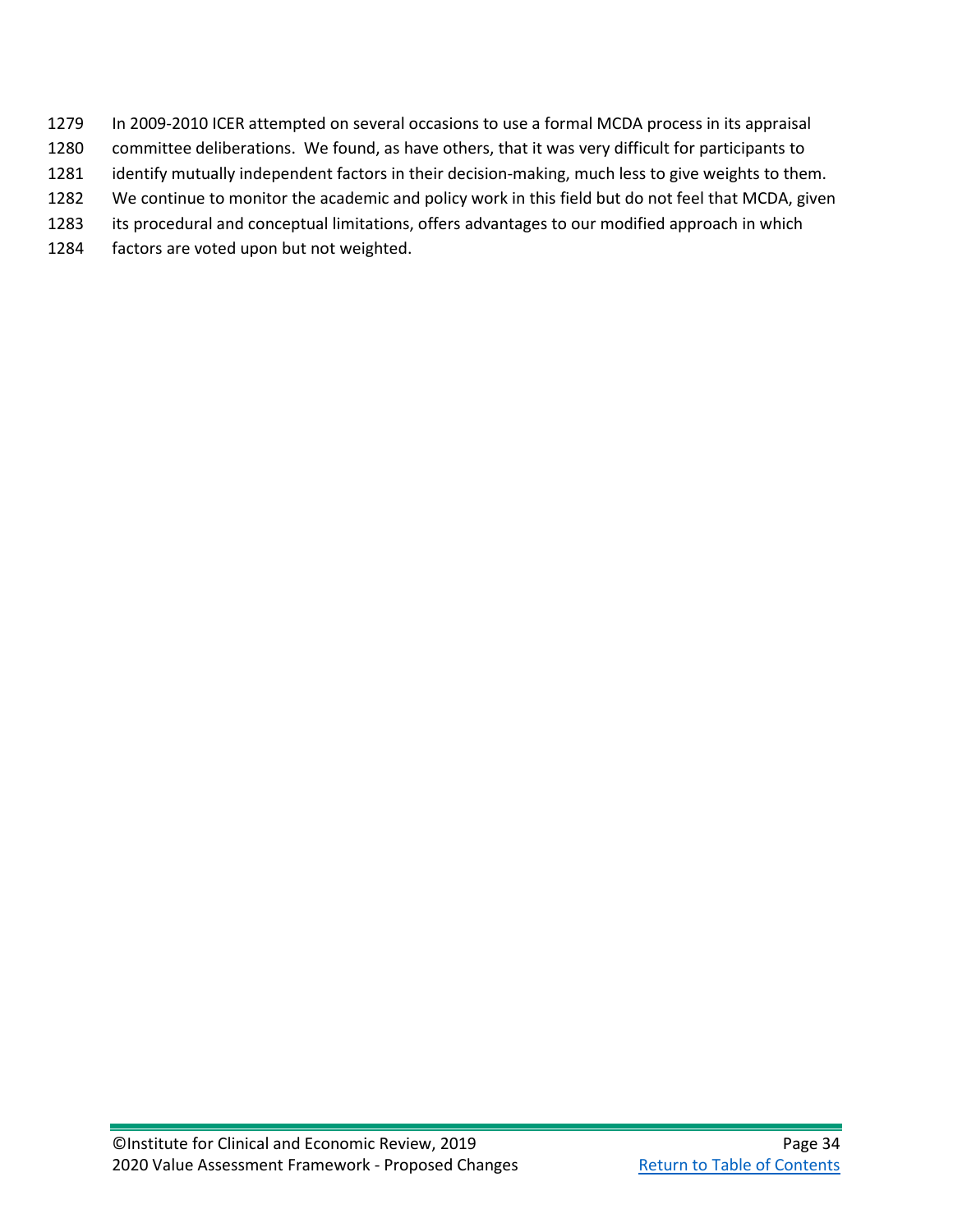In 2009-2010 ICER attempted on several occasions to use a formal MCDA process in its appraisal committee deliberations. We found, as have others, that it was very difficult for participants to identify mutually independent factors in their decision-making, much less to give weights to them. We continue to monitor the academic and policy work in this field but do not feel that MCDA, given its procedural and conceptual limitations, offers advantages to our modified approach in which factors are voted upon but not weighted.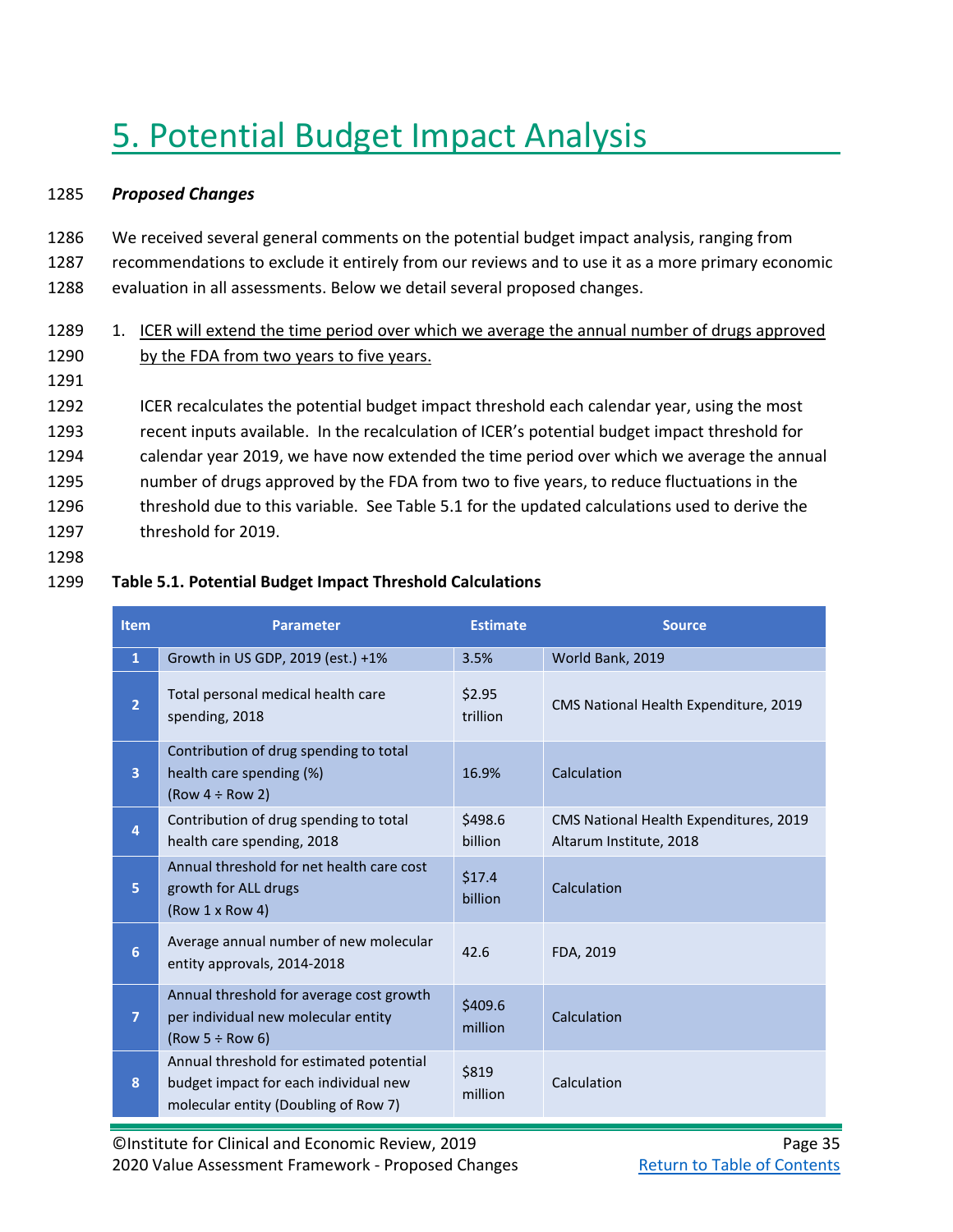# 5. Potential Budget Impact Analysis

***Proposed Changes***

We received several general comments on the potential budget impact analysis, ranging from recommendations to exclude it entirely from our reviews and to use it as a more primary economic evaluation in all assessments. Below we detail several proposed changes.

1. <u>ICER will extend the time period over which we average the annual number of drugs approved by the FDA from two years to five years.</u>

   ICER recalculates the potential budget impact threshold each calendar year, using the most recent inputs available. In the recalculation of ICER's potential budget impact threshold for calendar year 2019, we have now extended the time period over which we average the annual number of drugs approved by the FDA from two to five years, to reduce fluctuations in the threshold due to this variable. See Table 5.1 for the updated calculations used to derive the threshold for 2019.

**Table 5.1. Potential Budget Impact Threshold Calculations**

| Item | Parameter | Estimate | Source |
|---|---|---|---|
| 1 | Growth in US GDP, 2019 (est.) +1% | 3.5% | World Bank, 2019 |
| 2 | Total personal medical health care spending, 2018 | $2.95 trillion | CMS National Health Expenditure, 2019 |
| 3 | Contribution of drug spending to total health care spending (%) (Row 4 ÷ Row 2) | 16.9% | Calculation |
| 4 | Contribution of drug spending to total health care spending, 2018 | $498.6 billion | CMS National Health Expenditures, 2019 Altarum Institute, 2018 |
| 5 | Annual threshold for net health care cost growth for ALL drugs (Row 1 x Row 4) | $17.4 billion | Calculation |
| 6 | Average annual number of new molecular entity approvals, 2014-2018 | 42.6 | FDA, 2019 |
| 7 | Annual threshold for average cost growth per individual new molecular entity (Row 5 ÷ Row 6) | $409.6 million | Calculation |
| 8 | Annual threshold for estimated potential budget impact for each individual new molecular entity (Doubling of Row 7) | $819 million | Calculation |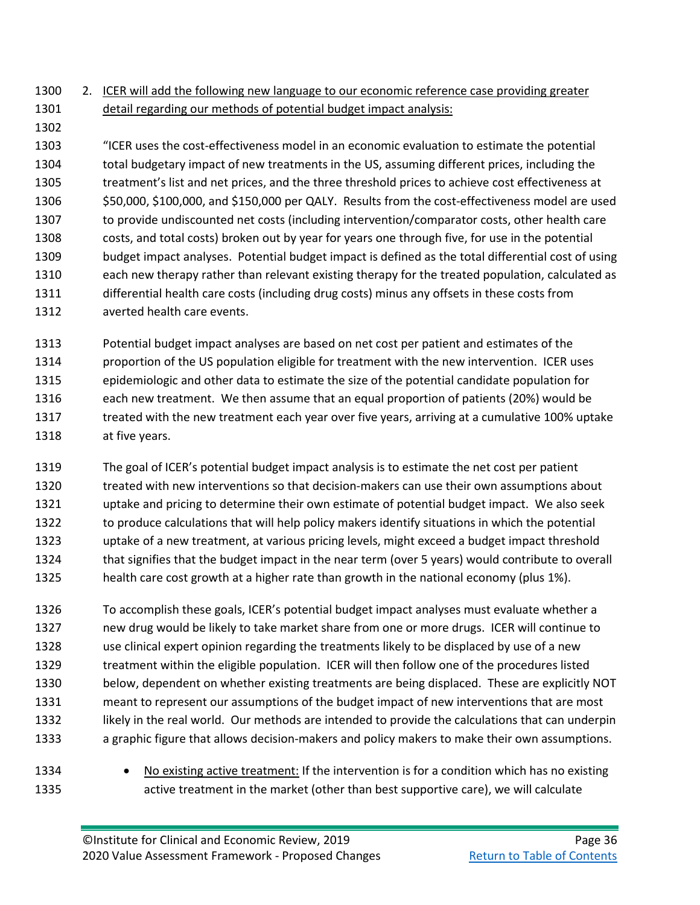2. <u>ICER will add the following new language to our economic reference case providing greater detail regarding our methods of potential budget impact analysis:</u>

"ICER uses the cost-effectiveness model in an economic evaluation to estimate the potential total budgetary impact of new treatments in the US, assuming different prices, including the treatment's list and net prices, and the three threshold prices to achieve cost effectiveness at $50,000, $100,000, and $150,000 per QALY. Results from the cost-effectiveness model are used to provide undiscounted net costs (including intervention/comparator costs, other health care costs, and total costs) broken out by year for years one through five, for use in the potential budget impact analyses. Potential budget impact is defined as the total differential cost of using each new therapy rather than relevant existing therapy for the treated population, calculated as differential health care costs (including drug costs) minus any offsets in these costs from averted health care events.

Potential budget impact analyses are based on net cost per patient and estimates of the proportion of the US population eligible for treatment with the new intervention. ICER uses epidemiologic and other data to estimate the size of the potential candidate population for each new treatment. We then assume that an equal proportion of patients (20%) would be treated with the new treatment each year over five years, arriving at a cumulative 100% uptake at five years.

The goal of ICER's potential budget impact analysis is to estimate the net cost per patient treated with new interventions so that decision-makers can use their own assumptions about uptake and pricing to determine their own estimate of potential budget impact. We also seek to produce calculations that will help policy makers identify situations in which the potential uptake of a new treatment, at various pricing levels, might exceed a budget impact threshold that signifies that the budget impact in the near term (over 5 years) would contribute to overall health care cost growth at a higher rate than growth in the national economy (plus 1%).

To accomplish these goals, ICER's potential budget impact analyses must evaluate whether a new drug would be likely to take market share from one or more drugs. ICER will continue to use clinical expert opinion regarding the treatments likely to be displaced by use of a new treatment within the eligible population. ICER will then follow one of the procedures listed below, dependent on whether existing treatments are being displaced. These are explicitly NOT meant to represent our assumptions of the budget impact of new interventions that are most likely in the real world. Our methods are intended to provide the calculations that can underpin a graphic figure that allows decision-makers and policy makers to make their own assumptions.

- <u>No existing active treatment:</u> If the intervention is for a condition which has no existing active treatment in the market (other than best supportive care), we will calculate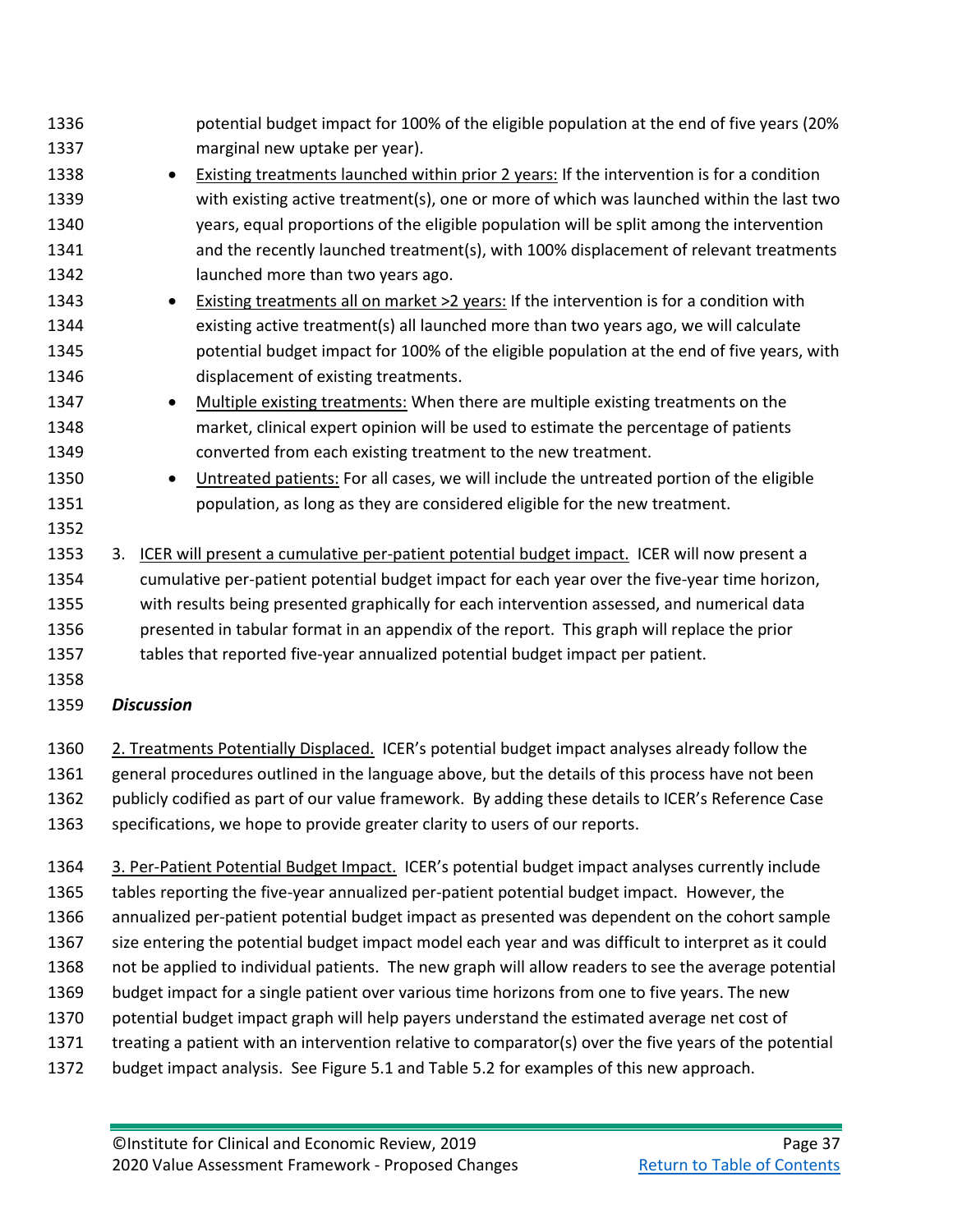potential budget impact for 100% of the eligible population at the end of five years (20% marginal new uptake per year).

- Existing treatments launched within prior 2 years: If the intervention is for a condition with existing active treatment(s), one or more of which was launched within the last two years, equal proportions of the eligible population will be split among the intervention and the recently launched treatment(s), with 100% displacement of relevant treatments launched more than two years ago.
- Existing treatments all on market >2 years: If the intervention is for a condition with existing active treatment(s) all launched more than two years ago, we will calculate potential budget impact for 100% of the eligible population at the end of five years, with displacement of existing treatments.
- Multiple existing treatments: When there are multiple existing treatments on the market, clinical expert opinion will be used to estimate the percentage of patients converted from each existing treatment to the new treatment.
- Untreated patients: For all cases, we will include the untreated portion of the eligible population, as long as they are considered eligible for the new treatment.

3. ICER will present a cumulative per-patient potential budget impact. ICER will now present a cumulative per-patient potential budget impact for each year over the five-year time horizon, with results being presented graphically for each intervention assessed, and numerical data presented in tabular format in an appendix of the report. This graph will replace the prior tables that reported five-year annualized potential budget impact per patient.

***Discussion***

2. Treatments Potentially Displaced. ICER's potential budget impact analyses already follow the general procedures outlined in the language above, but the details of this process have not been publicly codified as part of our value framework. By adding these details to ICER's Reference Case specifications, we hope to provide greater clarity to users of our reports.

3. Per-Patient Potential Budget Impact. ICER's potential budget impact analyses currently include tables reporting the five-year annualized per-patient potential budget impact. However, the annualized per-patient potential budget impact as presented was dependent on the cohort sample size entering the potential budget impact model each year and was difficult to interpret as it could not be applied to individual patients. The new graph will allow readers to see the average potential budget impact for a single patient over various time horizons from one to five years. The new potential budget impact graph will help payers understand the estimated average net cost of treating a patient with an intervention relative to comparator(s) over the five years of the potential budget impact analysis. See Figure 5.1 and Table 5.2 for examples of this new approach.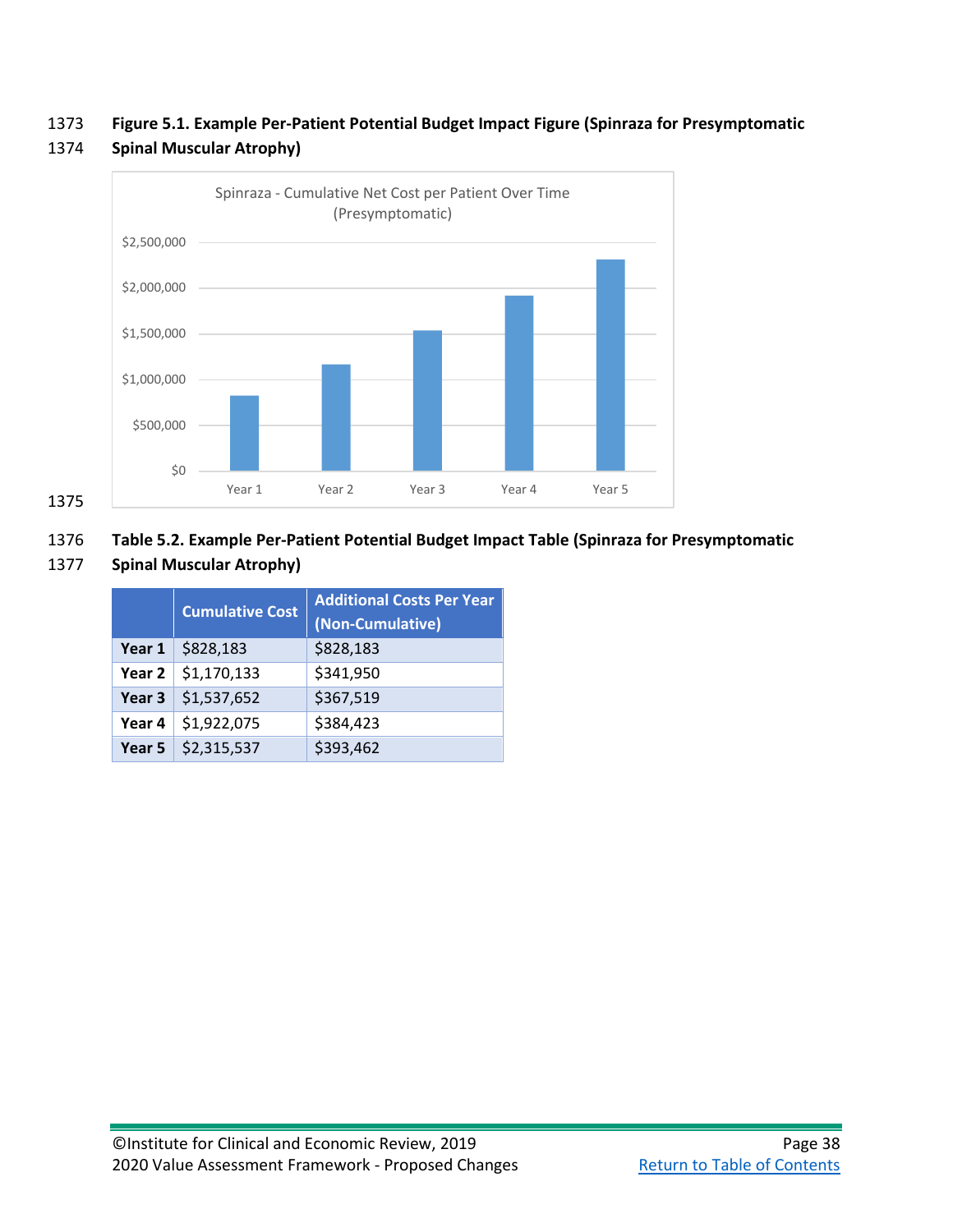1373 **Figure 5.1. Example Per-Patient Potential Budget Impact Figure (Spinraza for Presymptomatic**
1374 **Spinal Muscular Atrophy)**

Spinraza - Cumulative Net Cost per Patient Over Time (Presymptomatic)

1375

1376 **Table 5.2. Example Per-Patient Potential Budget Impact Table (Spinraza for Presymptomatic**
1377 **Spinal Muscular Atrophy)**

| | Cumulative Cost | Additional Costs Per Year (Non-Cumulative) |
|---|---|---|
| **Year 1** | $828,183 | $828,183 |
| **Year 2** | $1,170,133 | $341,950 |
| **Year 3** | $1,537,652 | $367,519 |
| **Year 4** | $1,922,075 | $384,423 |
| **Year 5** | $2,315,537 | $393,462 |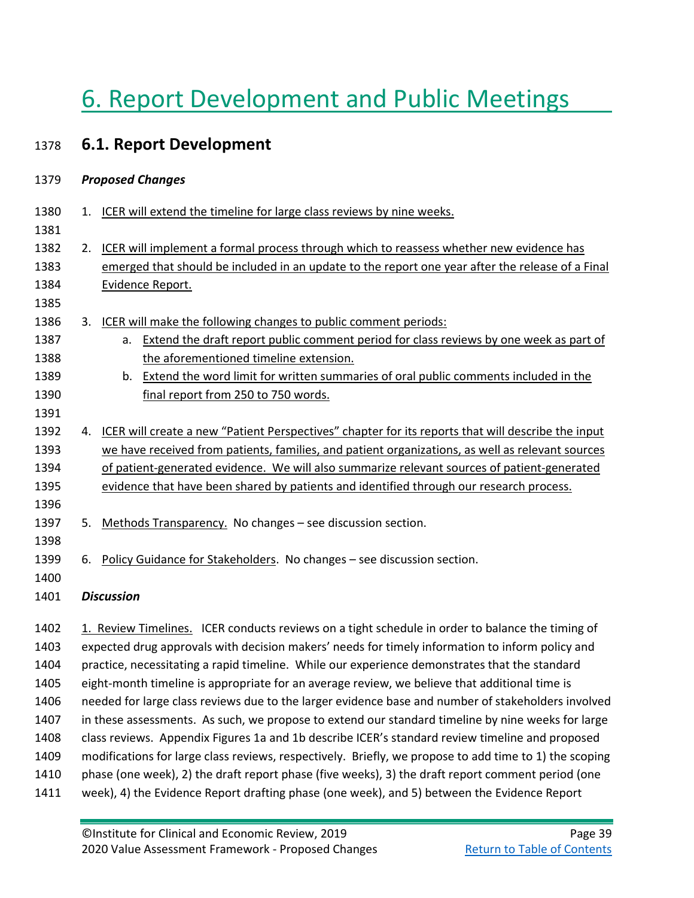# 6. Report Development and Public Meetings

## 6.1. Report Development

***Proposed Changes***

1. ICER will extend the timeline for large class reviews by nine weeks.

2. ICER will implement a formal process through which to reassess whether new evidence has emerged that should be included in an update to the report one year after the release of a Final Evidence Report.

3. ICER will make the following changes to public comment periods:
   a. Extend the draft report public comment period for class reviews by one week as part of the aforementioned timeline extension.
   b. Extend the word limit for written summaries of oral public comments included in the final report from 250 to 750 words.

4. ICER will create a new "Patient Perspectives" chapter for its reports that will describe the input we have received from patients, families, and patient organizations, as well as relevant sources of patient-generated evidence. We will also summarize relevant sources of patient-generated evidence that have been shared by patients and identified through our research process.

5. Methods Transparency. No changes – see discussion section.

6. Policy Guidance for Stakeholders. No changes – see discussion section.

***Discussion***

1. Review Timelines. ICER conducts reviews on a tight schedule in order to balance the timing of expected drug approvals with decision makers' needs for timely information to inform policy and practice, necessitating a rapid timeline. While our experience demonstrates that the standard eight-month timeline is appropriate for an average review, we believe that additional time is needed for large class reviews due to the larger evidence base and number of stakeholders involved in these assessments. As such, we propose to extend our standard timeline by nine weeks for large class reviews. Appendix Figures 1a and 1b describe ICER's standard review timeline and proposed modifications for large class reviews, respectively. Briefly, we propose to add time to 1) the scoping phase (one week), 2) the draft report phase (five weeks), 3) the draft report comment period (one week), 4) the Evidence Report drafting phase (one week), and 5) between the Evidence Report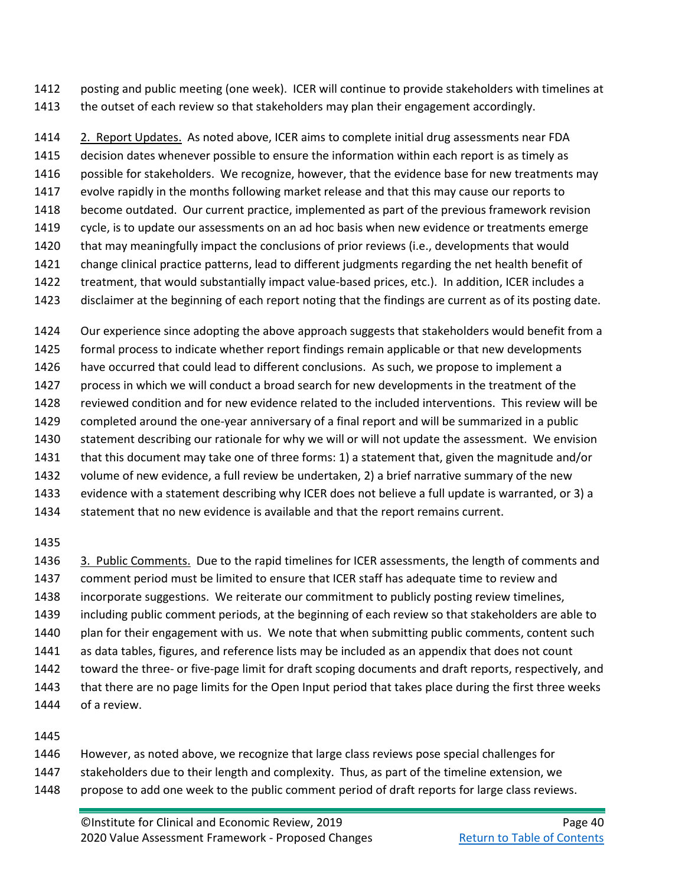posting and public meeting (one week). ICER will continue to provide stakeholders with timelines at the outset of each review so that stakeholders may plan their engagement accordingly.

2. Report Updates. As noted above, ICER aims to complete initial drug assessments near FDA decision dates whenever possible to ensure the information within each report is as timely as possible for stakeholders. We recognize, however, that the evidence base for new treatments may evolve rapidly in the months following market release and that this may cause our reports to become outdated. Our current practice, implemented as part of the previous framework revision cycle, is to update our assessments on an ad hoc basis when new evidence or treatments emerge that may meaningfully impact the conclusions of prior reviews (i.e., developments that would change clinical practice patterns, lead to different judgments regarding the net health benefit of treatment, that would substantially impact value-based prices, etc.). In addition, ICER includes a disclaimer at the beginning of each report noting that the findings are current as of its posting date.

Our experience since adopting the above approach suggests that stakeholders would benefit from a formal process to indicate whether report findings remain applicable or that new developments have occurred that could lead to different conclusions. As such, we propose to implement a process in which we will conduct a broad search for new developments in the treatment of the reviewed condition and for new evidence related to the included interventions. This review will be completed around the one-year anniversary of a final report and will be summarized in a public statement describing our rationale for why we will or will not update the assessment. We envision that this document may take one of three forms: 1) a statement that, given the magnitude and/or volume of new evidence, a full review be undertaken, 2) a brief narrative summary of the new evidence with a statement describing why ICER does not believe a full update is warranted, or 3) a statement that no new evidence is available and that the report remains current.

3. Public Comments. Due to the rapid timelines for ICER assessments, the length of comments and comment period must be limited to ensure that ICER staff has adequate time to review and incorporate suggestions. We reiterate our commitment to publicly posting review timelines, including public comment periods, at the beginning of each review so that stakeholders are able to plan for their engagement with us. We note that when submitting public comments, content such as data tables, figures, and reference lists may be included as an appendix that does not count toward the three- or five-page limit for draft scoping documents and draft reports, respectively, and that there are no page limits for the Open Input period that takes place during the first three weeks of a review.

However, as noted above, we recognize that large class reviews pose special challenges for stakeholders due to their length and complexity. Thus, as part of the timeline extension, we propose to add one week to the public comment period of draft reports for large class reviews.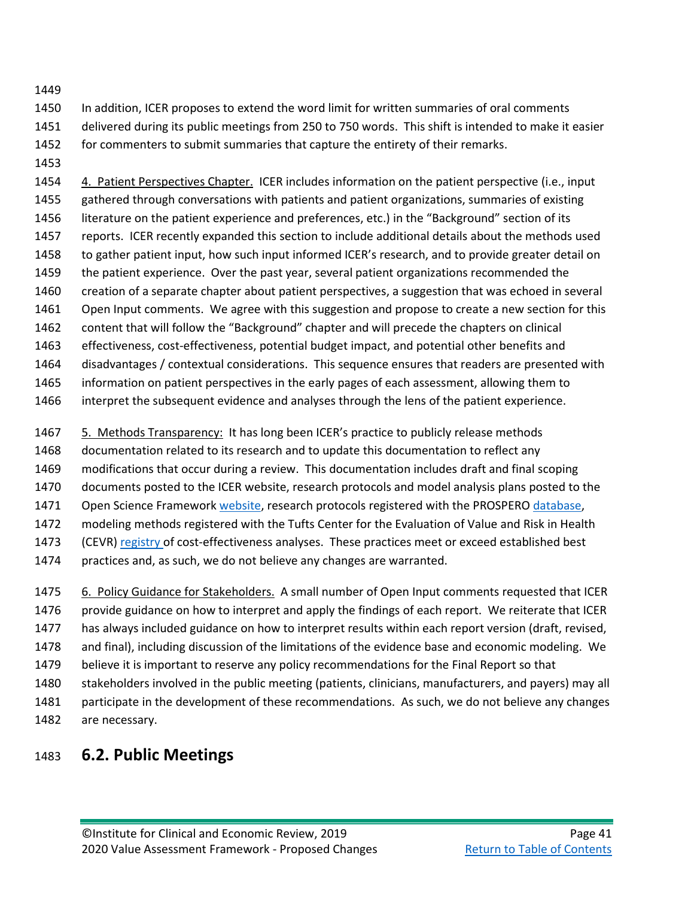In addition, ICER proposes to extend the word limit for written summaries of oral comments delivered during its public meetings from 250 to 750 words. This shift is intended to make it easier for commenters to submit summaries that capture the entirety of their remarks.

4. Patient Perspectives Chapter. ICER includes information on the patient perspective (i.e., input gathered through conversations with patients and patient organizations, summaries of existing literature on the patient experience and preferences, etc.) in the "Background" section of its reports. ICER recently expanded this section to include additional details about the methods used to gather patient input, how such input informed ICER's research, and to provide greater detail on the patient experience. Over the past year, several patient organizations recommended the creation of a separate chapter about patient perspectives, a suggestion that was echoed in several Open Input comments. We agree with this suggestion and propose to create a new section for this content that will follow the "Background" chapter and will precede the chapters on clinical effectiveness, cost-effectiveness, potential budget impact, and potential other benefits and disadvantages / contextual considerations. This sequence ensures that readers are presented with information on patient perspectives in the early pages of each assessment, allowing them to interpret the subsequent evidence and analyses through the lens of the patient experience.

5. Methods Transparency: It has long been ICER's practice to publicly release methods documentation related to its research and to update this documentation to reflect any modifications that occur during a review. This documentation includes draft and final scoping documents posted to the ICER website, research protocols and model analysis plans posted to the Open Science Framework website, research protocols registered with the PROSPERO database, modeling methods registered with the Tufts Center for the Evaluation of Value and Risk in Health (CEVR) registry of cost-effectiveness analyses. These practices meet or exceed established best practices and, as such, we do not believe any changes are warranted.

6. Policy Guidance for Stakeholders. A small number of Open Input comments requested that ICER provide guidance on how to interpret and apply the findings of each report. We reiterate that ICER has always included guidance on how to interpret results within each report version (draft, revised, and final), including discussion of the limitations of the evidence base and economic modeling. We believe it is important to reserve any policy recommendations for the Final Report so that stakeholders involved in the public meeting (patients, clinicians, manufacturers, and payers) may all participate in the development of these recommendations. As such, we do not believe any changes are necessary.

## 6.2. Public Meetings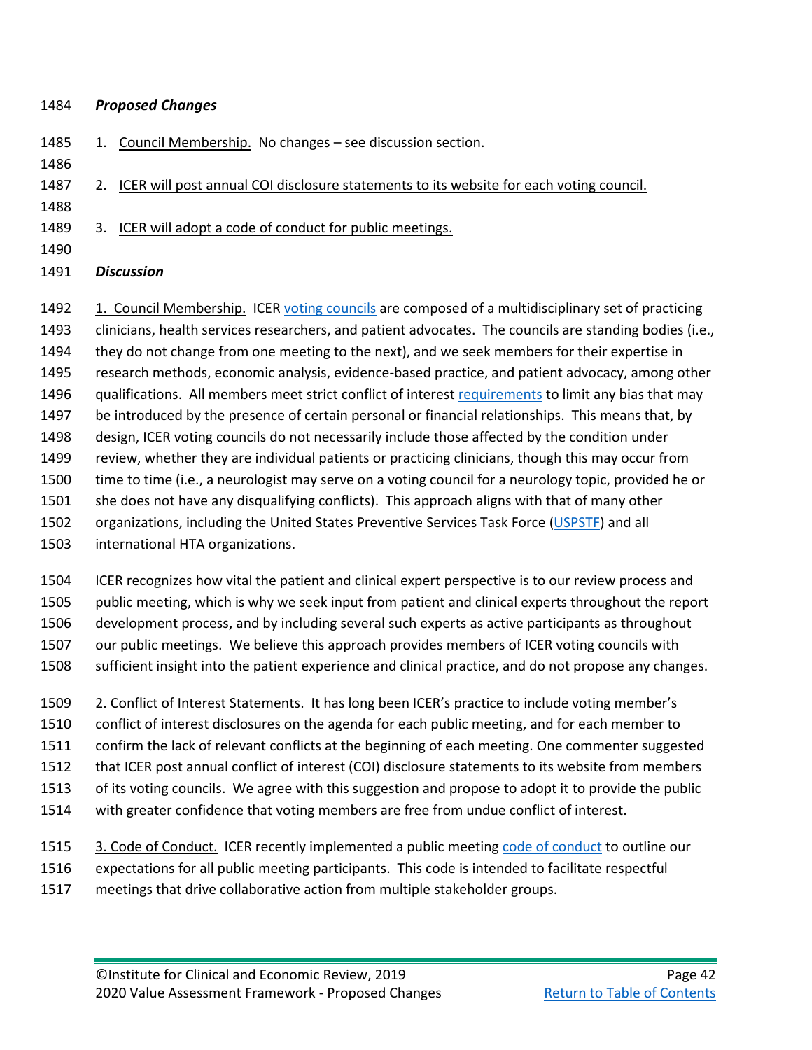***Proposed Changes***

1. Council Membership. No changes – see discussion section.

2. ICER will post annual COI disclosure statements to its website for each voting council.

3. ICER will adopt a code of conduct for public meetings.

***Discussion***

1. Council Membership. ICER voting councils are composed of a multidisciplinary set of practicing clinicians, health services researchers, and patient advocates. The councils are standing bodies (i.e., they do not change from one meeting to the next), and we seek members for their expertise in research methods, economic analysis, evidence-based practice, and patient advocacy, among other qualifications. All members meet strict conflict of interest requirements to limit any bias that may be introduced by the presence of certain personal or financial relationships. This means that, by design, ICER voting councils do not necessarily include those affected by the condition under review, whether they are individual patients or practicing clinicians, though this may occur from time to time (i.e., a neurologist may serve on a voting council for a neurology topic, provided he or she does not have any disqualifying conflicts). This approach aligns with that of many other organizations, including the United States Preventive Services Task Force (USPSTF) and all international HTA organizations.

ICER recognizes how vital the patient and clinical expert perspective is to our review process and public meeting, which is why we seek input from patient and clinical experts throughout the report development process, and by including several such experts as active participants as throughout our public meetings. We believe this approach provides members of ICER voting councils with sufficient insight into the patient experience and clinical practice, and do not propose any changes.

2. Conflict of Interest Statements. It has long been ICER's practice to include voting member's conflict of interest disclosures on the agenda for each public meeting, and for each member to confirm the lack of relevant conflicts at the beginning of each meeting. One commenter suggested that ICER post annual conflict of interest (COI) disclosure statements to its website from members of its voting councils. We agree with this suggestion and propose to adopt it to provide the public with greater confidence that voting members are free from undue conflict of interest.

3. Code of Conduct. ICER recently implemented a public meeting code of conduct to outline our expectations for all public meeting participants. This code is intended to facilitate respectful meetings that drive collaborative action from multiple stakeholder groups.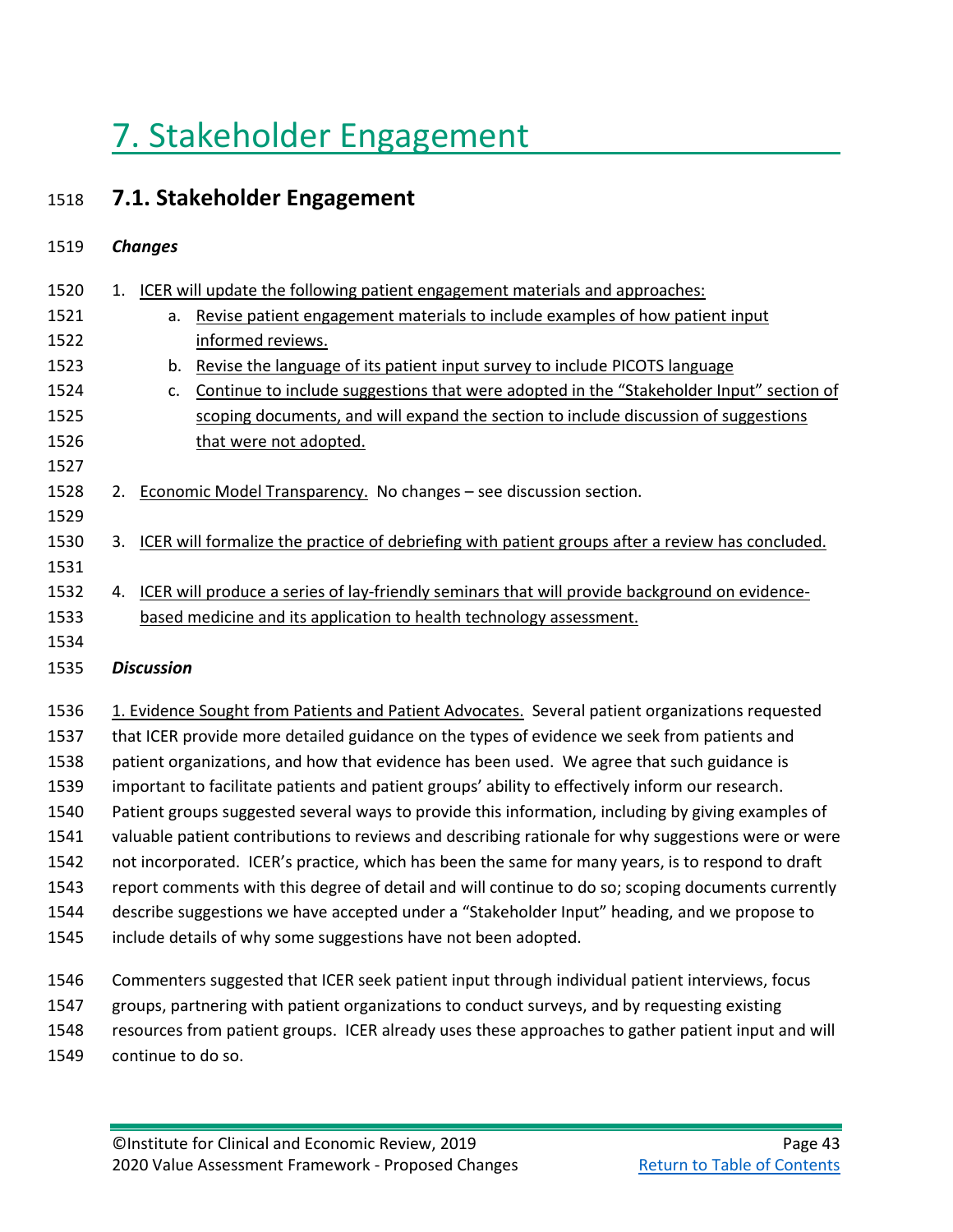# 7. Stakeholder Engagement

## 7.1. Stakeholder Engagement

***Changes***

1. ICER will update the following patient engagement materials and approaches:
    a. Revise patient engagement materials to include examples of how patient input informed reviews.
    b. Revise the language of its patient input survey to include PICOTS language
    c. Continue to include suggestions that were adopted in the "Stakeholder Input" section of scoping documents, and will expand the section to include discussion of suggestions that were not adopted.

2. Economic Model Transparency. No changes – see discussion section.

3. ICER will formalize the practice of debriefing with patient groups after a review has concluded.

4. ICER will produce a series of lay-friendly seminars that will provide background on evidence-based medicine and its application to health technology assessment.

***Discussion***

1. Evidence Sought from Patients and Patient Advocates. Several patient organizations requested that ICER provide more detailed guidance on the types of evidence we seek from patients and patient organizations, and how that evidence has been used. We agree that such guidance is important to facilitate patients and patient groups' ability to effectively inform our research. Patient groups suggested several ways to provide this information, including by giving examples of valuable patient contributions to reviews and describing rationale for why suggestions were or were not incorporated. ICER's practice, which has been the same for many years, is to respond to draft report comments with this degree of detail and will continue to do so; scoping documents currently describe suggestions we have accepted under a "Stakeholder Input" heading, and we propose to include details of why some suggestions have not been adopted.

Commenters suggested that ICER seek patient input through individual patient interviews, focus groups, partnering with patient organizations to conduct surveys, and by requesting existing resources from patient groups. ICER already uses these approaches to gather patient input and will continue to do so.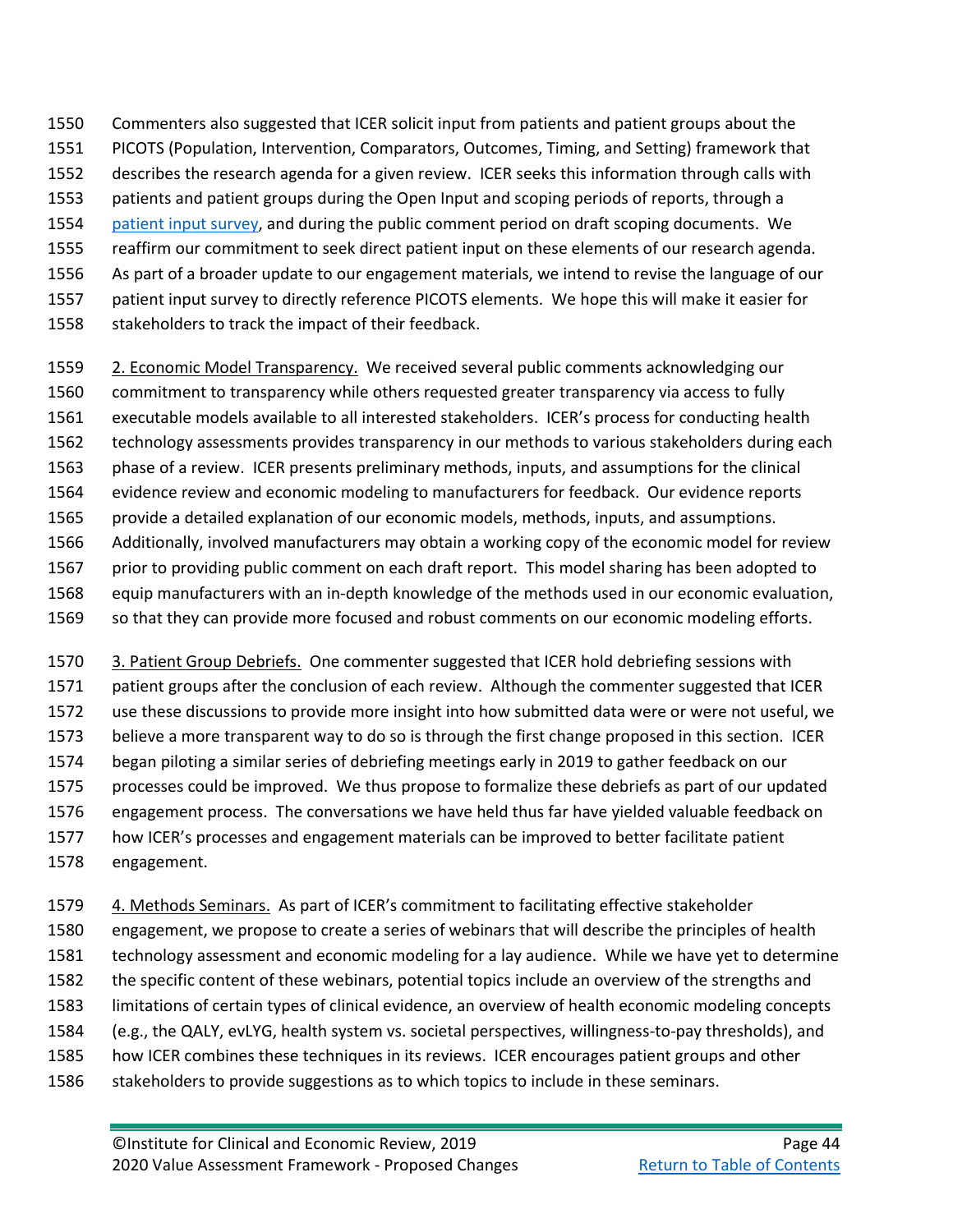Commenters also suggested that ICER solicit input from patients and patient groups about the PICOTS (Population, Intervention, Comparators, Outcomes, Timing, and Setting) framework that describes the research agenda for a given review. ICER seeks this information through calls with patients and patient groups during the Open Input and scoping periods of reports, through a patient input survey, and during the public comment period on draft scoping documents. We reaffirm our commitment to seek direct patient input on these elements of our research agenda. As part of a broader update to our engagement materials, we intend to revise the language of our patient input survey to directly reference PICOTS elements. We hope this will make it easier for stakeholders to track the impact of their feedback.

2. Economic Model Transparency. We received several public comments acknowledging our commitment to transparency while others requested greater transparency via access to fully executable models available to all interested stakeholders. ICER's process for conducting health technology assessments provides transparency in our methods to various stakeholders during each phase of a review. ICER presents preliminary methods, inputs, and assumptions for the clinical evidence review and economic modeling to manufacturers for feedback. Our evidence reports provide a detailed explanation of our economic models, methods, inputs, and assumptions. Additionally, involved manufacturers may obtain a working copy of the economic model for review prior to providing public comment on each draft report. This model sharing has been adopted to equip manufacturers with an in-depth knowledge of the methods used in our economic evaluation, so that they can provide more focused and robust comments on our economic modeling efforts.

3. Patient Group Debriefs. One commenter suggested that ICER hold debriefing sessions with patient groups after the conclusion of each review. Although the commenter suggested that ICER use these discussions to provide more insight into how submitted data were or were not useful, we believe a more transparent way to do so is through the first change proposed in this section. ICER began piloting a similar series of debriefing meetings early in 2019 to gather feedback on our processes could be improved. We thus propose to formalize these debriefs as part of our updated engagement process. The conversations we have held thus far have yielded valuable feedback on how ICER's processes and engagement materials can be improved to better facilitate patient engagement.

4. Methods Seminars. As part of ICER's commitment to facilitating effective stakeholder engagement, we propose to create a series of webinars that will describe the principles of health technology assessment and economic modeling for a lay audience. While we have yet to determine the specific content of these webinars, potential topics include an overview of the strengths and limitations of certain types of clinical evidence, an overview of health economic modeling concepts (e.g., the QALY, evLYG, health system vs. societal perspectives, willingness-to-pay thresholds), and how ICER combines these techniques in its reviews. ICER encourages patient groups and other stakeholders to provide suggestions as to which topics to include in these seminars.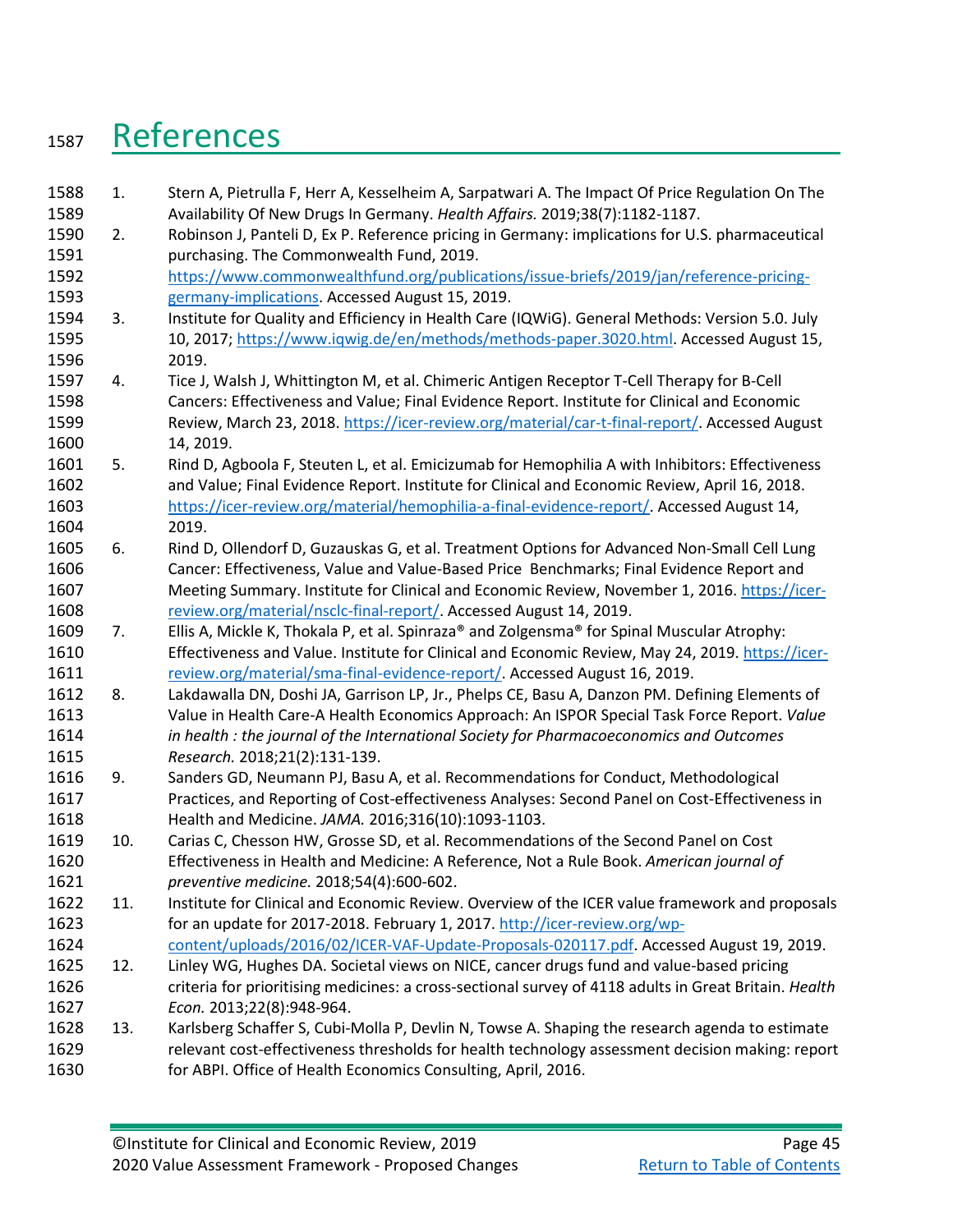# References

1. Stern A, Pietrulla F, Herr A, Kesselheim A, Sarpatwari A. The Impact Of Price Regulation On The Availability Of New Drugs In Germany. *Health Affairs.* 2019;38(7):1182-1187.
2. Robinson J, Panteli D, Ex P. Reference pricing in Germany: implications for U.S. pharmaceutical purchasing. The Commonwealth Fund, 2019. https://www.commonwealthfund.org/publications/issue-briefs/2019/jan/reference-pricing-germany-implications. Accessed August 15, 2019.
3. Institute for Quality and Efficiency in Health Care (IQWiG). General Methods: Version 5.0. July 10, 2017; https://www.iqwig.de/en/methods/methods-paper.3020.html. Accessed August 15, 2019.
4. Tice J, Walsh J, Whittington M, et al. Chimeric Antigen Receptor T-Cell Therapy for B-Cell Cancers: Effectiveness and Value; Final Evidence Report. Institute for Clinical and Economic Review, March 23, 2018. https://icer-review.org/material/car-t-final-report/. Accessed August 14, 2019.
5. Rind D, Agboola F, Steuten L, et al. Emicizumab for Hemophilia A with Inhibitors: Effectiveness and Value; Final Evidence Report. Institute for Clinical and Economic Review, April 16, 2018. https://icer-review.org/material/hemophilia-a-final-evidence-report/. Accessed August 14, 2019.
6. Rind D, Ollendorf D, Guzauskas G, et al. Treatment Options for Advanced Non-Small Cell Lung Cancer: Effectiveness, Value and Value-Based Price Benchmarks; Final Evidence Report and Meeting Summary. Institute for Clinical and Economic Review, November 1, 2016. https://icer-review.org/material/nsclc-final-report/. Accessed August 14, 2019.
7. Ellis A, Mickle K, Thokala P, et al. Spinraza® and Zolgensma® for Spinal Muscular Atrophy: Effectiveness and Value. Institute for Clinical and Economic Review, May 24, 2019. https://icer-review.org/material/sma-final-evidence-report/. Accessed August 16, 2019.
8. Lakdawalla DN, Doshi JA, Garrison LP, Jr., Phelps CE, Basu A, Danzon PM. Defining Elements of Value in Health Care-A Health Economics Approach: An ISPOR Special Task Force Report. *Value in health : the journal of the International Society for Pharmacoeconomics and Outcomes Research.* 2018;21(2):131-139.
9. Sanders GD, Neumann PJ, Basu A, et al. Recommendations for Conduct, Methodological Practices, and Reporting of Cost-effectiveness Analyses: Second Panel on Cost-Effectiveness in Health and Medicine. *JAMA.* 2016;316(10):1093-1103.
10. Carias C, Chesson HW, Grosse SD, et al. Recommendations of the Second Panel on Cost Effectiveness in Health and Medicine: A Reference, Not a Rule Book. *American journal of preventive medicine.* 2018;54(4):600-602.
11. Institute for Clinical and Economic Review. Overview of the ICER value framework and proposals for an update for 2017-2018. February 1, 2017. http://icer-review.org/wp-content/uploads/2016/02/ICER-VAF-Update-Proposals-020117.pdf. Accessed August 19, 2019.
12. Linley WG, Hughes DA. Societal views on NICE, cancer drugs fund and value-based pricing criteria for prioritising medicines: a cross-sectional survey of 4118 adults in Great Britain. *Health Econ.* 2013;22(8):948-964.
13. Karlsberg Schaffer S, Cubi-Molla P, Devlin N, Towse A. Shaping the research agenda to estimate relevant cost-effectiveness thresholds for health technology assessment decision making: report for ABPI. Office of Health Economics Consulting, April, 2016.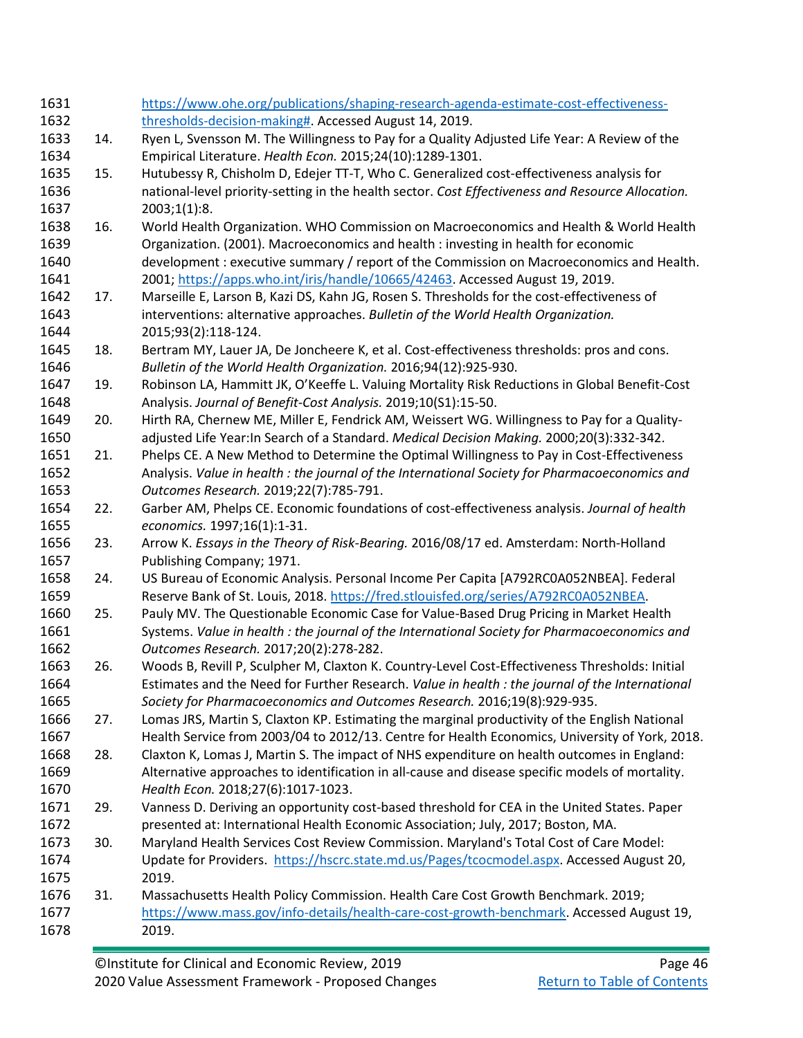https://www.ohe.org/publications/shaping-research-agenda-estimate-cost-effectiveness-thresholds-decision-making#. Accessed August 14, 2019.

14. Ryen L, Svensson M. The Willingness to Pay for a Quality Adjusted Life Year: A Review of the Empirical Literature. *Health Econ.* 2015;24(10):1289-1301.
15. Hutubessy R, Chisholm D, Edejer TT-T, Who C. Generalized cost-effectiveness analysis for national-level priority-setting in the health sector. *Cost Effectiveness and Resource Allocation.* 2003;1(1):8.
16. World Health Organization. WHO Commission on Macroeconomics and Health & World Health Organization. (2001). Macroeconomics and health : investing in health for economic development : executive summary / report of the Commission on Macroeconomics and Health. 2001; https://apps.who.int/iris/handle/10665/42463. Accessed August 19, 2019.
17. Marseille E, Larson B, Kazi DS, Kahn JG, Rosen S. Thresholds for the cost-effectiveness of interventions: alternative approaches. *Bulletin of the World Health Organization.* 2015;93(2):118-124.
18. Bertram MY, Lauer JA, De Joncheere K, et al. Cost-effectiveness thresholds: pros and cons. *Bulletin of the World Health Organization.* 2016;94(12):925-930.
19. Robinson LA, Hammitt JK, O'Keeffe L. Valuing Mortality Risk Reductions in Global Benefit-Cost Analysis. *Journal of Benefit-Cost Analysis.* 2019;10(S1):15-50.
20. Hirth RA, Chernew ME, Miller E, Fendrick AM, Weissert WG. Willingness to Pay for a Quality-adjusted Life Year:In Search of a Standard. *Medical Decision Making.* 2000;20(3):332-342.
21. Phelps CE. A New Method to Determine the Optimal Willingness to Pay in Cost-Effectiveness Analysis. *Value in health : the journal of the International Society for Pharmacoeconomics and Outcomes Research.* 2019;22(7):785-791.
22. Garber AM, Phelps CE. Economic foundations of cost-effectiveness analysis. *Journal of health economics.* 1997;16(1):1-31.
23. Arrow K. *Essays in the Theory of Risk-Bearing.* 2016/08/17 ed. Amsterdam: North-Holland Publishing Company; 1971.
24. US Bureau of Economic Analysis. Personal Income Per Capita [A792RC0A052NBEA]. Federal Reserve Bank of St. Louis, 2018. https://fred.stlouisfed.org/series/A792RC0A052NBEA.
25. Pauly MV. The Questionable Economic Case for Value-Based Drug Pricing in Market Health Systems. *Value in health : the journal of the International Society for Pharmacoeconomics and Outcomes Research.* 2017;20(2):278-282.
26. Woods B, Revill P, Sculpher M, Claxton K. Country-Level Cost-Effectiveness Thresholds: Initial Estimates and the Need for Further Research. *Value in health : the journal of the International Society for Pharmacoeconomics and Outcomes Research.* 2016;19(8):929-935.
27. Lomas JRS, Martin S, Claxton KP. Estimating the marginal productivity of the English National Health Service from 2003/04 to 2012/13. Centre for Health Economics, University of York, 2018.
28. Claxton K, Lomas J, Martin S. The impact of NHS expenditure on health outcomes in England: Alternative approaches to identification in all-cause and disease specific models of mortality. *Health Econ.* 2018;27(6):1017-1023.
29. Vanness D. Deriving an opportunity cost-based threshold for CEA in the United States. Paper presented at: International Health Economic Association; July, 2017; Boston, MA.
30. Maryland Health Services Cost Review Commission. Maryland's Total Cost of Care Model: Update for Providers. https://hscrc.state.md.us/Pages/tcocmodel.aspx. Accessed August 20, 2019.
31. Massachusetts Health Policy Commission. Health Care Cost Growth Benchmark. 2019; https://www.mass.gov/info-details/health-care-cost-growth-benchmark. Accessed August 19, 2019.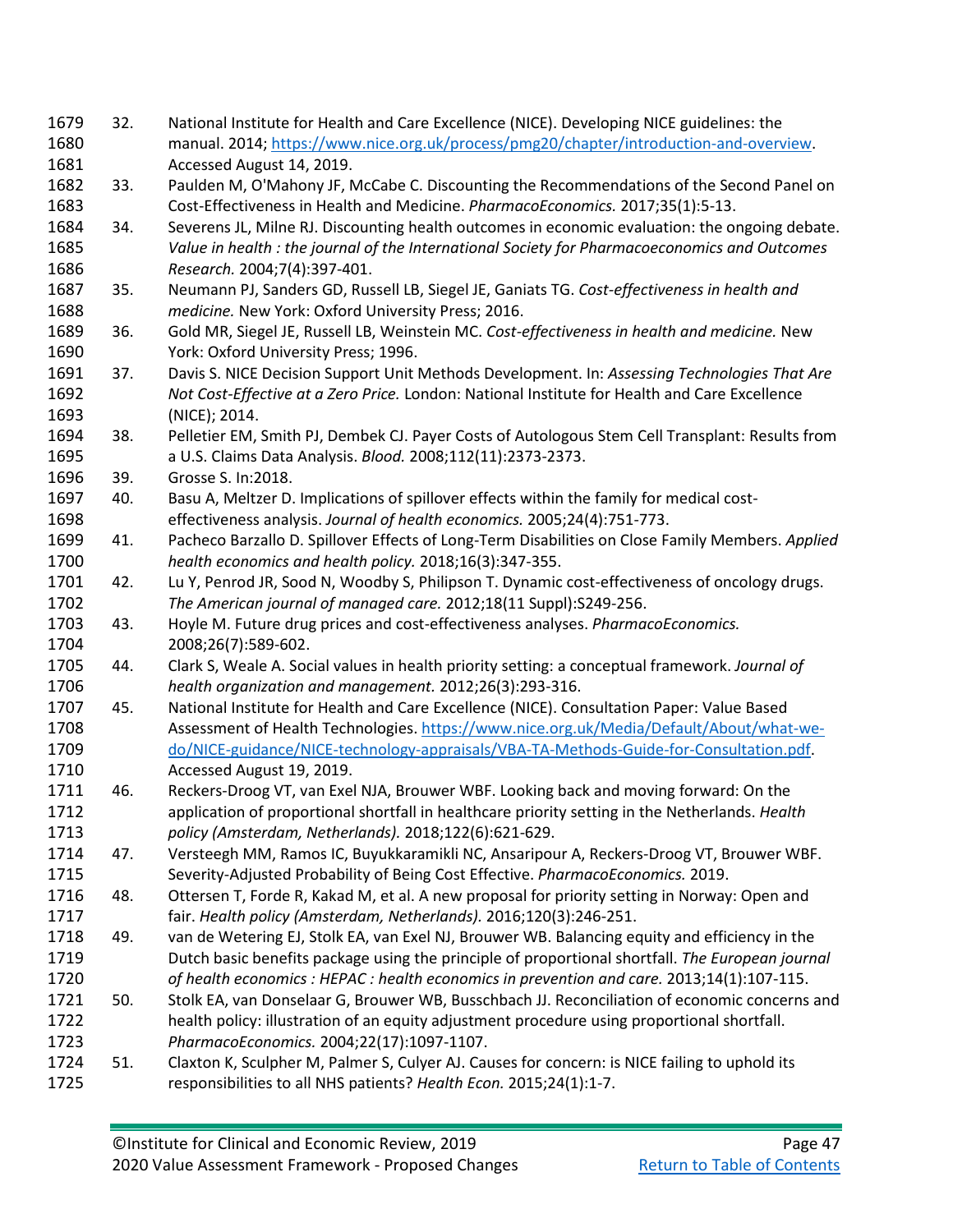32. National Institute for Health and Care Excellence (NICE). Developing NICE guidelines: the manual. 2014; https://www.nice.org.uk/process/pmg20/chapter/introduction-and-overview. Accessed August 14, 2019.
33. Paulden M, O'Mahony JF, McCabe C. Discounting the Recommendations of the Second Panel on Cost-Effectiveness in Health and Medicine. *PharmacoEconomics.* 2017;35(1):5-13.
34. Severens JL, Milne RJ. Discounting health outcomes in economic evaluation: the ongoing debate. *Value in health : the journal of the International Society for Pharmacoeconomics and Outcomes Research.* 2004;7(4):397-401.
35. Neumann PJ, Sanders GD, Russell LB, Siegel JE, Ganiats TG. *Cost-effectiveness in health and medicine.* New York: Oxford University Press; 2016.
36. Gold MR, Siegel JE, Russell LB, Weinstein MC. *Cost-effectiveness in health and medicine.* New York: Oxford University Press; 1996.
37. Davis S. NICE Decision Support Unit Methods Development. In: *Assessing Technologies That Are Not Cost-Effective at a Zero Price.* London: National Institute for Health and Care Excellence (NICE); 2014.
38. Pelletier EM, Smith PJ, Dembek CJ. Payer Costs of Autologous Stem Cell Transplant: Results from a U.S. Claims Data Analysis. *Blood.* 2008;112(11):2373-2373.
39. Grosse S. In:2018.
40. Basu A, Meltzer D. Implications of spillover effects within the family for medical cost-effectiveness analysis. *Journal of health economics.* 2005;24(4):751-773.
41. Pacheco Barzallo D. Spillover Effects of Long-Term Disabilities on Close Family Members. *Applied health economics and health policy.* 2018;16(3):347-355.
42. Lu Y, Penrod JR, Sood N, Woodby S, Philipson T. Dynamic cost-effectiveness of oncology drugs. *The American journal of managed care.* 2012;18(11 Suppl):S249-256.
43. Hoyle M. Future drug prices and cost-effectiveness analyses. *PharmacoEconomics.* 2008;26(7):589-602.
44. Clark S, Weale A. Social values in health priority setting: a conceptual framework. *Journal of health organization and management.* 2012;26(3):293-316.
45. National Institute for Health and Care Excellence (NICE). Consultation Paper: Value Based Assessment of Health Technologies. https://www.nice.org.uk/Media/Default/About/what-we-do/NICE-guidance/NICE-technology-appraisals/VBA-TA-Methods-Guide-for-Consultation.pdf. Accessed August 19, 2019.
46. Reckers-Droog VT, van Exel NJA, Brouwer WBF. Looking back and moving forward: On the application of proportional shortfall in healthcare priority setting in the Netherlands. *Health policy (Amsterdam, Netherlands).* 2018;122(6):621-629.
47. Versteegh MM, Ramos IC, Buyukkaramikli NC, Ansaripour A, Reckers-Droog VT, Brouwer WBF. Severity-Adjusted Probability of Being Cost Effective. *PharmacoEconomics.* 2019.
48. Ottersen T, Forde R, Kakad M, et al. A new proposal for priority setting in Norway: Open and fair. *Health policy (Amsterdam, Netherlands).* 2016;120(3):246-251.
49. van de Wetering EJ, Stolk EA, van Exel NJ, Brouwer WB. Balancing equity and efficiency in the Dutch basic benefits package using the principle of proportional shortfall. *The European journal of health economics : HEPAC : health economics in prevention and care.* 2013;14(1):107-115.
50. Stolk EA, van Donselaar G, Brouwer WB, Busschbach JJ. Reconciliation of economic concerns and health policy: illustration of an equity adjustment procedure using proportional shortfall. *PharmacoEconomics.* 2004;22(17):1097-1107.
51. Claxton K, Sculpher M, Palmer S, Culyer AJ. Causes for concern: is NICE failing to uphold its responsibilities to all NHS patients? *Health Econ.* 2015;24(1):1-7.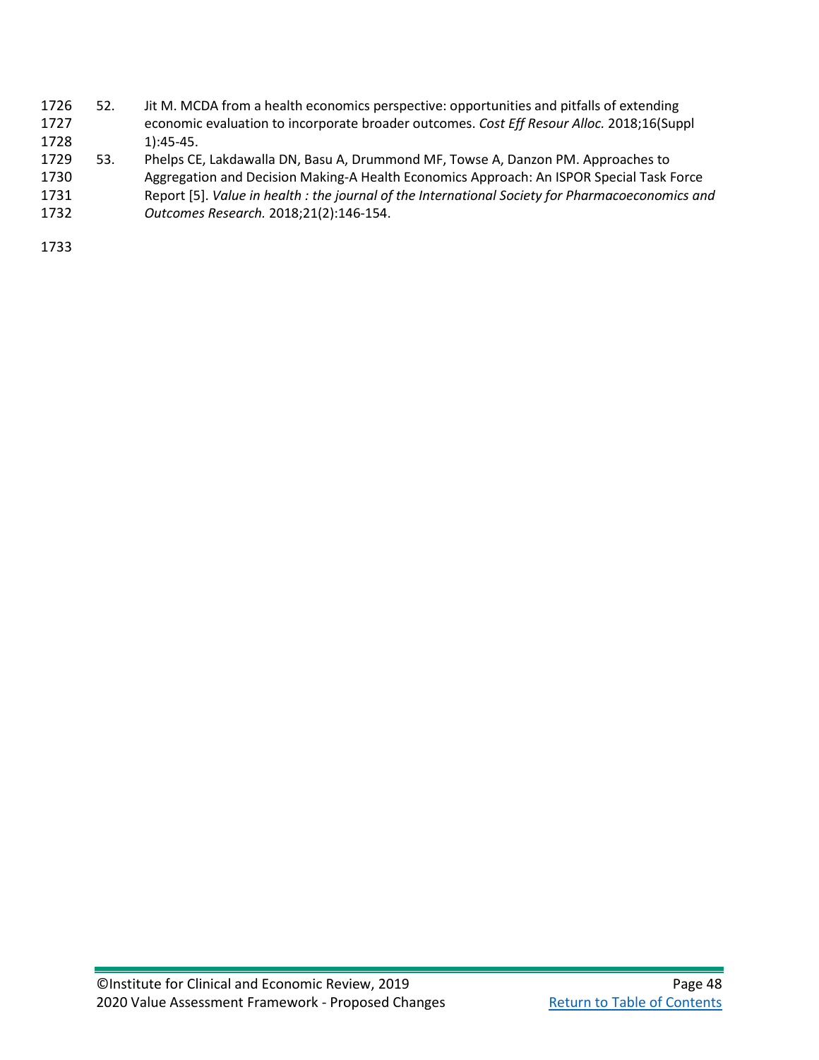52. Jit M. MCDA from a health economics perspective: opportunities and pitfalls of extending economic evaluation to incorporate broader outcomes. *Cost Eff Resour Alloc.* 2018;16(Suppl 1):45-45.
53. Phelps CE, Lakdawalla DN, Basu A, Drummond MF, Towse A, Danzon PM. Approaches to Aggregation and Decision Making-A Health Economics Approach: An ISPOR Special Task Force Report [5]. *Value in health : the journal of the International Society for Pharmacoeconomics and Outcomes Research.* 2018;21(2):146-154.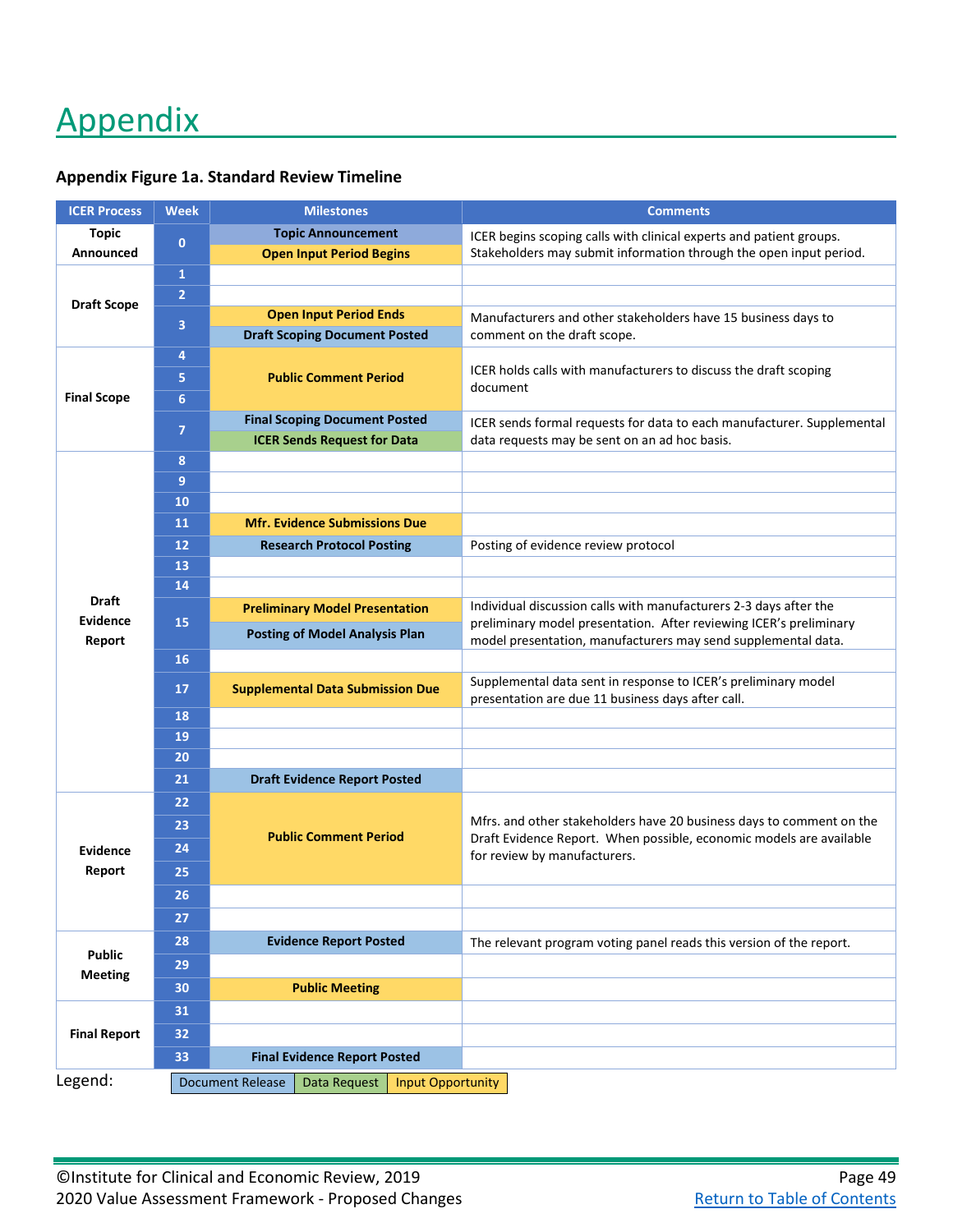# Appendix

**Appendix Figure 1a. Standard Review Timeline**

| ICER Process | Week | Milestones | Comments |
|---|---|---|---|
| Topic Announced | 0 | Topic Announcement<br>Open Input Period Begins | ICER begins scoping calls with clinical experts and patient groups. Stakeholders may submit information through the open input period. |
| Draft Scope | 1 | | |
| | 2 | | |
| | 3 | Open Input Period Ends<br>Draft Scoping Document Posted | Manufacturers and other stakeholders have 15 business days to comment on the draft scope. |
| Final Scope | 4 | Public Comment Period | ICER holds calls with manufacturers to discuss the draft scoping document |
| | 5 | | |
| | 6 | | |
| | 7 | Final Scoping Document Posted<br>ICER Sends Request for Data | ICER sends formal requests for data to each manufacturer. Supplemental data requests may be sent on an ad hoc basis. |
| Draft Evidence Report | 8 | | |
| | 9 | | |
| | 10 | | |
| | 11 | Mfr. Evidence Submissions Due | |
| | 12 | Research Protocol Posting | Posting of evidence review protocol |
| | 13 | | |
| | 14 | | |
| | 15 | Preliminary Model Presentation<br>Posting of Model Analysis Plan | Individual discussion calls with manufacturers 2-3 days after the preliminary model presentation. After reviewing ICER's preliminary model presentation, manufacturers may send supplemental data. |
| | 16 | | |
| | 17 | Supplemental Data Submission Due | Supplemental data sent in response to ICER's preliminary model presentation are due 11 business days after call. |
| | 18 | | |
| | 19 | | |
| | 20 | | |
| | 21 | Draft Evidence Report Posted | |
| Evidence Report | 22 | Public Comment Period | Mfrs. and other stakeholders have 20 business days to comment on the Draft Evidence Report. When possible, economic models are available for review by manufacturers. |
| | 23 | | |
| | 24 | | |
| | 25 | | |
| | 26 | | |
| | 27 | | |
| Public Meeting | 28 | Evidence Report Posted | The relevant program voting panel reads this version of the report. |
| | 29 | | |
| | 30 | Public Meeting | |
| Final Report | 31 | | |
| | 32 | | |
| | 33 | Final Evidence Report Posted | |

Legend: Document Release | Data Request | Input Opportunity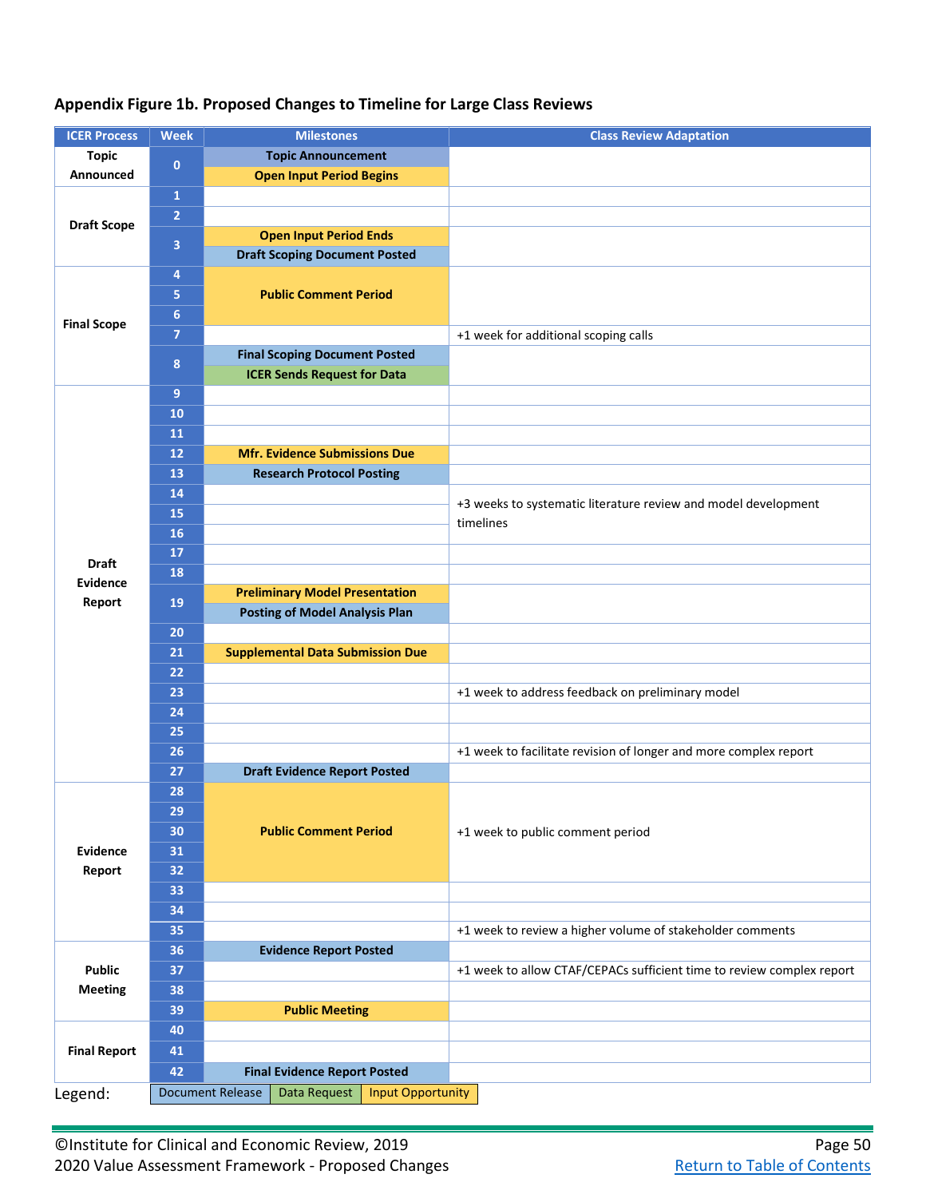**Appendix Figure 1b. Proposed Changes to Timeline for Large Class Reviews**

| ICER Process | Week | Milestones | Class Review Adaptation |
|---|---|---|---|
| Topic Announced | 0 | Topic Announcement | |
| | | Open Input Period Begins | |
| Draft Scope | 1 | | |
| | 2 | | |
| | 3 | Open Input Period Ends | |
| | | Draft Scoping Document Posted | |
| Final Scope | 4 | Public Comment Period | |
| | 5 | | |
| | 6 | | |
| | 7 | | +1 week for additional scoping calls |
| | 8 | Final Scoping Document Posted | |
| | | ICER Sends Request for Data | |
| Draft Evidence Report | 9 | | |
| | 10 | | |
| | 11 | | |
| | 12 | Mfr. Evidence Submissions Due | |
| | 13 | Research Protocol Posting | |
| | 14 | | +3 weeks to systematic literature review and model development timelines |
| | 15 | | |
| | 16 | | |
| | 17 | | |
| | 18 | | |
| | 19 | Preliminary Model Presentation | |
| | | Posting of Model Analysis Plan | |
| | 20 | | |
| | 21 | Supplemental Data Submission Due | |
| | 22 | | |
| | 23 | | +1 week to address feedback on preliminary model |
| | 24 | | |
| | 25 | | |
| | 26 | | +1 week to facilitate revision of longer and more complex report |
| | 27 | Draft Evidence Report Posted | |
| Evidence Report | 28 | Public Comment Period | +1 week to public comment period |
| | 29 | | |
| | 30 | | |
| | 31 | | |
| | 32 | | |
| | 33 | | |
| | 34 | | |
| | 35 | | +1 week to review a higher volume of stakeholder comments |
| Public Meeting | 36 | Evidence Report Posted | |
| | 37 | | +1 week to allow CTAF/CEPACs sufficient time to review complex report |
| | 38 | | |
| | 39 | Public Meeting | |
| Final Report | 40 | | |
| | 41 | | |
| | 42 | Final Evidence Report Posted | |

Legend: Document Release | Data Request | Input Opportunity